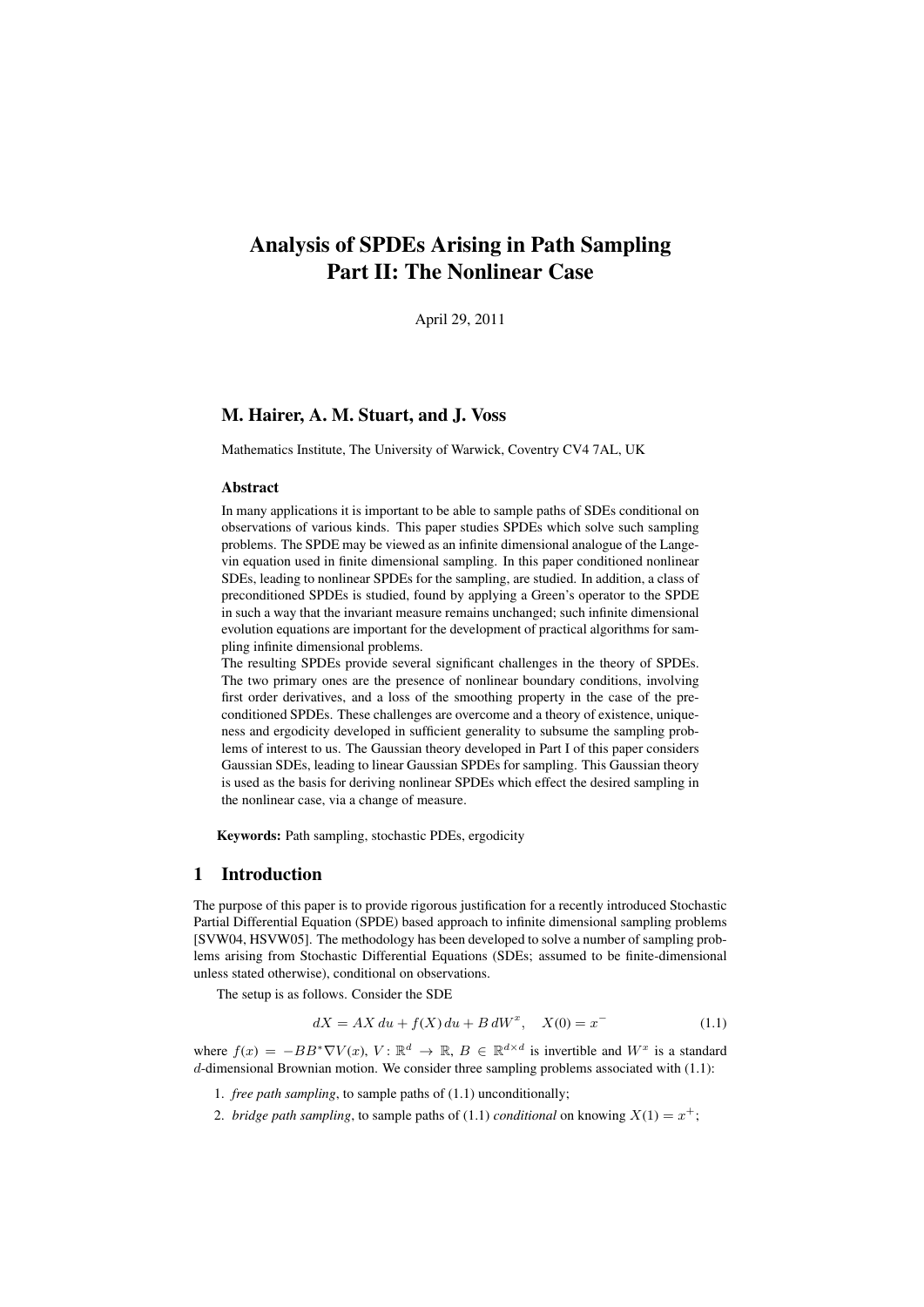# Analysis of SPDEs Arising in Path Sampling
# Part II: The Nonlinear Case

April 29, 2011

### M. Hairer, A. M. Stuart, and J. Voss

Mathematics Institute, The University of Warwick, Coventry CV4 7AL, UK

#### Abstract

In many applications it is important to be able to sample paths of SDEs conditional on observations of various kinds. This paper studies SPDEs which solve such sampling problems. The SPDE may be viewed as an infinite dimensional analogue of the Langevin equation used in finite dimensional sampling. In this paper conditioned nonlinear SDEs, leading to nonlinear SPDEs for the sampling, are studied. In addition, a class of preconditioned SPDEs is studied, found by applying a Green's operator to the SPDE in such a way that the invariant measure remains unchanged; such infinite dimensional evolution equations are important for the development of practical algorithms for sampling infinite dimensional problems.

The resulting SPDEs provide several significant challenges in the theory of SPDEs. The two primary ones are the presence of nonlinear boundary conditions, involving first order derivatives, and a loss of the smoothing property in the case of the preconditioned SPDEs. These challenges are overcome and a theory of existence, uniqueness and ergodicity developed in sufficient generality to subsume the sampling problems of interest to us. The Gaussian theory developed in Part I of this paper considers Gaussian SDEs, leading to linear Gaussian SPDEs for sampling. This Gaussian theory is used as the basis for deriving nonlinear SPDEs which effect the desired sampling in the nonlinear case, via a change of measure.

**Keywords:** Path sampling, stochastic PDEs, ergodicity

## 1 Introduction

The purpose of this paper is to provide rigorous justification for a recently introduced Stochastic Partial Differential Equation (SPDE) based approach to infinite dimensional sampling problems [SVW04, HSVW05]. The methodology has been developed to solve a number of sampling problems arising from Stochastic Differential Equations (SDEs; assumed to be finite-dimensional unless stated otherwise), conditional on observations.

The setup is as follows. Consider the SDE

$$dX = AX\,du + f(X)\,du + B\,dW^x, \quad X(0) = x^- \tag{1.1}$$

where $f(x) = -BB^*\nabla V(x)$, $V\colon \mathbb{R}^d \to \mathbb{R}$, $B \in \mathbb{R}^{d\times d}$ is invertible and $W^x$ is a standard $d$-dimensional Brownian motion. We consider three sampling problems associated with (1.1):

1. *free path sampling*, to sample paths of (1.1) unconditionally;
2. *bridge path sampling*, to sample paths of (1.1) *conditional* on knowing $X(1) = x^+$;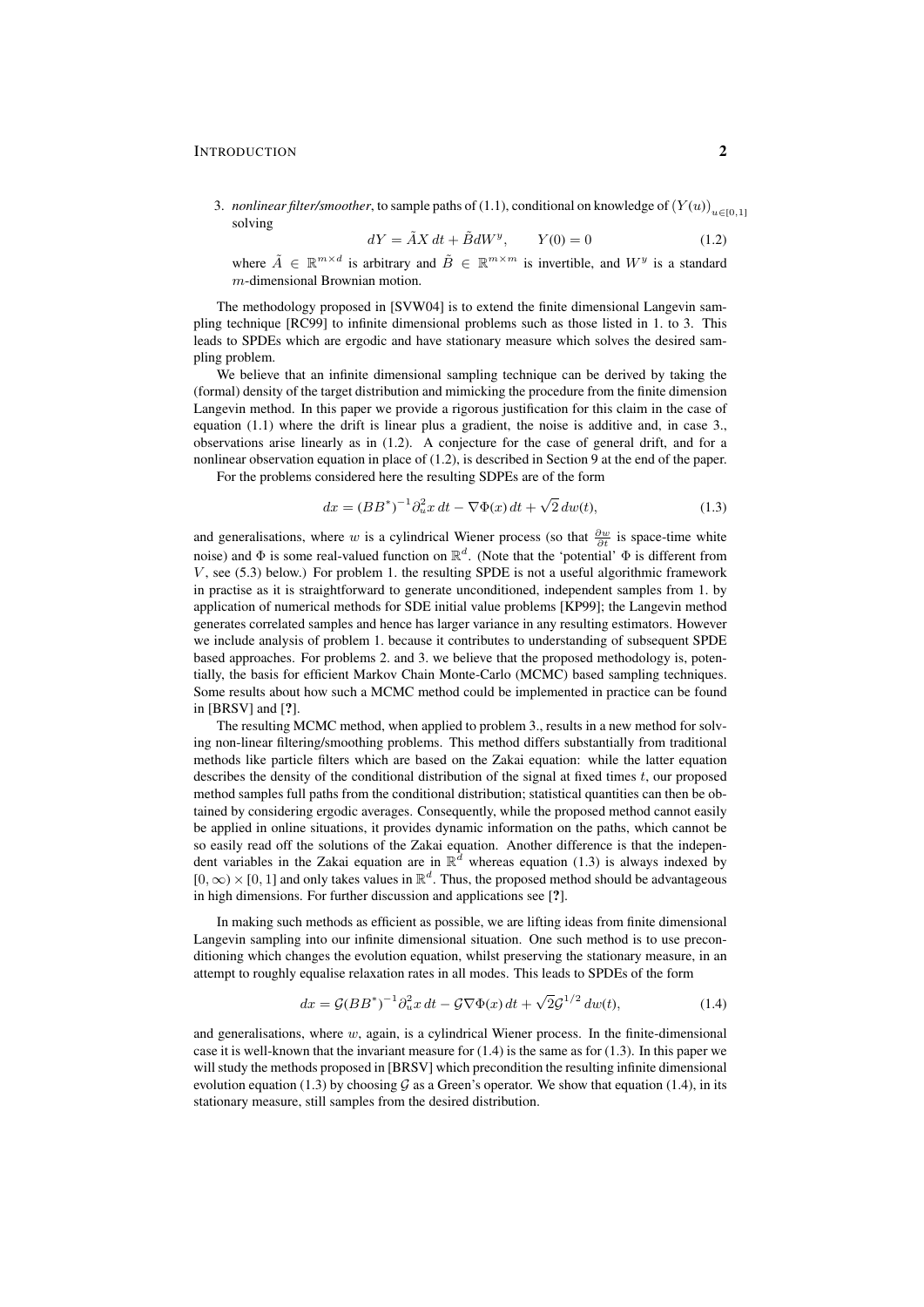3. *nonlinear filter/smoother*, to sample paths of (1.1), conditional on knowledge of $(Y(u))_{u\in[0,1]}$ solving

$$dY = \tilde{A}X\,dt + \tilde{B}dW^y, \qquad Y(0) = 0 \tag{1.2}$$

where $\tilde{A} \in \mathbb{R}^{m\times d}$ is arbitrary and $\tilde{B} \in \mathbb{R}^{m\times m}$ is invertible, and $W^y$ is a standard $m$-dimensional Brownian motion.

The methodology proposed in [SVW04] is to extend the finite dimensional Langevin sampling technique [RC99] to infinite dimensional problems such as those listed in 1. to 3. This leads to SPDEs which are ergodic and have stationary measure which solves the desired sampling problem.

We believe that an infinite dimensional sampling technique can be derived by taking the (formal) density of the target distribution and mimicking the procedure from the finite dimension Langevin method. In this paper we provide a rigorous justification for this claim in the case of equation (1.1) where the drift is linear plus a gradient, the noise is additive and, in case 3., observations arise linearly as in (1.2). A conjecture for the case of general drift, and for a nonlinear observation equation in place of (1.2), is described in Section 9 at the end of the paper.

For the problems considered here the resulting SDPEs are of the form

$$dx = (BB^*)^{-1}\partial_u^2 x\,dt - \nabla\Phi(x)\,dt + \sqrt{2}\,dw(t), \tag{1.3}$$

and generalisations, where $w$ is a cylindrical Wiener process (so that $\frac{\partial w}{\partial t}$ is space-time white noise) and $\Phi$ is some real-valued function on $\mathbb{R}^d$. (Note that the 'potential' $\Phi$ is different from $V$, see (5.3) below.) For problem 1. the resulting SPDE is not a useful algorithmic framework in practise as it is straightforward to generate unconditioned, independent samples from 1. by application of numerical methods for SDE initial value problems [KP99]; the Langevin method generates correlated samples and hence has larger variance in any resulting estimators. However we include analysis of problem 1. because it contributes to understanding of subsequent SPDE based approaches. For problems 2. and 3. we believe that the proposed methodology is, potentially, the basis for efficient Markov Chain Monte-Carlo (MCMC) based sampling techniques. Some results about how such a MCMC method could be implemented in practice can be found in [BRSV] and [**?**].

The resulting MCMC method, when applied to problem 3., results in a new method for solving non-linear filtering/smoothing problems. This method differs substantially from traditional methods like particle filters which are based on the Zakai equation: while the latter equation describes the density of the conditional distribution of the signal at fixed times $t$, our proposed method samples full paths from the conditional distribution; statistical quantities can then be obtained by considering ergodic averages. Consequently, while the proposed method cannot easily be applied in online situations, it provides dynamic information on the paths, which cannot be so easily read off the solutions of the Zakai equation. Another difference is that the independent variables in the Zakai equation are in $\mathbb{R}^d$ whereas equation (1.3) is always indexed by $[0,\infty)\times[0,1]$ and only takes values in $\mathbb{R}^d$. Thus, the proposed method should be advantageous in high dimensions. For further discussion and applications see [**?**].

In making such methods as efficient as possible, we are lifting ideas from finite dimensional Langevin sampling into our infinite dimensional situation. One such method is to use preconditioning which changes the evolution equation, whilst preserving the stationary measure, in an attempt to roughly equalise relaxation rates in all modes. This leads to SPDEs of the form

$$dx = \mathcal{G}(BB^*)^{-1}\partial_u^2 x\,dt - \mathcal{G}\nabla\Phi(x)\,dt + \sqrt{2}\mathcal{G}^{1/2}\,dw(t), \tag{1.4}$$

and generalisations, where $w$, again, is a cylindrical Wiener process. In the finite-dimensional case it is well-known that the invariant measure for (1.4) is the same as for (1.3). In this paper we will study the methods proposed in [BRSV] which precondition the resulting infinite dimensional evolution equation (1.3) by choosing $\mathcal{G}$ as a Green's operator. We show that equation (1.4), in its stationary measure, still samples from the desired distribution.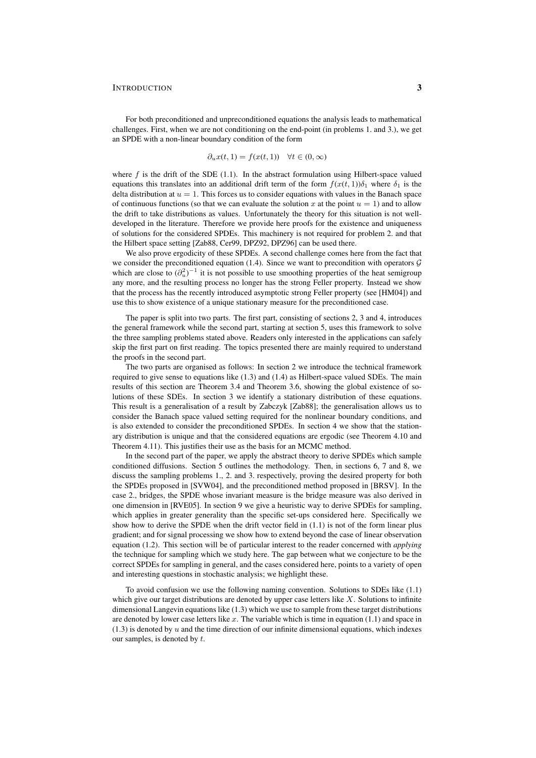For both preconditioned and unpreconditioned equations the analysis leads to mathematical challenges. First, when we are not conditioning on the end-point (in problems 1. and 3.), we get an SPDE with a non-linear boundary condition of the form

$$\partial_u x(t,1) = f(x(t,1)) \quad \forall t \in (0,\infty)$$

where $f$ is the drift of the SDE (1.1). In the abstract formulation using Hilbert-space valued equations this translates into an additional drift term of the form $f(x(t,1))\delta_1$ where $\delta_1$ is the delta distribution at $u = 1$. This forces us to consider equations with values in the Banach space of continuous functions (so that we can evaluate the solution $x$ at the point $u = 1$) and to allow the drift to take distributions as values. Unfortunately the theory for this situation is not well-developed in the literature. Therefore we provide here proofs for the existence and uniqueness of solutions for the considered SPDEs. This machinery is not required for problem 2. and that the Hilbert space setting [Zab88, Cer99, DPZ92, DPZ96] can be used there.

We also prove ergodicity of these SPDEs. A second challenge comes here from the fact that we consider the preconditioned equation (1.4). Since we want to precondition with operators $\mathcal{G}$ which are close to $(\partial_u^2)^{-1}$ it is not possible to use smoothing properties of the heat semigroup any more, and the resulting process no longer has the strong Feller property. Instead we show that the process has the recently introduced asymptotic strong Feller property (see [HM04]) and use this to show existence of a unique stationary measure for the preconditioned case.

The paper is split into two parts. The first part, consisting of sections 2, 3 and 4, introduces the general framework while the second part, starting at section 5, uses this framework to solve the three sampling problems stated above. Readers only interested in the applications can safely skip the first part on first reading. The topics presented there are mainly required to understand the proofs in the second part.

The two parts are organised as follows: In section 2 we introduce the technical framework required to give sense to equations like (1.3) and (1.4) as Hilbert-space valued SDEs. The main results of this section are Theorem 3.4 and Theorem 3.6, showing the global existence of solutions of these SDEs. In section 3 we identify a stationary distribution of these equations. This result is a generalisation of a result by Zabczyk [Zab88]; the generalisation allows us to consider the Banach space valued setting required for the nonlinear boundary conditions, and is also extended to consider the preconditioned SPDEs. In section 4 we show that the stationary distribution is unique and that the considered equations are ergodic (see Theorem 4.10 and Theorem 4.11). This justifies their use as the basis for an MCMC method.

In the second part of the paper, we apply the abstract theory to derive SPDEs which sample conditioned diffusions. Section 5 outlines the methodology. Then, in sections 6, 7 and 8, we discuss the sampling problems 1., 2. and 3. respectively, proving the desired property for both the SPDEs proposed in [SVW04], and the preconditioned method proposed in [BRSV]. In the case 2., bridges, the SPDE whose invariant measure is the bridge measure was also derived in one dimension in [RVE05]. In section 9 we give a heuristic way to derive SPDEs for sampling, which applies in greater generality than the specific set-ups considered here. Specifically we show how to derive the SPDE when the drift vector field in (1.1) is not of the form linear plus gradient; and for signal processing we show how to extend beyond the case of linear observation equation (1.2). This section will be of particular interest to the reader concerned with *applying* the technique for sampling which we study here. The gap between what we conjecture to be the correct SPDEs for sampling in general, and the cases considered here, points to a variety of open and interesting questions in stochastic analysis; we highlight these.

To avoid confusion we use the following naming convention. Solutions to SDEs like (1.1) which give our target distributions are denoted by upper case letters like $X$. Solutions to infinite dimensional Langevin equations like (1.3) which we use to sample from these target distributions are denoted by lower case letters like $x$. The variable which is time in equation (1.1) and space in (1.3) is denoted by $u$ and the time direction of our infinite dimensional equations, which indexes our samples, is denoted by $t$.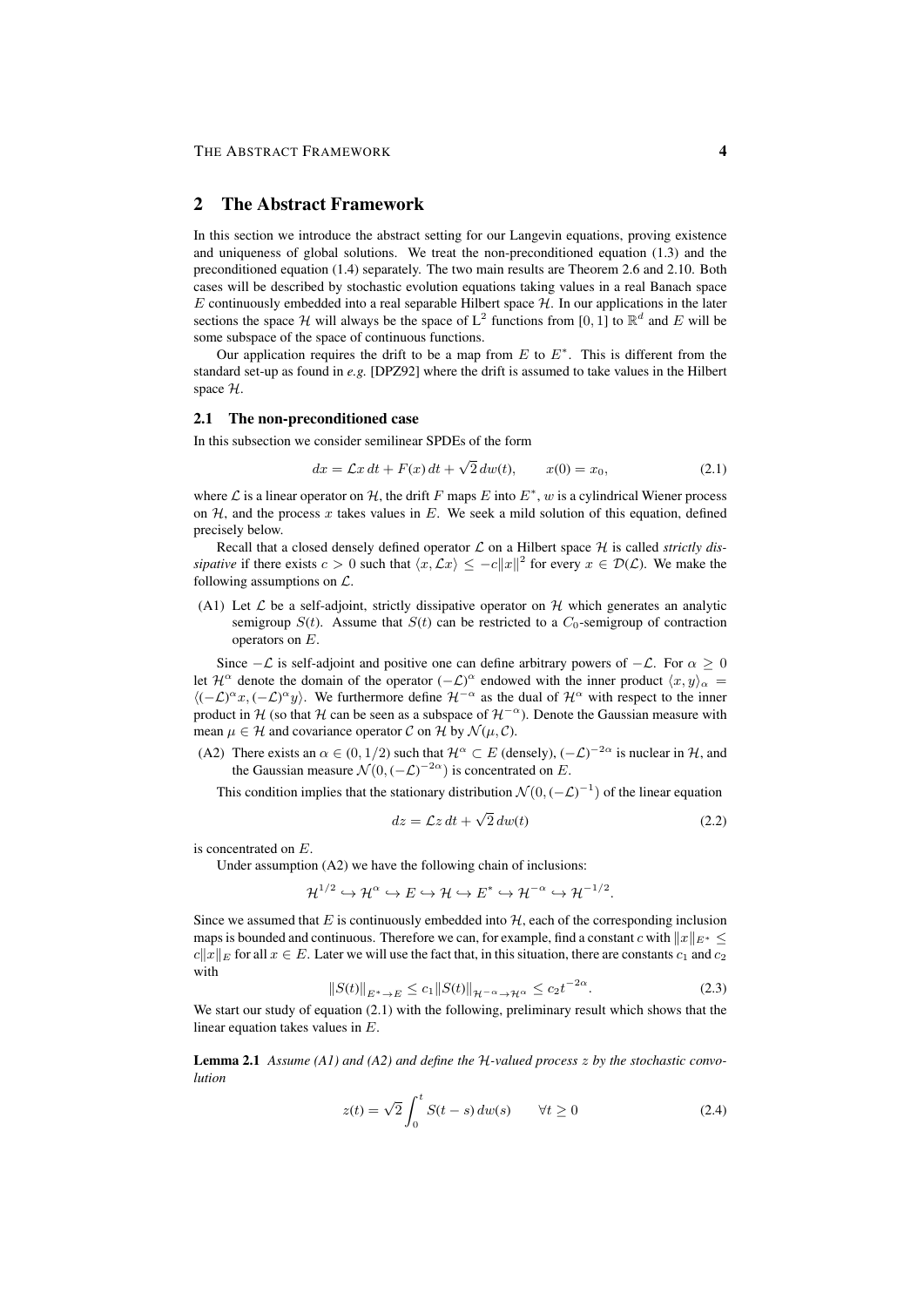## 2 The Abstract Framework

In this section we introduce the abstract setting for our Langevin equations, proving existence and uniqueness of global solutions. We treat the non-preconditioned equation (1.3) and the preconditioned equation (1.4) separately. The two main results are Theorem 2.6 and 2.10. Both cases will be described by stochastic evolution equations taking values in a real Banach space $E$ continuously embedded into a real separable Hilbert space $\mathcal{H}$. In our applications in the later sections the space $\mathcal{H}$ will always be the space of $\mathrm{L}^2$ functions from $[0,1]$ to $\mathbb{R}^d$ and $E$ will be some subspace of the space of continuous functions.

Our application requires the drift to be a map from $E$ to $E^*$. This is different from the standard set-up as found in *e.g.* [DPZ92] where the drift is assumed to take values in the Hilbert space $\mathcal{H}$.

### 2.1 The non-preconditioned case

In this subsection we consider semilinear SPDEs of the form

$$dx = \mathcal{L}x\,dt + F(x)\,dt + \sqrt{2}\,dw(t), \qquad x(0) = x_0, \tag{2.1}$$

where $\mathcal{L}$ is a linear operator on $\mathcal{H}$, the drift $F$ maps $E$ into $E^*$, $w$ is a cylindrical Wiener process on $\mathcal{H}$, and the process $x$ takes values in $E$. We seek a mild solution of this equation, defined precisely below.

Recall that a closed densely defined operator $\mathcal{L}$ on a Hilbert space $\mathcal{H}$ is called *strictly dissipative* if there exists $c > 0$ such that $\langle x, \mathcal{L}x\rangle \leq -c\|x\|^2$ for every $x \in \mathcal{D}(\mathcal{L})$. We make the following assumptions on $\mathcal{L}$.

(A1) Let $\mathcal{L}$ be a self-adjoint, strictly dissipative operator on $\mathcal{H}$ which generates an analytic semigroup $S(t)$. Assume that $S(t)$ can be restricted to a $C_0$-semigroup of contraction operators on $E$.

Since $-\mathcal{L}$ is self-adjoint and positive one can define arbitrary powers of $-\mathcal{L}$. For $\alpha \geq 0$ let $\mathcal{H}^\alpha$ denote the domain of the operator $(-\mathcal{L})^\alpha$ endowed with the inner product $\langle x, y\rangle_\alpha = \langle(-\mathcal{L})^\alpha x, (-\mathcal{L})^\alpha y\rangle$. We furthermore define $\mathcal{H}^{-\alpha}$ as the dual of $\mathcal{H}^\alpha$ with respect to the inner product in $\mathcal{H}$ (so that $\mathcal{H}$ can be seen as a subspace of $\mathcal{H}^{-\alpha}$). Denote the Gaussian measure with mean $\mu \in \mathcal{H}$ and covariance operator $\mathcal{C}$ on $\mathcal{H}$ by $\mathcal{N}(\mu, \mathcal{C})$.

(A2) There exists an $\alpha \in (0, 1/2)$ such that $\mathcal{H}^\alpha \subset E$ (densely), $(-\mathcal{L})^{-2\alpha}$ is nuclear in $\mathcal{H}$, and the Gaussian measure $\mathcal{N}(0, (-\mathcal{L})^{-2\alpha})$ is concentrated on $E$.

This condition implies that the stationary distribution $\mathcal{N}(0, (-\mathcal{L})^{-1})$ of the linear equation

$$dz = \mathcal{L}z\,dt + \sqrt{2}\,dw(t) \tag{2.2}$$

is concentrated on $E$.

Under assumption (A2) we have the following chain of inclusions:

$$\mathcal{H}^{1/2} \hookrightarrow \mathcal{H}^\alpha \hookrightarrow E \hookrightarrow \mathcal{H} \hookrightarrow E^* \hookrightarrow \mathcal{H}^{-\alpha} \hookrightarrow \mathcal{H}^{-1/2}.$$

Since we assumed that $E$ is continuously embedded into $\mathcal{H}$, each of the corresponding inclusion maps is bounded and continuous. Therefore we can, for example, find a constant $c$ with $\|x\|_{E^*} \leq c\|x\|_E$ for all $x \in E$. Later we will use the fact that, in this situation, there are constants $c_1$ and $c_2$ with

$$\|S(t)\|_{E^*\to E} \leq c_1\|S(t)\|_{\mathcal{H}^{-\alpha}\to\mathcal{H}^\alpha} \leq c_2 t^{-2\alpha}. \tag{2.3}$$

We start our study of equation (2.1) with the following, preliminary result which shows that the linear equation takes values in $E$.

**Lemma 2.1** *Assume (A1) and (A2) and define the $\mathcal{H}$-valued process $z$ by the stochastic convolution*

$$z(t) = \sqrt{2}\int_0^t S(t-s)\,dw(s) \qquad \forall t \geq 0 \tag{2.4}$$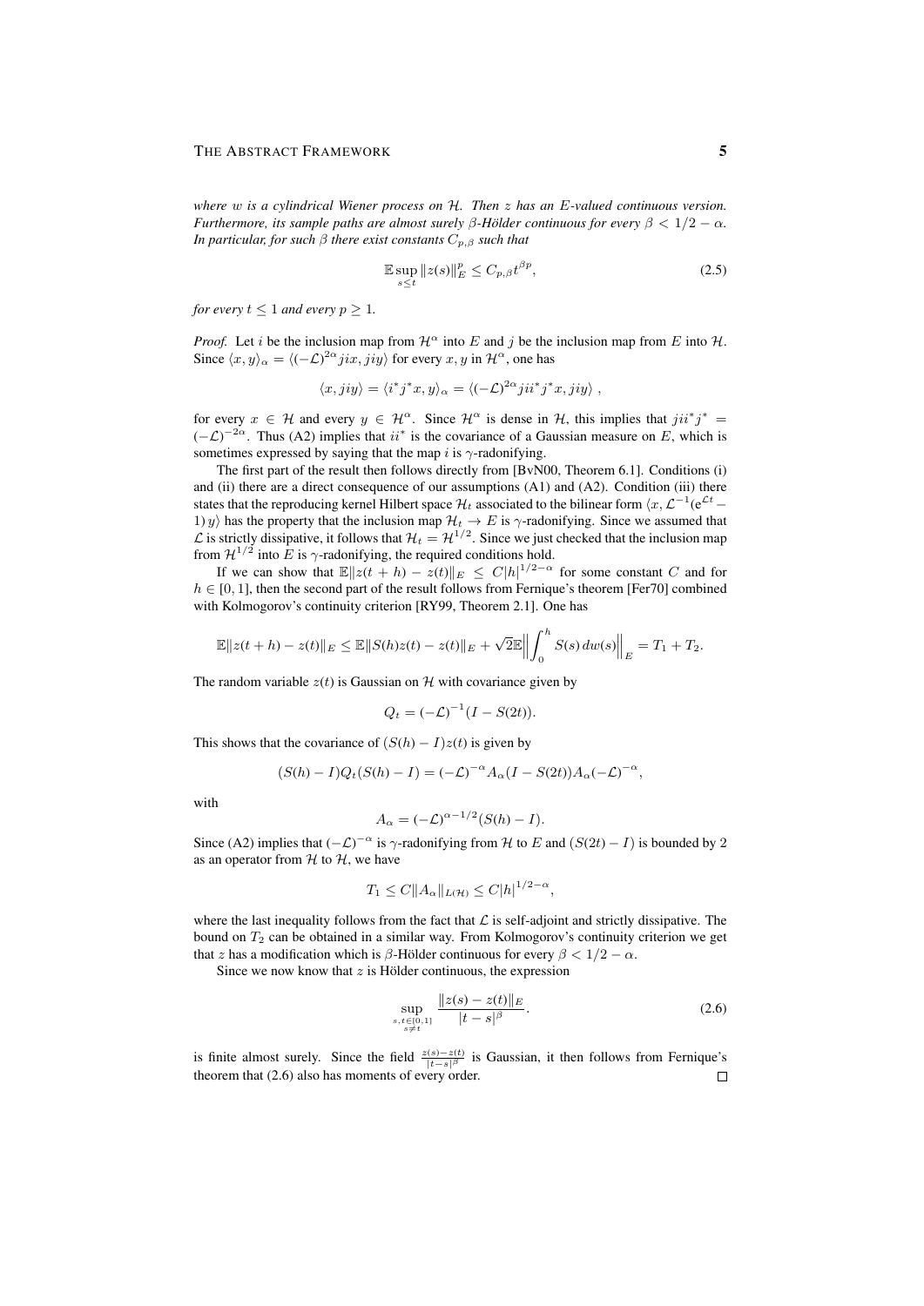*where $w$ is a cylindrical Wiener process on $\mathcal{H}$. Then $z$ has an $E$-valued continuous version. Furthermore, its sample paths are almost surely $\beta$-Hölder continuous for every $\beta < 1/2 - \alpha$. In particular, for such $\beta$ there exist constants $C_{p,\beta}$ such that*

$$\mathbb{E}\sup_{s\le t}\|z(s)\|_E^p \le C_{p,\beta}t^{\beta p}, \tag{2.5}$$

*for every $t \le 1$ and every $p \ge 1$.*

*Proof.* Let $i$ be the inclusion map from $\mathcal{H}^\alpha$ into $E$ and $j$ be the inclusion map from $E$ into $\mathcal{H}$. Since $\langle x, y\rangle_\alpha = \langle (-\mathcal{L})^{2\alpha} jix, jiy\rangle$ for every $x, y$ in $\mathcal{H}^\alpha$, one has

$$\langle x, jiy\rangle = \langle i^*j^*x, y\rangle_\alpha = \langle (-\mathcal{L})^{2\alpha} jii^*j^*x, jiy\rangle\;,$$

for every $x \in \mathcal{H}$ and every $y \in \mathcal{H}^\alpha$. Since $\mathcal{H}^\alpha$ is dense in $\mathcal{H}$, this implies that $jii^*j^* = (-\mathcal{L})^{-2\alpha}$. Thus (A2) implies that $ii^*$ is the covariance of a Gaussian measure on $E$, which is sometimes expressed by saying that the map $i$ is $\gamma$-radonifying.

The first part of the result then follows directly from [BvN00, Theorem 6.1]. Conditions (i) and (ii) there are a direct consequence of our assumptions (A1) and (A2). Condition (iii) there states that the reproducing kernel Hilbert space $\mathcal{H}_t$ associated to the bilinear form $\langle x, \mathcal{L}^{-1}(e^{\mathcal{L}t} - 1)\,y\rangle$ has the property that the inclusion map $\mathcal{H}_t \to E$ is $\gamma$-radonifying. Since we assumed that $\mathcal{L}$ is strictly dissipative, it follows that $\mathcal{H}_t = \mathcal{H}^{1/2}$. Since we just checked that the inclusion map from $\mathcal{H}^{1/2}$ into $E$ is $\gamma$-radonifying, the required conditions hold.

If we can show that $\mathbb{E}\|z(t+h) - z(t)\|_E \le C|h|^{1/2-\alpha}$ for some constant $C$ and for $h \in [0,1]$, then the second part of the result follows from Fernique's theorem [Fer70] combined with Kolmogorov's continuity criterion [RY99, Theorem 2.1]. One has

$$\mathbb{E}\|z(t+h) - z(t)\|_E \le \mathbb{E}\|S(h)z(t) - z(t)\|_E + \sqrt{2}\mathbb{E}\Big\|\int_0^h S(s)\,dw(s)\Big\|_E = T_1 + T_2.$$

The random variable $z(t)$ is Gaussian on $\mathcal{H}$ with covariance given by

$$Q_t = (-\mathcal{L})^{-1}(I - S(2t)).$$

This shows that the covariance of $(S(h) - I)z(t)$ is given by

$$(S(h) - I)Q_t(S(h) - I) = (-\mathcal{L})^{-\alpha}A_\alpha(I - S(2t))A_\alpha(-\mathcal{L})^{-\alpha},$$

with

$$A_\alpha = (-\mathcal{L})^{\alpha - 1/2}(S(h) - I).$$

Since (A2) implies that $(-\mathcal{L})^{-\alpha}$ is $\gamma$-radonifying from $\mathcal{H}$ to $E$ and $(S(2t) - I)$ is bounded by 2 as an operator from $\mathcal{H}$ to $\mathcal{H}$, we have

$$T_1 \le C\|A_\alpha\|_{L(\mathcal{H})} \le C|h|^{1/2-\alpha},$$

where the last inequality follows from the fact that $\mathcal{L}$ is self-adjoint and strictly dissipative. The bound on $T_2$ can be obtained in a similar way. From Kolmogorov's continuity criterion we get that $z$ has a modification which is $\beta$-Hölder continuous for every $\beta < 1/2 - \alpha$.

Since we now know that $z$ is Hölder continuous, the expression

$$\sup_{\substack{s,t\in[0,1]\\ s\neq t}} \frac{\|z(s) - z(t)\|_E}{|t - s|^\beta}. \tag{2.6}$$

is finite almost surely. Since the field $\frac{z(s)-z(t)}{|t-s|^\beta}$ is Gaussian, it then follows from Fernique's theorem that (2.6) also has moments of every order. □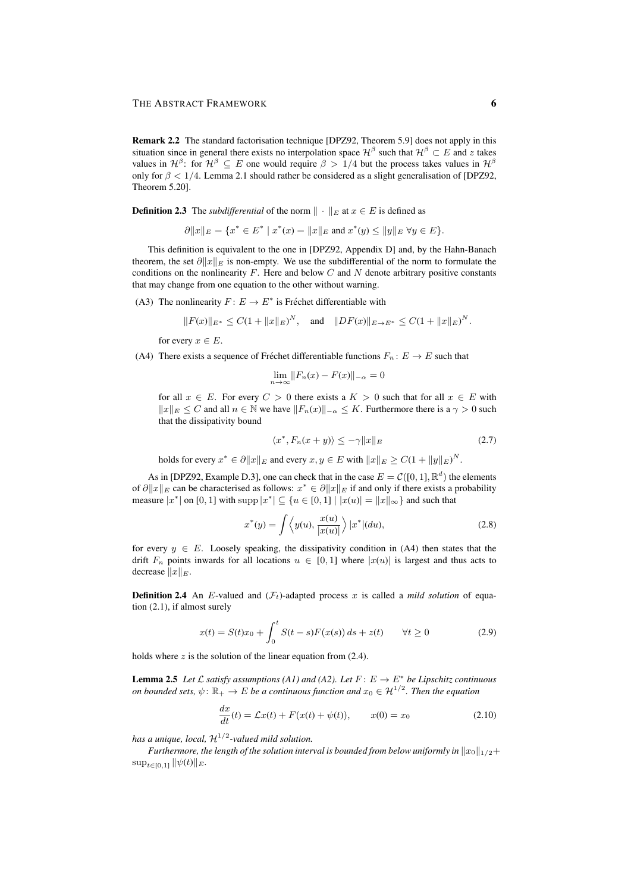**Remark 2.2** The standard factorisation technique [DPZ92, Theorem 5.9] does not apply in this situation since in general there exists no interpolation space $\mathcal{H}^\beta$ such that $\mathcal{H}^\beta \subset E$ and $z$ takes values in $\mathcal{H}^\beta$: for $\mathcal{H}^\beta \subseteq E$ one would require $\beta > 1/4$ but the process takes values in $\mathcal{H}^\beta$ only for $\beta < 1/4$. Lemma 2.1 should rather be considered as a slight generalisation of [DPZ92, Theorem 5.20].

**Definition 2.3** The *subdifferential* of the norm $\|\cdot\|_E$ at $x \in E$ is defined as

$$\partial\|x\|_E = \{x^* \in E^* \mid x^*(x) = \|x\|_E \text{ and } x^*(y) \le \|y\|_E \ \forall y \in E\}.$$

This definition is equivalent to the one in [DPZ92, Appendix D] and, by the Hahn-Banach theorem, the set $\partial\|x\|_E$ is non-empty. We use the subdifferential of the norm to formulate the conditions on the nonlinearity $F$. Here and below $C$ and $N$ denote arbitrary positive constants that may change from one equation to the other without warning.

(A3) The nonlinearity $F\colon E \to E^*$ is Fréchet differentiable with

$$\|F(x)\|_{E^*} \le C(1 + \|x\|_E)^N, \quad \text{and} \quad \|DF(x)\|_{E \to E^*} \le C(1 + \|x\|_E)^N.$$

for every $x \in E$.

(A4) There exists a sequence of Fréchet differentiable functions $F_n\colon E \to E$ such that

$$\lim_{n\to\infty} \|F_n(x) - F(x)\|_{-\alpha} = 0$$

for all $x \in E$. For every $C > 0$ there exists a $K > 0$ such that for all $x \in E$ with $\|x\|_E \le C$ and all $n \in \mathbb{N}$ we have $\|F_n(x)\|_{-\alpha} \le K$. Furthermore there is a $\gamma > 0$ such that the dissipativity bound

$$\langle x^*, F_n(x + y)\rangle \le -\gamma\|x\|_E \tag{2.7}$$

holds for every $x^* \in \partial\|x\|_E$ and every $x, y \in E$ with $\|x\|_E \ge C(1 + \|y\|_E)^N$.

As in [DPZ92, Example D.3], one can check that in the case $E = \mathcal{C}([0,1], \mathbb{R}^d)$ the elements of $\partial\|x\|_E$ can be characterised as follows: $x^* \in \partial\|x\|_E$ if and only if there exists a probability measure $|x^*|$ on $[0,1]$ with $\operatorname{supp}|x^*| \subseteq \{u \in [0,1] \mid |x(u)| = \|x\|_\infty\}$ and such that

$$x^*(y) = \int \Big\langle y(u), \frac{x(u)}{|x(u)|} \Big\rangle \, |x^*|(du), \tag{2.8}$$

for every $y \in E$. Loosely speaking, the dissipativity condition in (A4) then states that the drift $F_n$ points inwards for all locations $u \in [0,1]$ where $|x(u)|$ is largest and thus acts to decrease $\|x\|_E$.

**Definition 2.4** An $E$-valued and $(\mathcal{F}_t)$-adapted process $x$ is called a *mild solution* of equation (2.1), if almost surely

$$x(t) = S(t)x_0 + \int_0^t S(t-s)F(x(s))\,ds + z(t) \qquad \forall t \ge 0 \tag{2.9}$$

holds where $z$ is the solution of the linear equation from (2.4).

**Lemma 2.5** *Let $\mathcal{L}$ satisfy assumptions (A1) and (A2). Let $F\colon E \to E^*$ be Lipschitz continuous on bounded sets, $\psi\colon \mathbb{R}_+ \to E$ be a continuous function and $x_0 \in \mathcal{H}^{1/2}$. Then the equation*

$$\frac{dx}{dt}(t) = \mathcal{L}x(t) + F(x(t) + \psi(t)), \qquad x(0) = x_0 \tag{2.10}$$

*has a unique, local, $\mathcal{H}^{1/2}$-valued mild solution.*

*Furthermore, the length of the solution interval is bounded from below uniformly in $\|x_0\|_{1/2} + \sup_{t\in[0,1]} \|\psi(t)\|_E$.*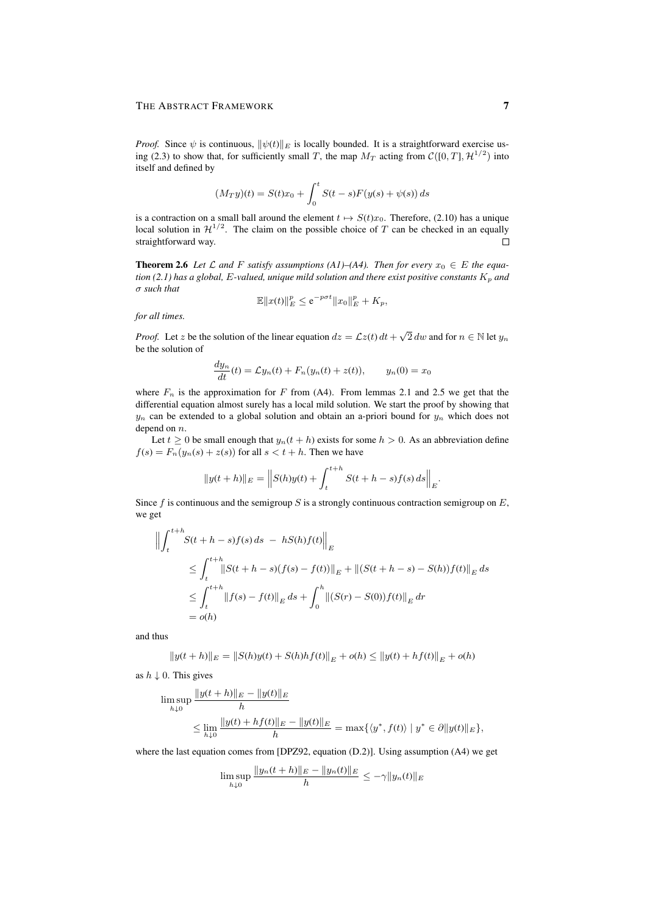*Proof.* Since $\psi$ is continuous, $\|\psi(t)\|_E$ is locally bounded. It is a straightforward exercise using (2.3) to show that, for sufficiently small $T$, the map $M_T$ acting from $\mathcal{C}([0,T],\mathcal{H}^{1/2})$ into itself and defined by

$$(M_T y)(t) = S(t)x_0 + \int_0^t S(t-s)F(y(s)+\psi(s))\,ds$$

is a contraction on a small ball around the element $t \mapsto S(t)x_0$. Therefore, (2.10) has a unique local solution in $\mathcal{H}^{1/2}$. The claim on the possible choice of $T$ can be checked in an equally straightforward way. □

**Theorem 2.6** *Let $\mathcal{L}$ and $F$ satisfy assumptions (A1)–(A4). Then for every $x_0 \in E$ the equation (2.1) has a global, $E$-valued, unique mild solution and there exist positive constants $K_p$ and $\sigma$ such that*

$$\mathbb{E}\|x(t)\|_E^p \le \mathrm{e}^{-p\sigma t}\|x_0\|_E^p + K_p,$$

*for all times.*

*Proof.* Let $z$ be the solution of the linear equation $dz = \mathcal{L}z(t)\,dt + \sqrt{2}\,dw$ and for $n \in \mathbb{N}$ let $y_n$ be the solution of

$$\frac{dy_n}{dt}(t) = \mathcal{L}y_n(t) + F_n(y_n(t)+z(t)), \qquad y_n(0) = x_0$$

where $F_n$ is the approximation for $F$ from (A4). From lemmas 2.1 and 2.5 we get that the differential equation almost surely has a local mild solution. We start the proof by showing that $y_n$ can be extended to a global solution and obtain an a-priori bound for $y_n$ which does not depend on $n$.

Let $t \ge 0$ be small enough that $y_n(t+h)$ exists for some $h > 0$. As an abbreviation define $f(s) = F_n(y_n(s)+z(s))$ for all $s < t+h$. Then we have

$$\|y(t+h)\|_E = \Big\|S(h)y(t) + \int_t^{t+h} S(t+h-s)f(s)\,ds\Big\|_E.$$

Since $f$ is continuous and the semigroup $S$ is a strongly continuous contraction semigroup on $E$, we get

$$\begin{aligned}
\Big\|\int_t^{t+h} & S(t+h-s)f(s)\,ds \;-\; hS(h)f(t)\Big\|_E \\
&\le \int_t^{t+h} \|S(t+h-s)(f(s)-f(t))\|_E + \|(S(t+h-s)-S(h))f(t)\|_E\,ds \\
&\le \int_t^{t+h} \|f(s)-f(t)\|_E\,ds + \int_0^h \|(S(r)-S(0))f(t)\|_E\,dr \\
&= o(h)
\end{aligned}$$

and thus

$$\|y(t+h)\|_E = \|S(h)y(t) + S(h)hf(t)\|_E + o(h) \le \|y(t)+hf(t)\|_E + o(h)$$

as $h \downarrow 0$. This gives

$$\begin{aligned}
\limsup_{h\downarrow 0} & \frac{\|y(t+h)\|_E - \|y(t)\|_E}{h} \\
&\le \lim_{h\downarrow 0} \frac{\|y(t)+hf(t)\|_E - \|y(t)\|_E}{h} = \max\{\langle y^*, f(t)\rangle \mid y^* \in \partial\|y(t)\|_E\},
\end{aligned}$$

where the last equation comes from [DPZ92, equation (D.2)]. Using assumption (A4) we get

$$\limsup_{h\downarrow 0} \frac{\|y_n(t+h)\|_E - \|y_n(t)\|_E}{h} \le -\gamma\|y_n(t)\|_E$$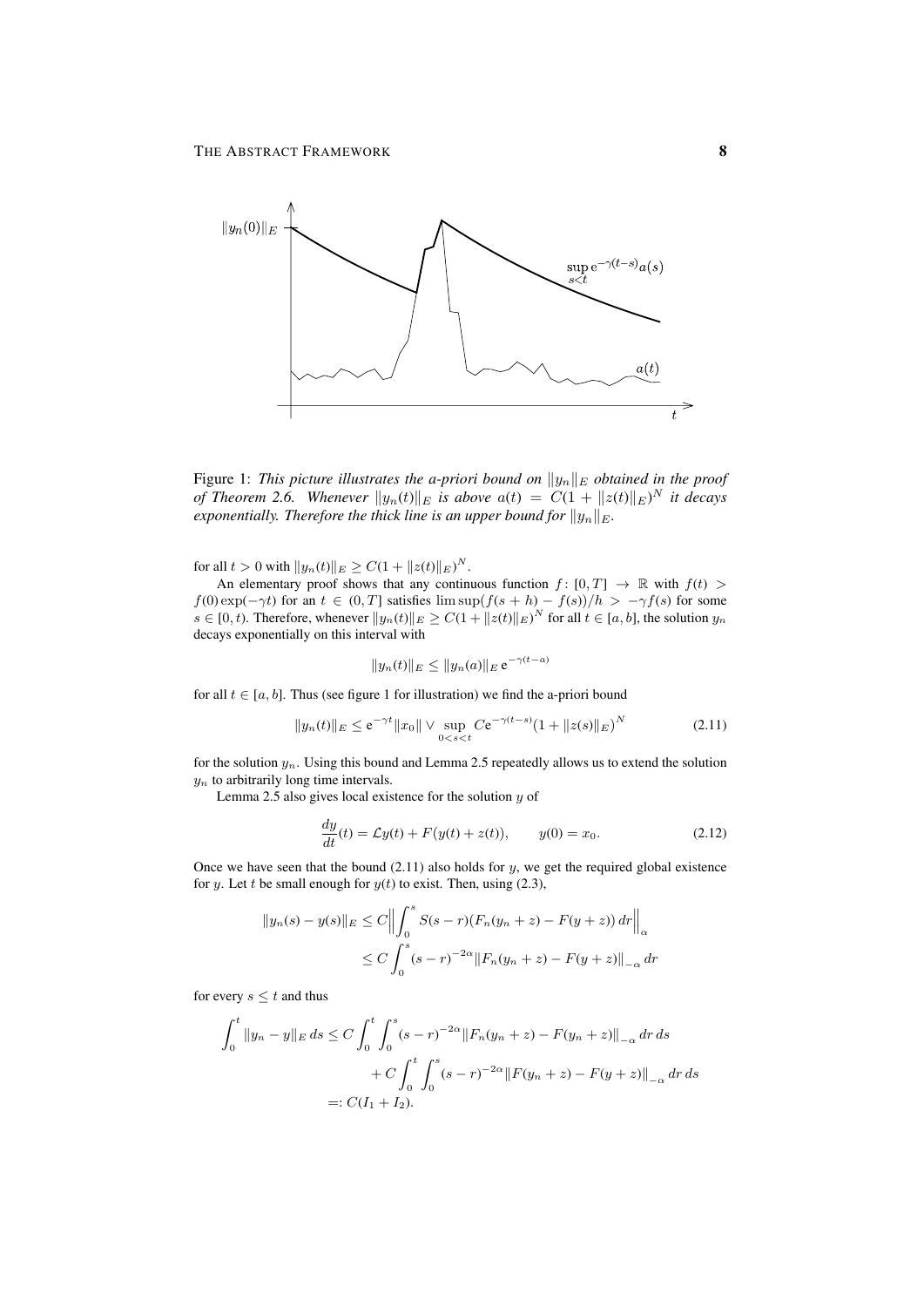Figure 1: *This picture illustrates the a-priori bound on $\|y_n\|_E$ obtained in the proof of Theorem 2.6. Whenever $\|y_n(t)\|_E$ is above $a(t) = C(1 + \|z(t)\|_E)^N$ it decays exponentially. Therefore the thick line is an upper bound for $\|y_n\|_E$.*

for all $t > 0$ with $\|y_n(t)\|_E \geq C(1 + \|z(t)\|_E)^N$.

An elementary proof shows that any continuous function $f\colon [0, T] \to \mathbb{R}$ with $f(t) > f(0)\exp(-\gamma t)$ for an $t \in (0, T]$ satisfies $\limsup(f(s+h) - f(s))/h > -\gamma f(s)$ for some $s \in [0, t)$. Therefore, whenever $\|y_n(t)\|_E \geq C(1 + \|z(t)\|_E)^N$ for all $t \in [a, b]$, the solution $y_n$ decays exponentially on this interval with

$$\|y_n(t)\|_E \leq \|y_n(a)\|_E \, \mathrm{e}^{-\gamma(t-a)}$$

for all $t \in [a, b]$. Thus (see figure 1 for illustration) we find the a-priori bound

$$\|y_n(t)\|_E \leq \mathrm{e}^{-\gamma t}\|x_0\| \vee \sup_{0<s<t} C\mathrm{e}^{-\gamma(t-s)}\bigl(1 + \|z(s)\|_E\bigr)^N \tag{2.11}$$

for the solution $y_n$. Using this bound and Lemma 2.5 repeatedly allows us to extend the solution $y_n$ to arbitrarily long time intervals.

Lemma 2.5 also gives local existence for the solution $y$ of

$$\frac{dy}{dt}(t) = \mathcal{L}y(t) + F\bigl(y(t) + z(t)\bigr), \qquad y(0) = x_0. \tag{2.12}$$

Once we have seen that the bound (2.11) also holds for $y$, we get the required global existence for $y$. Let $t$ be small enough for $y(t)$ to exist. Then, using (2.3),

$$\begin{aligned}
\|y_n(s) - y(s)\|_E &\leq C\Bigl\|\int_0^s S(s-r)\bigl(F_n(y_n + z) - F(y+z)\bigr)\,dr\Bigr\|_\alpha \\
&\leq C\int_0^s (s-r)^{-2\alpha}\|F_n(y_n+z) - F(y+z)\|_{-\alpha}\,dr
\end{aligned}$$

for every $s \leq t$ and thus

$$\begin{aligned}
\int_0^t \|y_n - y\|_E\,ds &\leq C\int_0^t \int_0^s (s-r)^{-2\alpha}\|F_n(y_n+z) - F(y_n+z)\|_{-\alpha}\,dr\,ds \\
&\qquad + C\int_0^t \int_0^s (s-r)^{-2\alpha}\|F(y_n+z) - F(y+z)\|_{-\alpha}\,dr\,ds \\
&=: C(I_1 + I_2).
\end{aligned}$$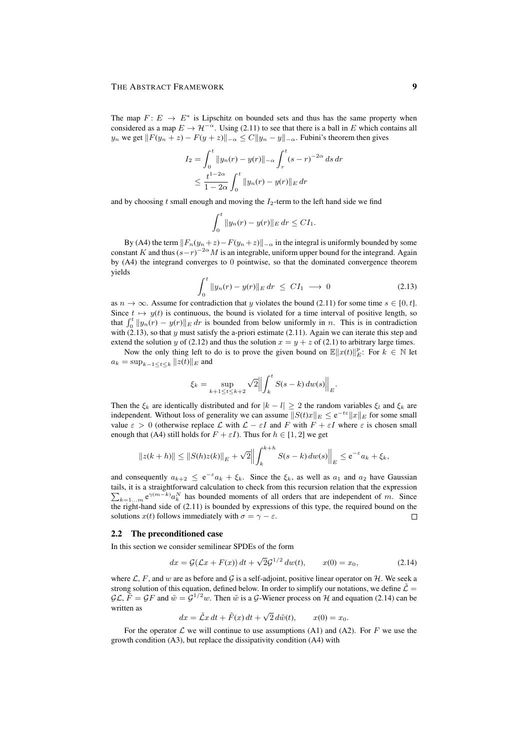The map $F\colon E \to E^*$ is Lipschitz on bounded sets and thus has the same property when considered as a map $E \to \mathcal{H}^{-\alpha}$. Using (2.11) to see that there is a ball in $E$ which contains all $y_n$ we get $\|F(y_n+z) - F(y+z)\|_{-\alpha} \leq C\|y_n - y\|_{-\alpha}$. Fubini's theorem then gives

$$
\begin{aligned}
I_2 &= \int_0^t \|y_n(r) - y(r)\|_{-\alpha} \int_r^t (s-r)^{-2\alpha}\, ds\, dr \\
&\leq \frac{t^{1-2\alpha}}{1-2\alpha} \int_0^t \|y_n(r) - y(r)\|_E\, dr
\end{aligned}
$$

and by choosing $t$ small enough and moving the $I_2$-term to the left hand side we find

$$
\int_0^t \|y_n(r) - y(r)\|_E\, dr \leq C I_1.
$$

By (A4) the term $\|F_n(y_n+z) - F(y_n+z)\|_{-\alpha}$ in the integral is uniformly bounded by some constant $K$ and thus $(s-r)^{-2\alpha}M$ is an integrable, uniform upper bound for the integrand. Again by (A4) the integrand converges to 0 pointwise, so that the dominated convergence theorem yields

$$
\int_0^t \|y_n(r) - y(r)\|_E\, dr \;\leq\; C I_1 \;\longrightarrow\; 0 \tag{2.13}
$$

as $n \to \infty$. Assume for contradiction that $y$ violates the bound (2.11) for some time $s \in [0,t]$. Since $t \mapsto y(t)$ is continuous, the bound is violated for a time interval of positive length, so that $\int_0^t \|y_n(r) - y(r)\|_E\, dr$ is bounded from below uniformly in $n$. This is in contradiction with (2.13), so that $y$ must satisfy the a-priori estimate (2.11). Again we can iterate this step and extend the solution $y$ of (2.12) and thus the solution $x = y + z$ of (2.1) to arbitrary large times.

Now the only thing left to do is to prove the given bound on $\mathbb{E}\|x(t)\|_E^p$: For $k \in \mathbb{N}$ let $a_k = \sup_{k-1 \leq t \leq k} \|z(t)\|_E$ and

$$
\xi_k = \sup_{k+1 \leq t \leq k+2} \sqrt{2} \Big\| \int_k^t S(s-k)\, dw(s) \Big\|_E.
$$

Then the $\xi_k$ are identically distributed and for $|k-l| \geq 2$ the random variables $\xi_l$ and $\xi_k$ are independent. Without loss of generality we can assume $\|S(t)x\|_E \leq \mathrm{e}^{-t\varepsilon}\|x\|_E$ for some small value $\varepsilon > 0$ (otherwise replace $\mathcal{L}$ with $\mathcal{L} - \varepsilon I$ and $F$ with $F + \varepsilon I$ where $\varepsilon$ is chosen small enough that (A4) still holds for $F + \varepsilon I$). Thus for $h \in [1,2]$ we get

$$
\|z(k+h)\| \leq \|S(h)z(k)\|_E + \sqrt{2} \Big\| \int_k^{k+h} S(s-k)\, dw(s) \Big\|_E \leq \mathrm{e}^{-\varepsilon} a_k + \xi_k,
$$

and consequently $a_{k+2} \leq \mathrm{e}^{-\varepsilon} a_k + \xi_k$. Since the $\xi_k$, as well as $a_1$ and $a_2$ have Gaussian tails, it is a straightforward calculation to check from this recursion relation that the expression $\sum_{k=1\ldots m} \mathrm{e}^{\gamma(m-k)} a_k^N$ has bounded moments of all orders that are independent of $m$. Since the right-hand side of (2.11) is bounded by expressions of this type, the required bound on the solutions $x(t)$ follows immediately with $\sigma = \gamma - \varepsilon$. $\square$

## 2.2 The preconditioned case

In this section we consider semilinear SPDEs of the form

$$
dx = \mathcal{G}\big(\mathcal{L}x + F(x)\big)\, dt + \sqrt{2}\mathcal{G}^{1/2}\, dw(t), \qquad x(0) = x_0, \tag{2.14}
$$

where $\mathcal{L}$, $F$, and $w$ are as before and $\mathcal{G}$ is a self-adjoint, positive linear operator on $\mathcal{H}$. We seek a strong solution of this equation, defined below. In order to simplify our notations, we define $\tilde{\mathcal{L}} = \mathcal{G}\mathcal{L}$, $\tilde{F} = \mathcal{G}F$ and $\tilde{w} = \mathcal{G}^{1/2}w$. Then $\tilde{w}$ is a $\mathcal{G}$-Wiener process on $\mathcal{H}$ and equation (2.14) can be written as

$$
dx = \tilde{\mathcal{L}}x\, dt + \tilde{F}(x)\, dt + \sqrt{2}\, d\tilde{w}(t), \qquad x(0) = x_0.
$$

For the operator $\mathcal{L}$ we will continue to use assumptions (A1) and (A2). For $F$ we use the growth condition (A3), but replace the dissipativity condition (A4) with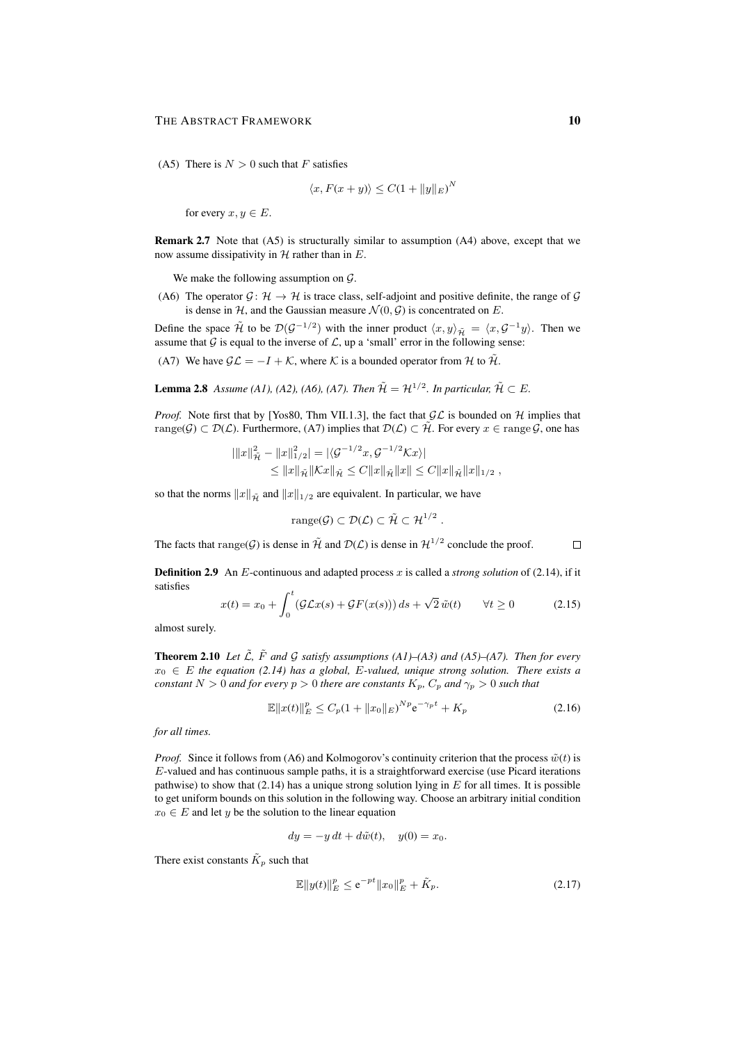(A5) There is $N > 0$ such that $F$ satisfies

$$\langle x, F(x+y)\rangle \le C(1+\|y\|_E)^N$$

for every $x, y \in E$.

**Remark 2.7** Note that (A5) is structurally similar to assumption (A4) above, except that we now assume dissipativity in $\mathcal{H}$ rather than in $E$.

We make the following assumption on $\mathcal{G}$.

(A6) The operator $\mathcal{G}\colon \mathcal{H} \to \mathcal{H}$ is trace class, self-adjoint and positive definite, the range of $\mathcal{G}$ is dense in $\mathcal{H}$, and the Gaussian measure $\mathcal{N}(0,\mathcal{G})$ is concentrated on $E$.

Define the space $\tilde{\mathcal{H}}$ to be $\mathcal{D}(\mathcal{G}^{-1/2})$ with the inner product $\langle x, y\rangle_{\tilde{\mathcal{H}}} = \langle x, \mathcal{G}^{-1}y\rangle$. Then we assume that $\mathcal{G}$ is equal to the inverse of $\mathcal{L}$, up a 'small' error in the following sense:

(A7) We have $\mathcal{G}\mathcal{L} = -I + \mathcal{K}$, where $\mathcal{K}$ is a bounded operator from $\mathcal{H}$ to $\tilde{\mathcal{H}}$.

**Lemma 2.8** *Assume (A1), (A2), (A6), (A7). Then $\tilde{\mathcal{H}} = \mathcal{H}^{1/2}$. In particular, $\tilde{\mathcal{H}} \subset E$.*

*Proof.* Note first that by [Yos80, Thm VII.1.3], the fact that $\mathcal{G}\mathcal{L}$ is bounded on $\mathcal{H}$ implies that $\operatorname{range}(\mathcal{G}) \subset \mathcal{D}(\mathcal{L})$. Furthermore, (A7) implies that $\mathcal{D}(\mathcal{L}) \subset \tilde{\mathcal{H}}$. For every $x \in \operatorname{range}\mathcal{G}$, one has

$$\begin{aligned}
|\|x\|_{\tilde{\mathcal{H}}}^2 - \|x\|_{1/2}^2| &= |\langle \mathcal{G}^{-1/2}x, \mathcal{G}^{-1/2}\mathcal{K}x\rangle| \\
&\le \|x\|_{\tilde{\mathcal{H}}}\|\mathcal{K}x\|_{\tilde{\mathcal{H}}} \le C\|x\|_{\tilde{\mathcal{H}}}\|x\| \le C\|x\|_{\tilde{\mathcal{H}}}\|x\|_{1/2}\;,
\end{aligned}$$

so that the norms $\|x\|_{\tilde{\mathcal{H}}}$ and $\|x\|_{1/2}$ are equivalent. In particular, we have

$$\operatorname{range}(\mathcal{G}) \subset \mathcal{D}(\mathcal{L}) \subset \tilde{\mathcal{H}} \subset \mathcal{H}^{1/2}\;.$$

The facts that $\operatorname{range}(\mathcal{G})$ is dense in $\tilde{\mathcal{H}}$ and $\mathcal{D}(\mathcal{L})$ is dense in $\mathcal{H}^{1/2}$ conclude the proof. ☐

**Definition 2.9** An $E$-continuous and adapted process $x$ is called a *strong solution* of (2.14), if it satisfies

$$x(t) = x_0 + \int_0^t \big(\mathcal{G}\mathcal{L}x(s) + \mathcal{G}F(x(s))\big)\,ds + \sqrt{2}\,\tilde{w}(t) \qquad \forall t \ge 0 \tag{2.15}$$

almost surely.

**Theorem 2.10** *Let $\tilde{\mathcal{L}}$, $\tilde{F}$ and $\mathcal{G}$ satisfy assumptions (A1)–(A3) and (A5)–(A7). Then for every $x_0 \in E$ the equation (2.14) has a global, $E$-valued, unique strong solution. There exists a constant $N > 0$ and for every $p > 0$ there are constants $K_p$, $C_p$ and $\gamma_p > 0$ such that*

$$\mathbb{E}\|x(t)\|_E^p \le C_p(1+\|x_0\|_E)^{Np}e^{-\gamma_p t} + K_p \tag{2.16}$$

*for all times.*

*Proof.* Since it follows from (A6) and Kolmogorov's continuity criterion that the process $\tilde{w}(t)$ is $E$-valued and has continuous sample paths, it is a straightforward exercise (use Picard iterations pathwise) to show that (2.14) has a unique strong solution lying in $E$ for all times. It is possible to get uniform bounds on this solution in the following way. Choose an arbitrary initial condition $x_0 \in E$ and let $y$ be the solution to the linear equation

$$dy = -y\,dt + d\tilde{w}(t), \quad y(0) = x_0.$$

There exist constants $\tilde{K}_p$ such that

$$\mathbb{E}\|y(t)\|_E^p \le e^{-pt}\|x_0\|_E^p + \tilde{K}_p. \tag{2.17}$$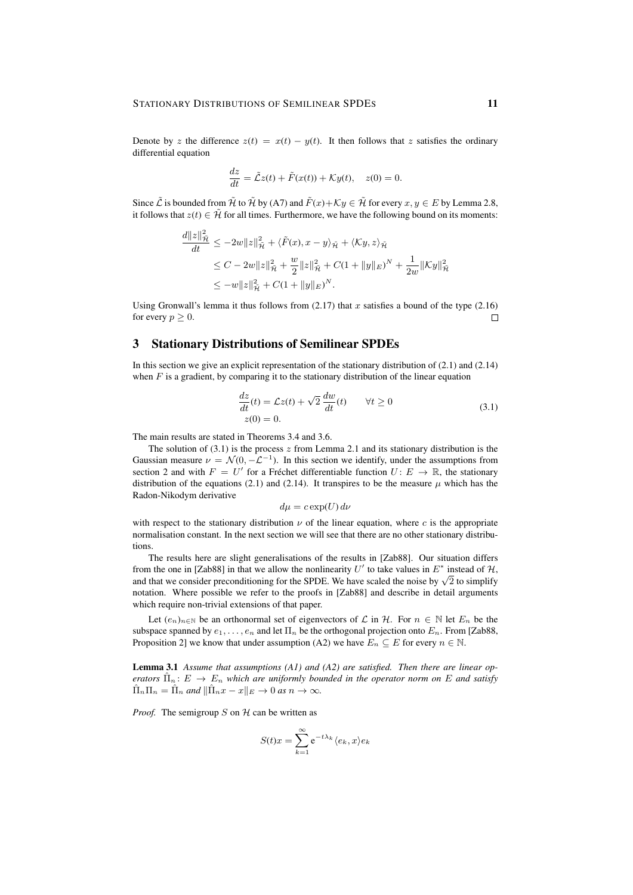Denote by $z$ the difference $z(t) = x(t) - y(t)$. It then follows that $z$ satisfies the ordinary differential equation

$$\frac{dz}{dt} = \tilde{\mathcal{L}} z(t) + \tilde{F}(x(t)) + \mathcal{K} y(t), \quad z(0) = 0.$$

Since $\tilde{\mathcal{L}}$ is bounded from $\tilde{\mathcal{H}}$ to $\tilde{\mathcal{H}}$ by (A7) and $\tilde{F}(x) + \mathcal{K} y \in \tilde{\mathcal{H}}$ for every $x, y \in E$ by Lemma 2.8, it follows that $z(t) \in \tilde{\mathcal{H}}$ for all times. Furthermore, we have the following bound on its moments:

$$\begin{aligned}
\frac{d\|z\|_{\tilde{\mathcal{H}}}^2}{dt} &\leq -2w\|z\|_{\tilde{\mathcal{H}}}^2 + \langle \tilde{F}(x), x - y\rangle_{\tilde{\mathcal{H}}} + \langle \mathcal{K} y, z\rangle_{\tilde{\mathcal{H}}} \\
&\leq C - 2w\|z\|_{\tilde{\mathcal{H}}}^2 + \frac{w}{2}\|z\|_{\tilde{\mathcal{H}}}^2 + C(1 + \|y\|_E)^N + \frac{1}{2w}\|\mathcal{K} y\|_{\tilde{\mathcal{H}}}^2 \\
&\leq -w\|z\|_{\tilde{\mathcal{H}}}^2 + C(1 + \|y\|_E)^N.
\end{aligned}$$

Using Gronwall's lemma it thus follows from (2.17) that $x$ satisfies a bound of the type (2.16) for every $p \geq 0$. $\square$

## 3 Stationary Distributions of Semilinear SPDEs

In this section we give an explicit representation of the stationary distribution of (2.1) and (2.14) when $F$ is a gradient, by comparing it to the stationary distribution of the linear equation

$$\begin{aligned}
&\frac{dz}{dt}(t) = \mathcal{L} z(t) + \sqrt{2}\,\frac{dw}{dt}(t) \qquad \forall t \geq 0 \\
&z(0) = 0.
\end{aligned} \tag{3.1}$$

The main results are stated in Theorems 3.4 and 3.6.

The solution of (3.1) is the process $z$ from Lemma 2.1 and its stationary distribution is the Gaussian measure $\nu = \mathcal{N}(0, -\mathcal{L}^{-1})$. In this section we identify, under the assumptions from section 2 and with $F = U'$ for a Fréchet differentiable function $U\colon E \to \mathbb{R}$, the stationary distribution of the equations (2.1) and (2.14). It transpires to be the measure $\mu$ which has the Radon-Nikodym derivative

$$d\mu = c \exp(U)\, d\nu$$

with respect to the stationary distribution $\nu$ of the linear equation, where $c$ is the appropriate normalisation constant. In the next section we will see that there are no other stationary distributions.

The results here are slight generalisations of the results in [Zab88]. Our situation differs from the one in [Zab88] in that we allow the nonlinearity $U'$ to take values in $E^*$ instead of $\mathcal{H}$, and that we consider preconditioning for the SPDE. We have scaled the noise by $\sqrt{2}$ to simplify notation. Where possible we refer to the proofs in [Zab88] and describe in detail arguments which require non-trivial extensions of that paper.

Let $(e_n)_{n\in\mathbb{N}}$ be an orthonormal set of eigenvectors of $\mathcal{L}$ in $\mathcal{H}$. For $n \in \mathbb{N}$ let $E_n$ be the subspace spanned by $e_1, \ldots, e_n$ and let $\Pi_n$ be the orthogonal projection onto $E_n$. From [Zab88, Proposition 2] we know that under assumption (A2) we have $E_n \subseteq E$ for every $n \in \mathbb{N}$.

**Lemma 3.1** *Assume that assumptions (A1) and (A2) are satisfied. Then there are linear operators $\hat{\Pi}_n\colon E \to E_n$ which are uniformly bounded in the operator norm on $E$ and satisfy $\hat{\Pi}_n \Pi_n = \hat{\Pi}_n$ and $\|\hat{\Pi}_n x - x\|_E \to 0$ as $n \to \infty$.*

*Proof.* The semigroup $S$ on $\mathcal{H}$ can be written as

$$S(t)x = \sum_{k=1}^{\infty} \mathrm{e}^{-t\lambda_k}\langle e_k, x\rangle e_k$$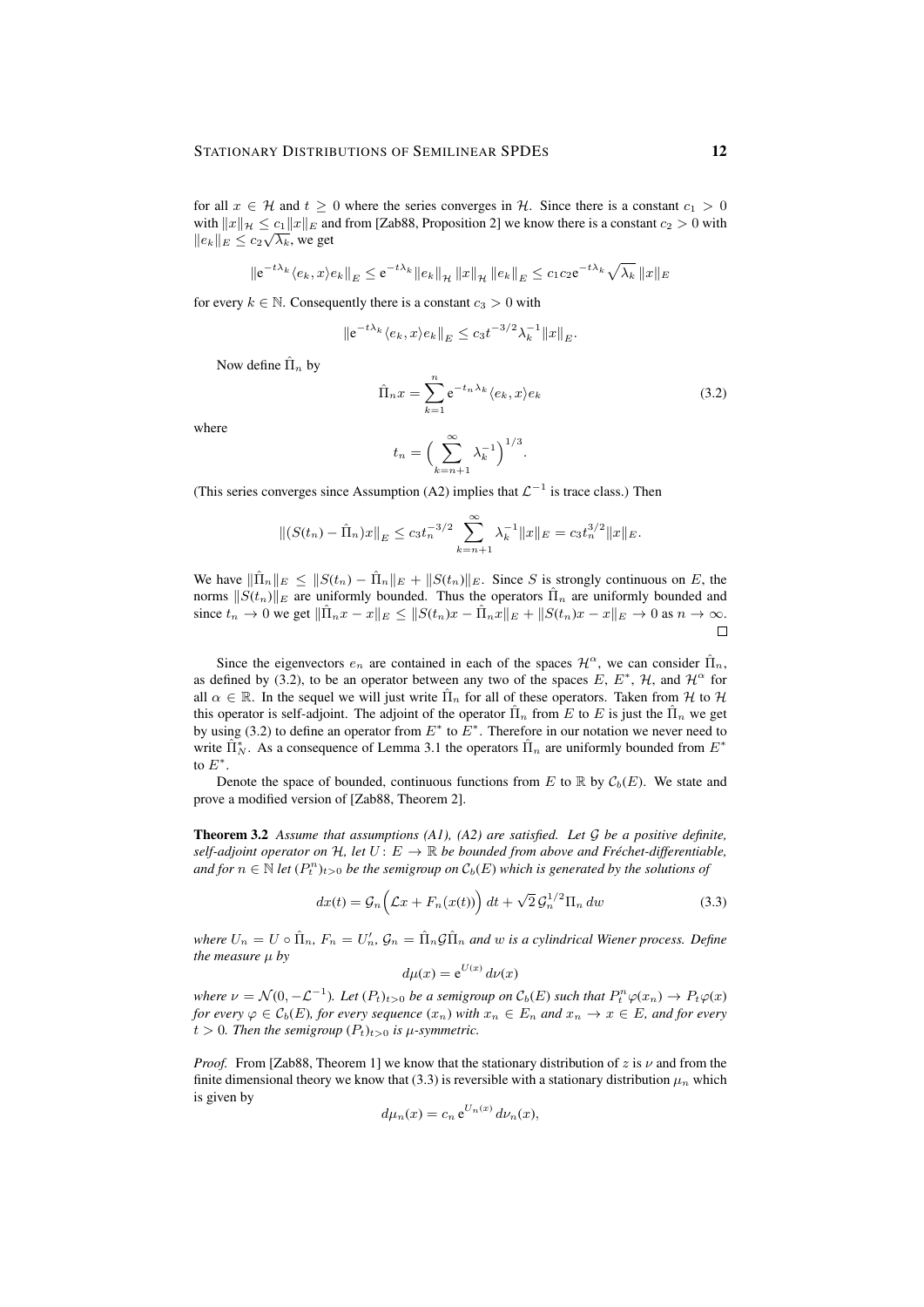for all $x \in \mathcal{H}$ and $t \geq 0$ where the series converges in $\mathcal{H}$. Since there is a constant $c_1 > 0$ with $\|x\|_{\mathcal{H}} \leq c_1 \|x\|_E$ and from [Zab88, Proposition 2] we know there is a constant $c_2 > 0$ with $\|e_k\|_E \leq c_2 \sqrt{\lambda_k}$, we get

$$\|\mathrm{e}^{-t\lambda_k} \langle e_k, x\rangle e_k\|_E \leq \mathrm{e}^{-t\lambda_k} \|e_k\|_{\mathcal{H}} \|x\|_{\mathcal{H}} \|e_k\|_E \leq c_1 c_2 \mathrm{e}^{-t\lambda_k} \sqrt{\lambda_k}\, \|x\|_E$$

for every $k \in \mathbb{N}$. Consequently there is a constant $c_3 > 0$ with

$$\|\mathrm{e}^{-t\lambda_k} \langle e_k, x\rangle e_k\|_E \leq c_3 t^{-3/2} \lambda_k^{-1} \|x\|_E.$$

Now define $\hat{\Pi}_n$ by

$$\hat{\Pi}_n x = \sum_{k=1}^{n} \mathrm{e}^{-t_n \lambda_k} \langle e_k, x\rangle e_k \tag{3.2}$$

where

$$t_n = \Big( \sum_{k=n+1}^{\infty} \lambda_k^{-1} \Big)^{1/3}.$$

(This series converges since Assumption (A2) implies that $\mathcal{L}^{-1}$ is trace class.) Then

$$\|(S(t_n) - \hat{\Pi}_n)x\|_E \leq c_3 t_n^{-3/2} \sum_{k=n+1}^{\infty} \lambda_k^{-1} \|x\|_E = c_3 t_n^{3/2} \|x\|_E.$$

We have $\|\hat{\Pi}_n\|_E \leq \|S(t_n) - \hat{\Pi}_n\|_E + \|S(t_n)\|_E$. Since $S$ is strongly continuous on $E$, the norms $\|S(t_n)\|_E$ are uniformly bounded. Thus the operators $\hat{\Pi}_n$ are uniformly bounded and since $t_n \to 0$ we get $\|\hat{\Pi}_n x - x\|_E \leq \|S(t_n)x - \hat{\Pi}_n x\|_E + \|S(t_n)x - x\|_E \to 0$ as $n \to \infty$. ◻

Since the eigenvectors $e_n$ are contained in each of the spaces $\mathcal{H}^\alpha$, we can consider $\hat{\Pi}_n$, as defined by (3.2), to be an operator between any two of the spaces $E$, $E^*$, $\mathcal{H}$, and $\mathcal{H}^\alpha$ for all $\alpha \in \mathbb{R}$. In the sequel we will just write $\hat{\Pi}_n$ for all of these operators. Taken from $\mathcal{H}$ to $\mathcal{H}$ this operator is self-adjoint. The adjoint of the operator $\hat{\Pi}_n$ from $E$ to $E$ is just the $\hat{\Pi}_n$ we get by using (3.2) to define an operator from $E^*$ to $E^*$. Therefore in our notation we never need to write $\hat{\Pi}_N^*$. As a consequence of Lemma 3.1 the operators $\hat{\Pi}_n$ are uniformly bounded from $E^*$ to $E^*$.

Denote the space of bounded, continuous functions from $E$ to $\mathbb{R}$ by $\mathcal{C}_b(E)$. We state and prove a modified version of [Zab88, Theorem 2].

**Theorem 3.2** *Assume that assumptions (A1), (A2) are satisfied. Let $\mathcal{G}$ be a positive definite, self-adjoint operator on $\mathcal{H}$, let $U \colon E \to \mathbb{R}$ be bounded from above and Fréchet-differentiable, and for $n \in \mathbb{N}$ let $(P_t^n)_{t>0}$ be the semigroup on $\mathcal{C}_b(E)$ which is generated by the solutions of*

$$dx(t) = \mathcal{G}_n\Big(\mathcal{L}x + F_n(x(t))\Big)\, dt + \sqrt{2}\, \mathcal{G}_n^{1/2} \Pi_n \, dw \tag{3.3}$$

*where $U_n = U \circ \hat{\Pi}_n$, $F_n = U_n'$, $\mathcal{G}_n = \hat{\Pi}_n \mathcal{G} \hat{\Pi}_n$ and $w$ is a cylindrical Wiener process. Define the measure $\mu$ by*

$$d\mu(x) = \mathrm{e}^{U(x)}\, d\nu(x)$$

*where $\nu = \mathcal{N}(0, -\mathcal{L}^{-1})$. Let $(P_t)_{t>0}$ be a semigroup on $\mathcal{C}_b(E)$ such that $P_t^n \varphi(x_n) \to P_t \varphi(x)$ for every $\varphi \in \mathcal{C}_b(E)$, for every sequence $(x_n)$ with $x_n \in E_n$ and $x_n \to x \in E$, and for every $t > 0$. Then the semigroup $(P_t)_{t>0}$ is $\mu$-symmetric.*

*Proof.* From [Zab88, Theorem 1] we know that the stationary distribution of $z$ is $\nu$ and from the finite dimensional theory we know that (3.3) is reversible with a stationary distribution $\mu_n$ which is given by

$$d\mu_n(x) = c_n\, \mathrm{e}^{U_n(x)}\, d\nu_n(x),$$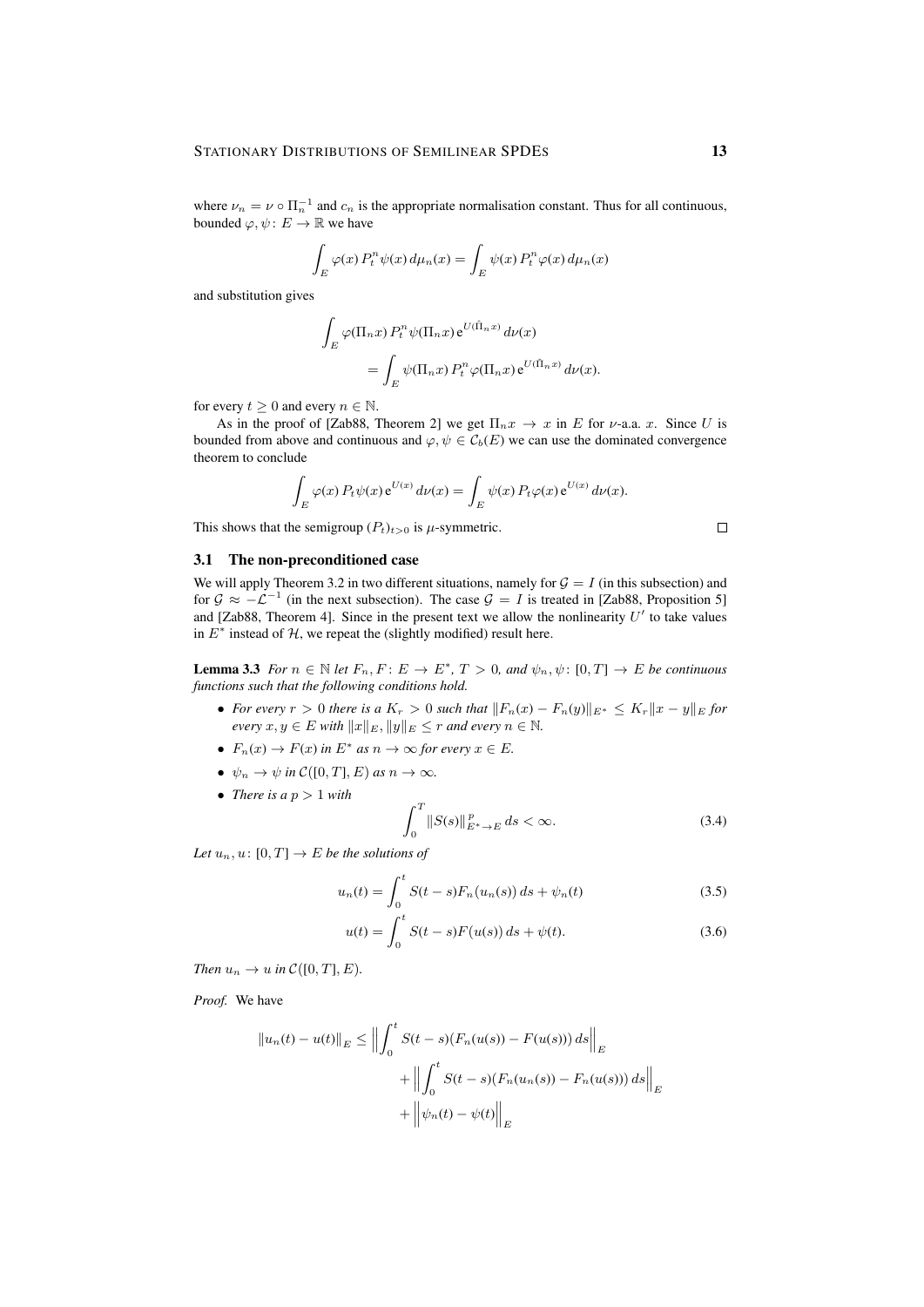where $\nu_n = \nu \circ \Pi_n^{-1}$ and $c_n$ is the appropriate normalisation constant. Thus for all continuous, bounded $\varphi, \psi \colon E \to \mathbb{R}$ we have

$$\int_E \varphi(x)\, P_t^n \psi(x)\, d\mu_n(x) = \int_E \psi(x)\, P_t^n \varphi(x)\, d\mu_n(x)$$

and substitution gives

$$\begin{aligned}\int_E \varphi(\Pi_n x)\, P_t^n \psi(\Pi_n x)\, \mathrm{e}^{U(\hat{\Pi}_n x)}\, d\nu(x) \\ = \int_E \psi(\Pi_n x)\, P_t^n \varphi(\Pi_n x)\, \mathrm{e}^{U(\hat{\Pi}_n x)}\, d\nu(x).\end{aligned}$$

for every $t \geq 0$ and every $n \in \mathbb{N}$.

As in the proof of [Zab88, Theorem 2] we get $\Pi_n x \to x$ in $E$ for $\nu$-a.a. $x$. Since $U$ is bounded from above and continuous and $\varphi, \psi \in \mathcal{C}_b(E)$ we can use the dominated convergence theorem to conclude

$$\int_E \varphi(x)\, P_t \psi(x)\, \mathrm{e}^{U(x)}\, d\nu(x) = \int_E \psi(x)\, P_t \varphi(x)\, \mathrm{e}^{U(x)}\, d\nu(x).$$

This shows that the semigroup $(P_t)_{t>0}$ is $\mu$-symmetric. □

## 3.1 The non-preconditioned case

We will apply Theorem 3.2 in two different situations, namely for $\mathcal{G} = I$ (in this subsection) and for $\mathcal{G} \approx -\mathcal{L}^{-1}$ (in the next subsection). The case $\mathcal{G} = I$ is treated in [Zab88, Proposition 5] and [Zab88, Theorem 4]. Since in the present text we allow the nonlinearity $U'$ to take values in $E^*$ instead of $\mathcal{H}$, we repeat the (slightly modified) result here.

**Lemma 3.3** *For $n \in \mathbb{N}$ let $F_n, F \colon E \to E^*$, $T > 0$, and $\psi_n, \psi \colon [0,T] \to E$ be continuous functions such that the following conditions hold.*

- *For every $r > 0$ there is a $K_r > 0$ such that $\|F_n(x) - F_n(y)\|_{E^*} \leq K_r \|x - y\|_E$ for every $x, y \in E$ with $\|x\|_E, \|y\|_E \leq r$ and every $n \in \mathbb{N}$.*
- *$F_n(x) \to F(x)$ in $E^*$ as $n \to \infty$ for every $x \in E$.*
- *$\psi_n \to \psi$ in $\mathcal{C}([0,T], E)$ as $n \to \infty$.*
- *There is a $p > 1$ with*

$$\int_0^T \|S(s)\|_{E^* \to E}^p\, ds < \infty. \tag{3.4}$$

*Let $u_n, u \colon [0,T] \to E$ be the solutions of*

$$u_n(t) = \int_0^t S(t-s) F_n\big(u_n(s)\big)\, ds + \psi_n(t) \tag{3.5}$$

$$u(t) = \int_0^t S(t-s) F\big(u(s)\big)\, ds + \psi(t). \tag{3.6}$$

*Then $u_n \to u$ in $\mathcal{C}([0,T], E)$.*

*Proof.* We have

$$\begin{aligned}\|u_n(t) - u(t)\|_E \leq \Big\| \int_0^t S(t-s)\big(F_n(u(s)) - F(u(s))\big)\, ds \Big\|_E \\ + \Big\| \int_0^t S(t-s)\big(F_n(u_n(s)) - F_n(u(s))\big)\, ds \Big\|_E \\ + \Big\| \psi_n(t) - \psi(t) \Big\|_E\end{aligned}$$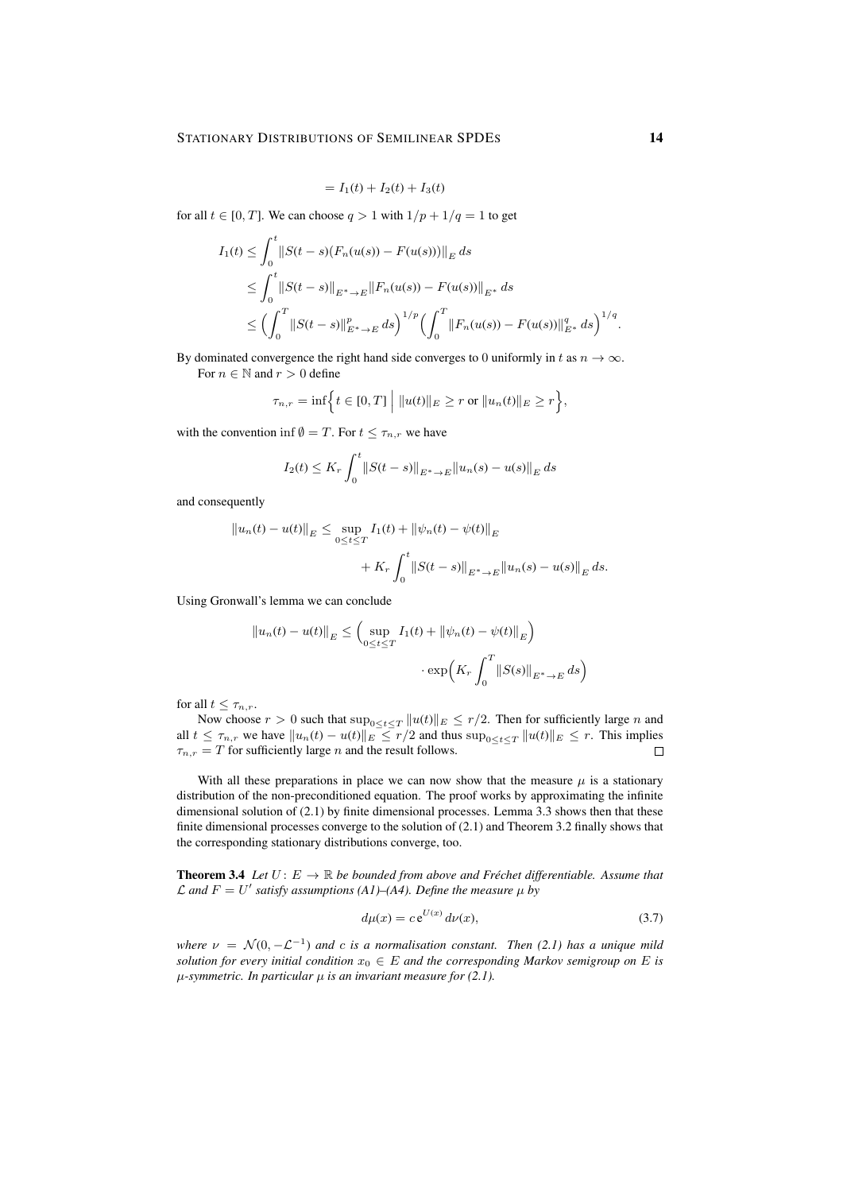$$= I_1(t) + I_2(t) + I_3(t)$$

for all $t \in [0, T]$. We can choose $q > 1$ with $1/p + 1/q = 1$ to get

$$\begin{aligned}
I_1(t) &\leq \int_0^t \big\| S(t-s)\big(F_n(u(s)) - F(u(s))\big)\big\|_E \, ds \\
&\leq \int_0^t \big\| S(t-s) \big\|_{E^* \to E} \big\| F_n(u(s)) - F(u(s)) \big\|_{E^*} \, ds \\
&\leq \Big( \int_0^T \big\| S(t-s) \big\|_{E^* \to E}^p \, ds \Big)^{1/p} \Big( \int_0^T \big\| F_n(u(s)) - F(u(s)) \big\|_{E^*}^q \, ds \Big)^{1/q}.
\end{aligned}$$

By dominated convergence the right hand side converges to 0 uniformly in $t$ as $n \to \infty$.

For $n \in \mathbb{N}$ and $r > 0$ define

$$\tau_{n,r} = \inf\Big\{ t \in [0,T] \;\Big|\; \|u(t)\|_E \geq r \text{ or } \|u_n(t)\|_E \geq r \Big\},$$

with the convention $\inf \emptyset = T$. For $t \leq \tau_{n,r}$ we have

$$I_2(t) \leq K_r \int_0^t \big\| S(t-s) \big\|_{E^* \to E} \big\| u_n(s) - u(s) \big\|_E \, ds$$

and consequently

$$\begin{aligned}
\big\| u_n(t) - u(t) \big\|_E \leq \sup_{0 \leq t \leq T} I_1(t) + \big\| \psi_n(t) - \psi(t) \big\|_E \\
+ K_r \int_0^t \big\| S(t-s) \big\|_{E^* \to E} \big\| u_n(s) - u(s) \big\|_E \, ds.
\end{aligned}$$

Using Gronwall's lemma we can conclude

$$\begin{aligned}
\big\| u_n(t) - u(t) \big\|_E \leq \Big( \sup_{0 \leq t \leq T} I_1(t) + \big\| \psi_n(t) - \psi(t) \big\|_E \Big) \\
\cdot \exp\Big( K_r \int_0^T \big\| S(s) \big\|_{E^* \to E} \, ds \Big)
\end{aligned}$$

for all $t \leq \tau_{n,r}$.

Now choose $r > 0$ such that $\sup_{0 \leq t \leq T} \|u(t)\|_E \leq r/2$. Then for sufficiently large $n$ and all $t \leq \tau_{n,r}$ we have $\|u_n(t) - u(t)\|_E \leq r/2$ and thus $\sup_{0 \leq t \leq T} \|u(t)\|_E \leq r$. This implies $\tau_{n,r} = T$ for sufficiently large $n$ and the result follows. □

With all these preparations in place we can now show that the measure $\mu$ is a stationary distribution of the non-preconditioned equation. The proof works by approximating the infinite dimensional solution of (2.1) by finite dimensional processes. Lemma 3.3 shows then that these finite dimensional processes converge to the solution of (2.1) and Theorem 3.2 finally shows that the corresponding stationary distributions converge, too.

**Theorem 3.4** *Let $U \colon E \to \mathbb{R}$ be bounded from above and Fréchet differentiable. Assume that $\mathcal{L}$ and $F = U'$ satisfy assumptions (A1)–(A4). Define the measure $\mu$ by*

$$d\mu(x) = c\, e^{U(x)} \, d\nu(x), \tag{3.7}$$

*where $\nu = \mathcal{N}(0, -\mathcal{L}^{-1})$ and $c$ is a normalisation constant. Then (2.1) has a unique mild solution for every initial condition $x_0 \in E$ and the corresponding Markov semigroup on $E$ is $\mu$-symmetric. In particular $\mu$ is an invariant measure for (2.1).*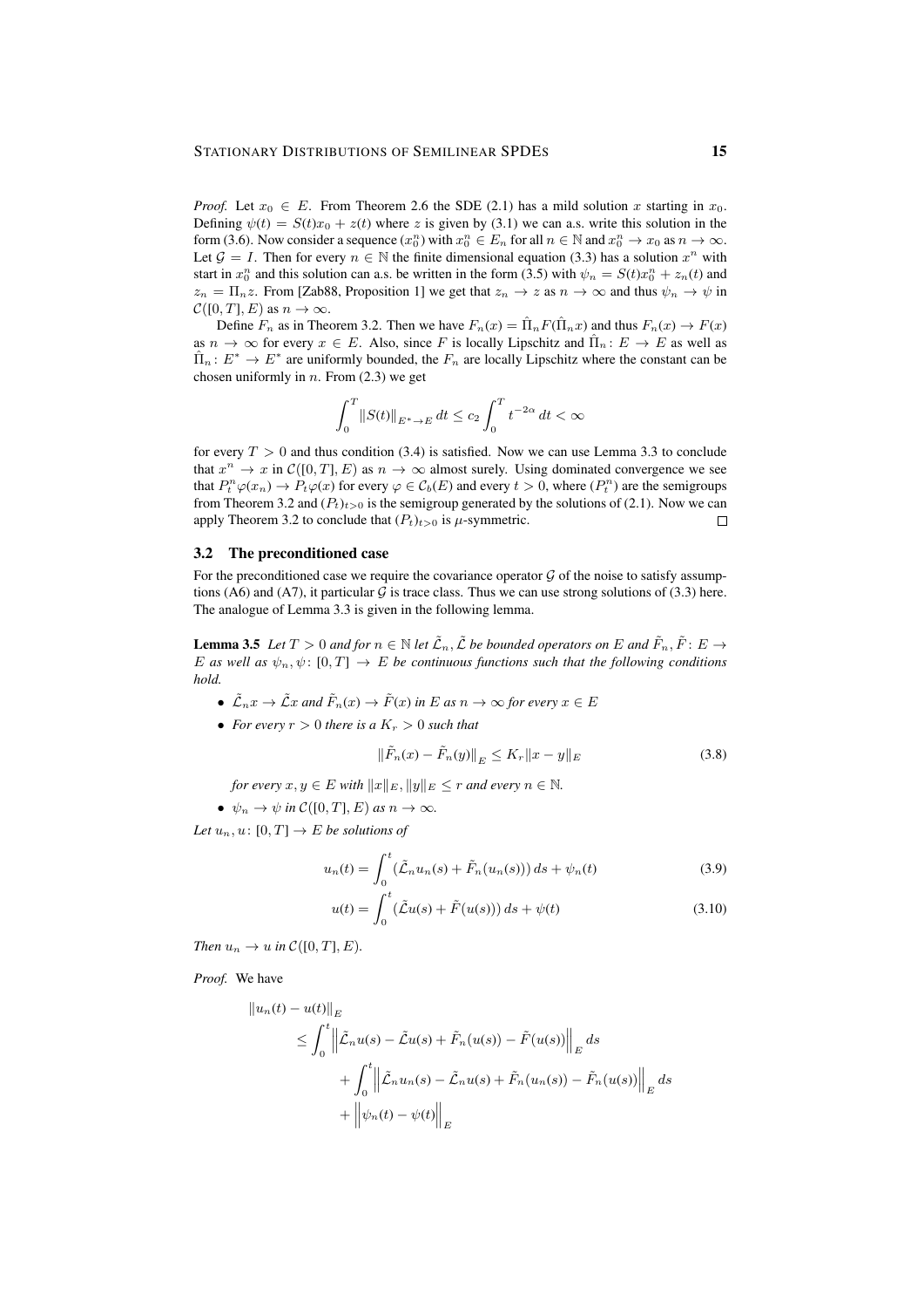*Proof.* Let $x_0 \in E$. From Theorem 2.6 the SDE (2.1) has a mild solution $x$ starting in $x_0$. Defining $\psi(t) = S(t)x_0 + z(t)$ where $z$ is given by (3.1) we can a.s. write this solution in the form (3.6). Now consider a sequence $(x_0^n)$ with $x_0^n \in E_n$ for all $n \in \mathbb{N}$ and $x_0^n \to x_0$ as $n \to \infty$. Let $\mathcal{G} = I$. Then for every $n \in \mathbb{N}$ the finite dimensional equation (3.3) has a solution $x^n$ with start in $x_0^n$ and this solution can a.s. be written in the form (3.5) with $\psi_n = S(t)x_0^n + z_n(t)$ and $z_n = \Pi_n z$. From [Zab88, Proposition 1] we get that $z_n \to z$ as $n \to \infty$ and thus $\psi_n \to \psi$ in $\mathcal{C}([0,T], E)$ as $n \to \infty$.

Define $F_n$ as in Theorem 3.2. Then we have $F_n(x) = \hat{\Pi}_n F(\hat{\Pi}_n x)$ and thus $F_n(x) \to F(x)$ as $n \to \infty$ for every $x \in E$. Also, since $F$ is locally Lipschitz and $\hat{\Pi}_n : E \to E$ as well as $\hat{\Pi}_n : E^* \to E^*$ are uniformly bounded, the $F_n$ are locally Lipschitz where the constant can be chosen uniformly in $n$. From (2.3) we get

$$\int_0^T \|S(t)\|_{E^* \to E} \, dt \leq c_2 \int_0^T t^{-2\alpha} \, dt < \infty$$

for every $T > 0$ and thus condition (3.4) is satisfied. Now we can use Lemma 3.3 to conclude that $x^n \to x$ in $\mathcal{C}([0,T], E)$ as $n \to \infty$ almost surely. Using dominated convergence we see that $P_t^n \varphi(x_n) \to P_t \varphi(x)$ for every $\varphi \in \mathcal{C}_b(E)$ and every $t > 0$, where $(P_t^n)$ are the semigroups from Theorem 3.2 and $(P_t)_{t>0}$ is the semigroup generated by the solutions of (2.1). Now we can apply Theorem 3.2 to conclude that $(P_t)_{t>0}$ is $\mu$-symmetric. □

## 3.2 The preconditioned case

For the preconditioned case we require the covariance operator $\mathcal{G}$ of the noise to satisfy assumptions (A6) and (A7), it particular $\mathcal{G}$ is trace class. Thus we can use strong solutions of (3.3) here. The analogue of Lemma 3.3 is given in the following lemma.

**Lemma 3.5** *Let $T > 0$ and for $n \in \mathbb{N}$ let $\tilde{\mathcal{L}}_n, \tilde{\mathcal{L}}$ be bounded operators on $E$ and $\tilde{F}_n, \tilde{F} \colon E \to E$ as well as $\psi_n, \psi \colon [0,T] \to E$ be continuous functions such that the following conditions hold.*

- *$\tilde{\mathcal{L}}_n x \to \tilde{\mathcal{L}} x$ and $\tilde{F}_n(x) \to \tilde{F}(x)$ in $E$ as $n \to \infty$ for every $x \in E$*
- *For every $r > 0$ there is a $K_r > 0$ such that*

$$\|\tilde{F}_n(x) - \tilde{F}_n(y)\|_E \leq K_r \|x - y\|_E \tag{3.8}$$

  *for every $x, y \in E$ with $\|x\|_E, \|y\|_E \leq r$ and every $n \in \mathbb{N}$.*
- *$\psi_n \to \psi$ in $\mathcal{C}([0,T], E)$ as $n \to \infty$.*

*Let $u_n, u \colon [0,T] \to E$ be solutions of*

$$u_n(t) = \int_0^t \left(\tilde{\mathcal{L}}_n u_n(s) + \tilde{F}_n(u_n(s))\right) ds + \psi_n(t) \tag{3.9}$$

$$u(t) = \int_0^t \left(\tilde{\mathcal{L}} u(s) + \tilde{F}(u(s))\right) ds + \psi(t) \tag{3.10}$$

*Then $u_n \to u$ in $\mathcal{C}([0,T], E)$.*

*Proof.* We have

$$\begin{aligned}
&\|u_n(t) - u(t)\|_E \\
&\quad \leq \int_0^t \left\| \tilde{\mathcal{L}}_n u(s) - \tilde{\mathcal{L}} u(s) + \tilde{F}_n(u(s)) - \tilde{F}(u(s)) \right\|_E ds \\
&\qquad + \int_0^t \left\| \tilde{\mathcal{L}}_n u_n(s) - \tilde{\mathcal{L}}_n u(s) + \tilde{F}_n(u_n(s)) - \tilde{F}_n(u(s)) \right\|_E ds \\
&\qquad + \left\| \psi_n(t) - \psi(t) \right\|_E
\end{aligned}$$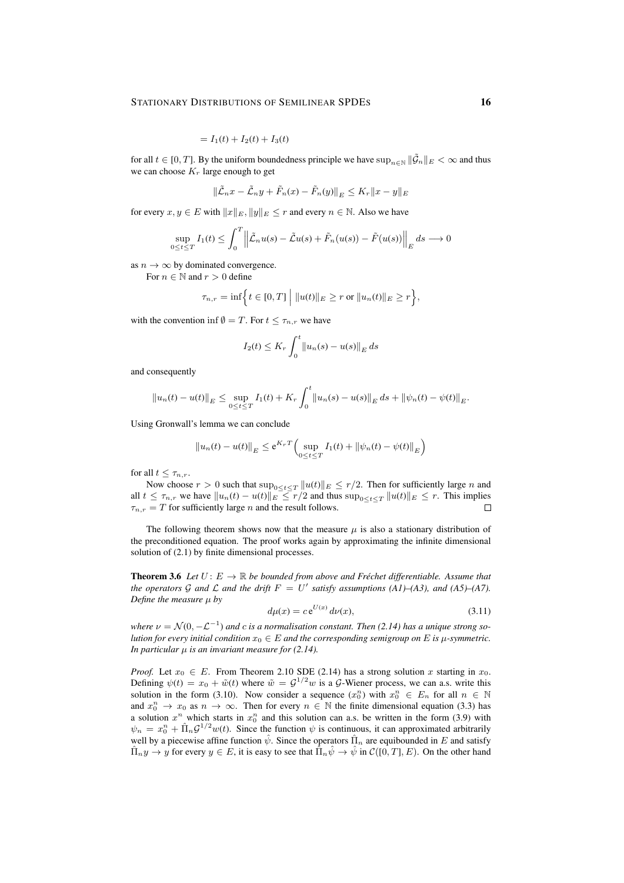$$= I_1(t) + I_2(t) + I_3(t)$$

for all $t \in [0,T]$. By the uniform boundedness principle we have $\sup_{n\in\mathbb{N}} \|\tilde{\mathcal{G}}_n\|_E < \infty$ and thus we can choose $K_r$ large enough to get

$$\|\tilde{\mathcal{L}}_n x - \tilde{\mathcal{L}}_n y + \tilde{F}_n(x) - \tilde{F}_n(y)\|_E \leq K_r \|x-y\|_E$$

for every $x, y \in E$ with $\|x\|_E, \|y\|_E \leq r$ and every $n \in \mathbb{N}$. Also we have

$$\sup_{0\leq t\leq T} I_1(t) \leq \int_0^T \Big\| \tilde{\mathcal{L}}_n u(s) - \tilde{\mathcal{L}} u(s) + \tilde{F}_n(u(s)) - \tilde{F}(u(s)) \Big\|_E \, ds \longrightarrow 0$$

as $n \to \infty$ by dominated convergence.

For $n \in \mathbb{N}$ and $r > 0$ define

$$\tau_{n,r} = \inf\Big\{ t \in [0,T] \;\Big|\; \|u(t)\|_E \geq r \text{ or } \|u_n(t)\|_E \geq r \Big\},$$

with the convention $\inf \emptyset = T$. For $t \leq \tau_{n,r}$ we have

$$I_2(t) \leq K_r \int_0^t \|u_n(s) - u(s)\|_E \, ds$$

and consequently

$$\|u_n(t) - u(t)\|_E \leq \sup_{0\leq t\leq T} I_1(t) + K_r \int_0^t \|u_n(s) - u(s)\|_E \, ds + \|\psi_n(t) - \psi(t)\|_E.$$

Using Gronwall's lemma we can conclude

$$\|u_n(t) - u(t)\|_E \leq \mathrm{e}^{K_r T} \Big( \sup_{0\leq t\leq T} I_1(t) + \|\psi_n(t) - \psi(t)\|_E \Big)$$

for all $t \leq \tau_{n,r}$.

Now choose $r > 0$ such that $\sup_{0\leq t\leq T} \|u(t)\|_E \leq r/2$. Then for sufficiently large $n$ and all $t \leq \tau_{n,r}$ we have $\|u_n(t) - u(t)\|_E \leq r/2$ and thus $\sup_{0\leq t\leq T} \|u(t)\|_E \leq r$. This implies $\tau_{n,r} = T$ for sufficiently large $n$ and the result follows. □

The following theorem shows now that the measure $\mu$ is also a stationary distribution of the preconditioned equation. The proof works again by approximating the infinite dimensional solution of (2.1) by finite dimensional processes.

**Theorem 3.6** *Let $U\colon E \to \mathbb{R}$ be bounded from above and Fréchet differentiable. Assume that the operators $\mathcal{G}$ and $\mathcal{L}$ and the drift $F = U'$ satisfy assumptions (A1)–(A3), and (A5)–(A7). Define the measure $\mu$ by*

$$d\mu(x) = c\,\mathrm{e}^{U(x)}\,d\nu(x), \tag{3.11}$$

*where $\nu = \mathcal{N}(0, -\mathcal{L}^{-1})$ and $c$ is a normalisation constant. Then (2.14) has a unique strong solution for every initial condition $x_0 \in E$ and the corresponding semigroup on $E$ is $\mu$-symmetric. In particular $\mu$ is an invariant measure for (2.14).*

*Proof.* Let $x_0 \in E$. From Theorem 2.10 SDE (2.14) has a strong solution $x$ starting in $x_0$. Defining $\psi(t) = x_0 + \tilde{w}(t)$ where $\tilde{w} = \mathcal{G}^{1/2} w$ is a $\mathcal{G}$-Wiener process, we can a.s. write this solution in the form (3.10). Now consider a sequence $(x_0^n)$ with $x_0^n \in E_n$ for all $n \in \mathbb{N}$ and $x_0^n \to x_0$ as $n \to \infty$. Then for every $n \in \mathbb{N}$ the finite dimensional equation (3.3) has a solution $x^n$ which starts in $x_0^n$ and this solution can a.s. be written in the form (3.9) with $\psi_n = x_0^n + \hat{\Pi}_n \mathcal{G}^{1/2} w(t)$. Since the function $\psi$ is continuous, it can approximated arbitrarily well by a piecewise affine function $\hat{\psi}$. Since the operators $\hat{\Pi}_n$ are equibounded in $E$ and satisfy $\hat{\Pi}_n y \to y$ for every $y \in E$, it is easy to see that $\hat{\Pi}_n \hat{\psi} \to \hat{\psi}$ in $\mathcal{C}([0,T], E)$. On the other hand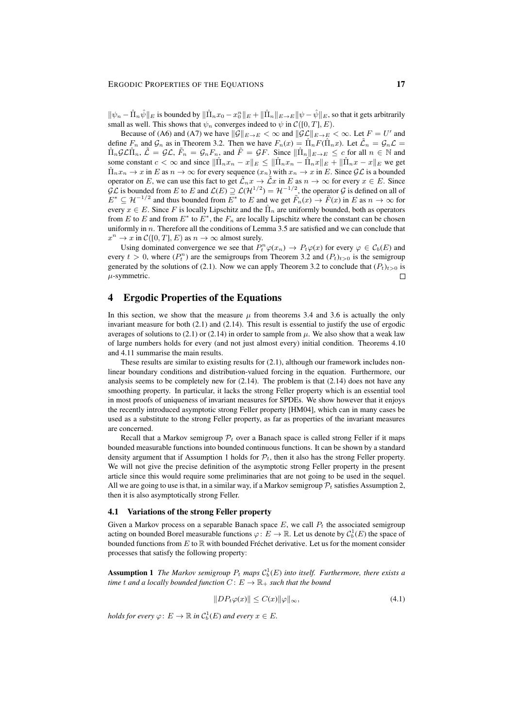$\|\psi_n - \hat{\Pi}_n\hat{\psi}\|_E$ is bounded by $\|\hat{\Pi}_n x_0 - x_0^n\|_E + \|\hat{\Pi}_n\|_{E\to E}\|\psi - \hat{\psi}\|_E$, so that it gets arbitrarily small as well. This shows that $\psi_n$ converges indeed to $\psi$ in $\mathcal{C}([0,T],E)$.

Because of (A6) and (A7) we have $\|\mathcal{G}\|_{E\to E} < \infty$ and $\|\mathcal{G}\mathcal{L}\|_{E\to E} < \infty$. Let $F = U'$ and define $F_n$ and $\mathcal{G}_n$ as in Theorem 3.2. Then we have $F_n(x) = \hat{\Pi}_n F(\hat{\Pi}_n x)$. Let $\tilde{\mathcal{L}}_n = \mathcal{G}_n\mathcal{L} = \hat{\Pi}_n\mathcal{G}\mathcal{L}\hat{\Pi}_n$, $\tilde{\mathcal{L}} = \mathcal{G}\mathcal{L}$, $\tilde{F}_n = \mathcal{G}_n F_n$, and $\tilde{F} = \mathcal{G}F$. Since $\|\hat{\Pi}_n\|_{E\to E} \leq c$ for all $n \in \mathbb{N}$ and some constant $c < \infty$ and since $\|\hat{\Pi}_n x_n - x\|_E \leq \|\hat{\Pi}_n x_n - \hat{\Pi}_n x\|_E + \|\hat{\Pi}_n x - x\|_E$ we get $\hat{\Pi}_n x_n \to x$ in $E$ as $n \to \infty$ for every sequence $(x_n)$ with $x_n \to x$ in $E$. Since $\mathcal{G}\mathcal{L}$ is a bounded operator on $E$, we can use this fact to get $\tilde{\mathcal{L}}_n x \to \tilde{\mathcal{L}} x$ in $E$ as $n \to \infty$ for every $x \in E$. Since $\mathcal{G}\mathcal{L}$ is bounded from $E$ to $E$ and $\mathcal{L}(E) \supseteq \mathcal{L}(\mathcal{H}^{1/2}) = \mathcal{H}^{-1/2}$, the operator $\mathcal{G}$ is defined on all of $E^* \subseteq \mathcal{H}^{-1/2}$ and thus bounded from $E^*$ to $E$ and we get $\tilde{F}_n(x) \to \tilde{F}(x)$ in $E$ as $n \to \infty$ for every $x \in E$. Since $F$ is locally Lipschitz and the $\hat{\Pi}_n$ are uniformly bounded, both as operators from $E$ to $E$ and from $E^*$ to $E^*$, the $F_n$ are locally Lipschitz where the constant can be chosen uniformly in $n$. Therefore all the conditions of Lemma 3.5 are satisfied and we can conclude that $x^n \to x$ in $\mathcal{C}([0,T],E)$ as $n \to \infty$ almost surely.

Using dominated convergence we see that $P_t^n\varphi(x_n) \to P_t\varphi(x)$ for every $\varphi \in \mathcal{C}_b(E)$ and every $t > 0$, where $(P_t^n)$ are the semigroups from Theorem 3.2 and $(P_t)_{t>0}$ is the semigroup generated by the solutions of (2.1). Now we can apply Theorem 3.2 to conclude that $(P_t)_{t>0}$ is $\mu$-symmetric. □

# 4 Ergodic Properties of the Equations

In this section, we show that the measure $\mu$ from theorems 3.4 and 3.6 is actually the only invariant measure for both (2.1) and (2.14). This result is essential to justify the use of ergodic averages of solutions to (2.1) or (2.14) in order to sample from $\mu$. We also show that a weak law of large numbers holds for every (and not just almost every) initial condition. Theorems 4.10 and 4.11 summarise the main results.

These results are similar to existing results for (2.1), although our framework includes non-linear boundary conditions and distribution-valued forcing in the equation. Furthermore, our analysis seems to be completely new for (2.14). The problem is that (2.14) does not have any smoothing property. In particular, it lacks the strong Feller property which is an essential tool in most proofs of uniqueness of invariant measures for SPDEs. We show however that it enjoys the recently introduced asymptotic strong Feller property [HM04], which can in many cases be used as a substitute to the strong Feller property, as far as properties of the invariant measures are concerned.

Recall that a Markov semigroup $\mathcal{P}_t$ over a Banach space is called strong Feller if it maps bounded measurable functions into bounded continuous functions. It can be shown by a standard density argument that if Assumption 1 holds for $\mathcal{P}_t$, then it also has the strong Feller property. We will not give the precise definition of the asymptotic strong Feller property in the present article since this would require some preliminaries that are not going to be used in the sequel. All we are going to use is that, in a similar way, if a Markov semigroup $\mathcal{P}_t$ satisfies Assumption 2, then it is also asymptotically strong Feller.

## 4.1 Variations of the strong Feller property

Given a Markov process on a separable Banach space $E$, we call $P_t$ the associated semigroup acting on bounded Borel measurable functions $\varphi\colon E \to \mathbb{R}$. Let us denote by $\mathcal{C}_b^1(E)$ the space of bounded functions from $E$ to $\mathbb{R}$ with bounded Fréchet derivative. Let us for the moment consider processes that satisfy the following property:

**Assumption 1** *The Markov semigroup $P_t$ maps $\mathcal{C}_b^1(E)$ into itself. Furthermore, there exists a time $t$ and a locally bounded function $C\colon E \to \mathbb{R}_+$ such that the bound*

$$\|DP_t\varphi(x)\| \leq C(x)\|\varphi\|_\infty, \tag{4.1}$$

*holds for every $\varphi\colon E \to \mathbb{R}$ in $\mathcal{C}_b^1(E)$ and every $x \in E$.*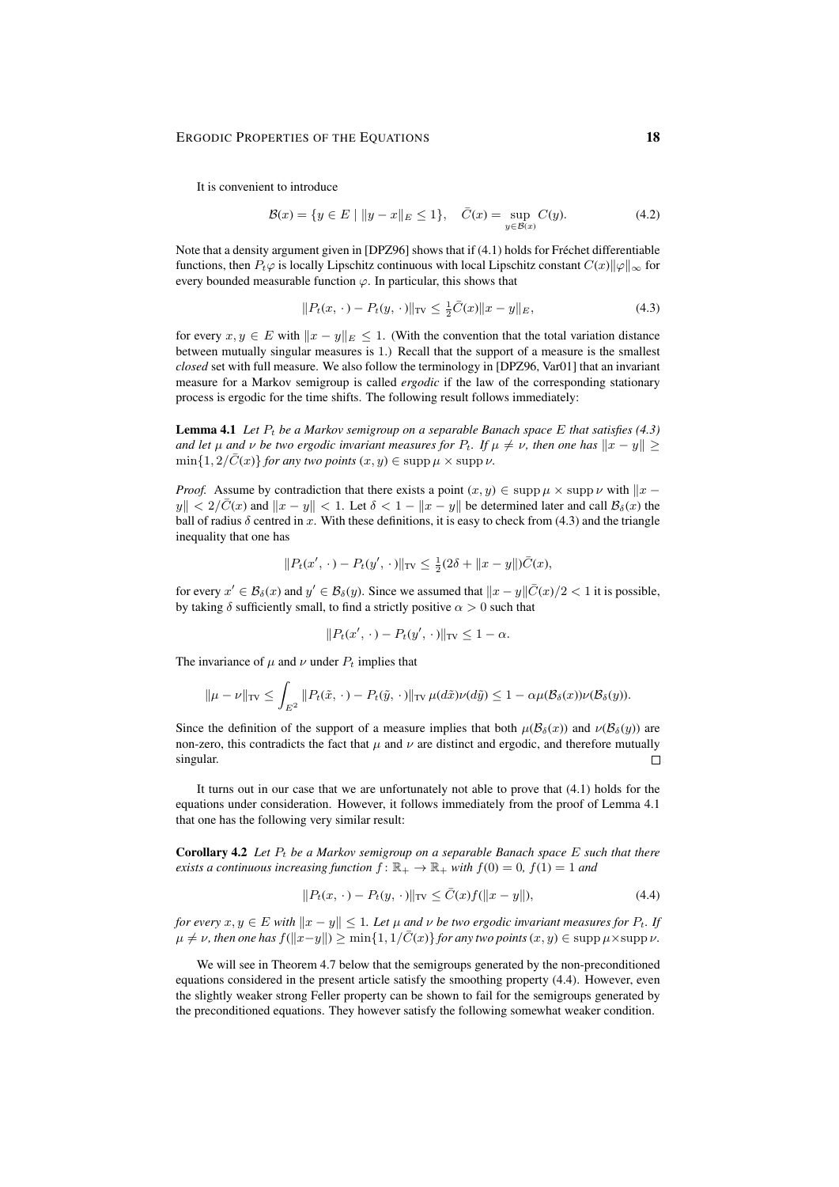It is convenient to introduce

$$\mathcal{B}(x) = \{y \in E \mid \|y - x\|_E \le 1\}, \quad \bar{C}(x) = \sup_{y \in \mathcal{B}(x)} C(y). \tag{4.2}$$

Note that a density argument given in [DPZ96] shows that if (4.1) holds for Fréchet differentiable functions, then $P_t\varphi$ is locally Lipschitz continuous with local Lipschitz constant $C(x)\|\varphi\|_\infty$ for every bounded measurable function $\varphi$. In particular, this shows that

$$\|P_t(x, \cdot) - P_t(y, \cdot)\|_{\mathrm{TV}} \le \tfrac{1}{2}\bar{C}(x)\|x - y\|_E, \tag{4.3}$$

for every $x, y \in E$ with $\|x - y\|_E \le 1$. (With the convention that the total variation distance between mutually singular measures is 1.) Recall that the support of a measure is the smallest *closed* set with full measure. We also follow the terminology in [DPZ96, Var01] that an invariant measure for a Markov semigroup is called *ergodic* if the law of the corresponding stationary process is ergodic for the time shifts. The following result follows immediately:

**Lemma 4.1** *Let $P_t$ be a Markov semigroup on a separable Banach space $E$ that satisfies (4.3) and let $\mu$ and $\nu$ be two ergodic invariant measures for $P_t$. If $\mu \neq \nu$, then one has $\|x - y\| \ge \min\{1, 2/\bar{C}(x)\}$ for any two points $(x, y) \in \operatorname{supp}\mu \times \operatorname{supp}\nu$.*

*Proof.* Assume by contradiction that there exists a point $(x, y) \in \operatorname{supp}\mu \times \operatorname{supp}\nu$ with $\|x - y\| < 2/\bar{C}(x)$ and $\|x - y\| < 1$. Let $\delta < 1 - \|x - y\|$ be determined later and call $\mathcal{B}_\delta(x)$ the ball of radius $\delta$ centred in $x$. With these definitions, it is easy to check from (4.3) and the triangle inequality that one has

$$\|P_t(x', \cdot) - P_t(y', \cdot)\|_{\mathrm{TV}} \le \tfrac{1}{2}(2\delta + \|x - y\|)\bar{C}(x),$$

for every $x' \in \mathcal{B}_\delta(x)$ and $y' \in \mathcal{B}_\delta(y)$. Since we assumed that $\|x - y\|\bar{C}(x)/2 < 1$ it is possible, by taking $\delta$ sufficiently small, to find a strictly positive $\alpha > 0$ such that

$$\|P_t(x', \cdot) - P_t(y', \cdot)\|_{\mathrm{TV}} \le 1 - \alpha.$$

The invariance of $\mu$ and $\nu$ under $P_t$ implies that

$$\|\mu - \nu\|_{\mathrm{TV}} \le \int_{E^2} \|P_t(\tilde{x}, \cdot) - P_t(\tilde{y}, \cdot)\|_{\mathrm{TV}}\, \mu(d\tilde{x})\nu(d\tilde{y}) \le 1 - \alpha\mu(\mathcal{B}_\delta(x))\nu(\mathcal{B}_\delta(y)).$$

Since the definition of the support of a measure implies that both $\mu(\mathcal{B}_\delta(x))$ and $\nu(\mathcal{B}_\delta(y))$ are non-zero, this contradicts the fact that $\mu$ and $\nu$ are distinct and ergodic, and therefore mutually singular. □

It turns out in our case that we are unfortunately not able to prove that (4.1) holds for the equations under consideration. However, it follows immediately from the proof of Lemma 4.1 that one has the following very similar result:

**Corollary 4.2** *Let $P_t$ be a Markov semigroup on a separable Banach space $E$ such that there exists a continuous increasing function $f \colon \mathbb{R}_+ \to \mathbb{R}_+$ with $f(0) = 0$, $f(1) = 1$ and*

$$\|P_t(x, \cdot) - P_t(y, \cdot)\|_{\mathrm{TV}} \le \bar{C}(x)f(\|x - y\|), \tag{4.4}$$

*for every $x, y \in E$ with $\|x - y\| \le 1$. Let $\mu$ and $\nu$ be two ergodic invariant measures for $P_t$. If $\mu \neq \nu$, then one has $f(\|x - y\|) \ge \min\{1, 1/\bar{C}(x)\}$ for any two points $(x, y) \in \operatorname{supp}\mu \times \operatorname{supp}\nu$.*

We will see in Theorem 4.7 below that the semigroups generated by the non-preconditioned equations considered in the present article satisfy the smoothing property (4.4). However, even the slightly weaker strong Feller property can be shown to fail for the semigroups generated by the preconditioned equations. They however satisfy the following somewhat weaker condition.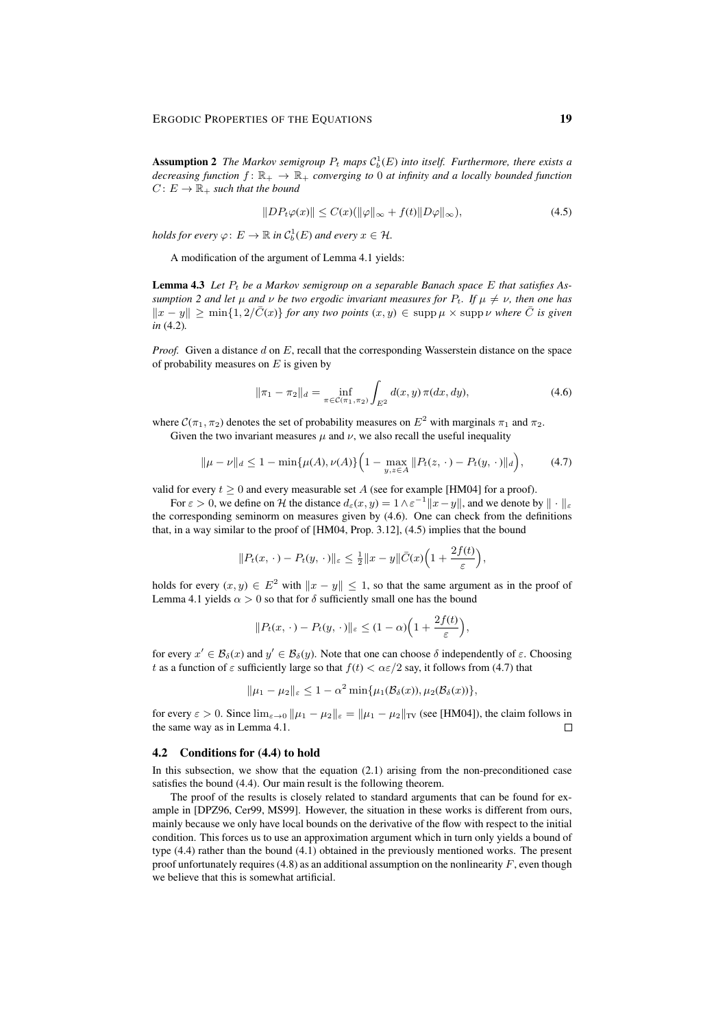**Assumption 2** *The Markov semigroup $P_t$ maps $\mathcal{C}_b^1(E)$ into itself. Furthermore, there exists a decreasing function $f\colon \mathbb{R}_+ \to \mathbb{R}_+$ converging to $0$ at infinity and a locally bounded function $C\colon E \to \mathbb{R}_+$ such that the bound*

$$\|DP_t\varphi(x)\| \leq C(x)(\|\varphi\|_\infty + f(t)\|D\varphi\|_\infty), \tag{4.5}$$

*holds for every $\varphi\colon E \to \mathbb{R}$ in $\mathcal{C}_b^1(E)$ and every $x \in \mathcal{H}$.*

A modification of the argument of Lemma 4.1 yields:

**Lemma 4.3** *Let $P_t$ be a Markov semigroup on a separable Banach space $E$ that satisfies Assumption 2 and let $\mu$ and $\nu$ be two ergodic invariant measures for $P_t$. If $\mu \neq \nu$, then one has $\|x - y\| \geq \min\{1, 2/\bar{C}(x)\}$ for any two points $(x, y) \in \operatorname{supp}\mu \times \operatorname{supp}\nu$ where $\bar{C}$ is given in* (4.2)*.*

*Proof.* Given a distance $d$ on $E$, recall that the corresponding Wasserstein distance on the space of probability measures on $E$ is given by

$$\|\pi_1 - \pi_2\|_d = \inf_{\pi \in \mathcal{C}(\pi_1, \pi_2)} \int_{E^2} d(x, y)\, \pi(dx, dy), \tag{4.6}$$

where $\mathcal{C}(\pi_1, \pi_2)$ denotes the set of probability measures on $E^2$ with marginals $\pi_1$ and $\pi_2$.

Given the two invariant measures $\mu$ and $\nu$, we also recall the useful inequality

$$\|\mu - \nu\|_d \leq 1 - \min\{\mu(A), \nu(A)\}\Big(1 - \max_{y,z \in A} \|P_t(z,\,\cdot\,) - P_t(y,\,\cdot\,)\|_d\Big), \tag{4.7}$$

valid for every $t \geq 0$ and every measurable set $A$ (see for example [HM04] for a proof).

For $\varepsilon > 0$, we define on $\mathcal{H}$ the distance $d_\varepsilon(x, y) = 1 \wedge \varepsilon^{-1}\|x - y\|$, and we denote by $\|\cdot\|_\varepsilon$ the corresponding seminorm on measures given by (4.6). One can check from the definitions that, in a way similar to the proof of [HM04, Prop. 3.12], (4.5) implies that the bound

$$\|P_t(x,\,\cdot\,) - P_t(y,\,\cdot\,)\|_\varepsilon \leq \tfrac{1}{2}\|x - y\|\bar{C}(x)\Big(1 + \frac{2f(t)}{\varepsilon}\Big),$$

holds for every $(x, y) \in E^2$ with $\|x - y\| \leq 1$, so that the same argument as in the proof of Lemma 4.1 yields $\alpha > 0$ so that for $\delta$ sufficiently small one has the bound

$$\|P_t(x,\,\cdot\,) - P_t(y,\,\cdot\,)\|_\varepsilon \leq (1 - \alpha)\Big(1 + \frac{2f(t)}{\varepsilon}\Big),$$

for every $x' \in \mathcal{B}_\delta(x)$ and $y' \in \mathcal{B}_\delta(y)$. Note that one can choose $\delta$ independently of $\varepsilon$. Choosing $t$ as a function of $\varepsilon$ sufficiently large so that $f(t) < \alpha\varepsilon/2$ say, it follows from (4.7) that

$$\|\mu_1 - \mu_2\|_\varepsilon \leq 1 - \alpha^2 \min\{\mu_1(\mathcal{B}_\delta(x)), \mu_2(\mathcal{B}_\delta(x))\},$$

for every $\varepsilon > 0$. Since $\lim_{\varepsilon \to 0} \|\mu_1 - \mu_2\|_\varepsilon = \|\mu_1 - \mu_2\|_{\mathrm{TV}}$ (see [HM04]), the claim follows in the same way as in Lemma 4.1. $\square$

### 4.2 Conditions for (4.4) to hold

In this subsection, we show that the equation (2.1) arising from the non-preconditioned case satisfies the bound (4.4). Our main result is the following theorem.

The proof of the results is closely related to standard arguments that can be found for example in [DPZ96, Cer99, MS99]. However, the situation in these works is different from ours, mainly because we only have local bounds on the derivative of the flow with respect to the initial condition. This forces us to use an approximation argument which in turn only yields a bound of type (4.4) rather than the bound (4.1) obtained in the previously mentioned works. The present proof unfortunately requires (4.8) as an additional assumption on the nonlinearity $F$, even though we believe that this is somewhat artificial.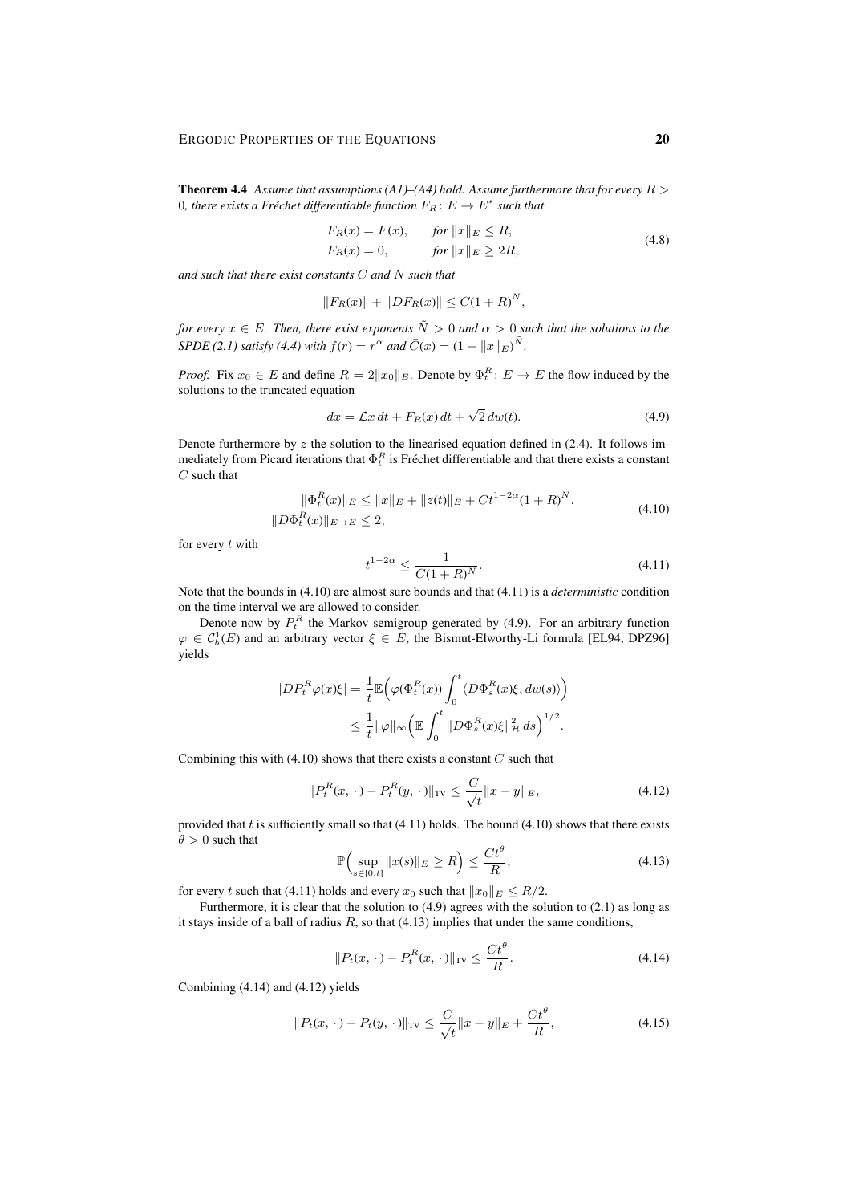**Theorem 4.4** *Assume that assumptions (A1)–(A4) hold. Assume furthermore that for every $R > 0$, there exists a Fréchet differentiable function $F_R \colon E \to E^*$ such that*

$$
\begin{aligned}
F_R(x) &= F(x), \qquad \text{for } \|x\|_E \le R, \\
F_R(x) &= 0, \qquad \text{for } \|x\|_E \ge 2R,
\end{aligned}
\tag{4.8}
$$

*and such that there exist constants $C$ and $N$ such that*

$$
\|F_R(x)\| + \|DF_R(x)\| \le C(1+R)^N,
$$

*for every $x \in E$. Then, there exist exponents $\tilde N > 0$ and $\alpha > 0$ such that the solutions to the SPDE (2.1) satisfy (4.4) with $f(r) = r^\alpha$ and $\tilde C(x) = (1 + \|x\|_E)^{\tilde N}$.*

*Proof.* Fix $x_0 \in E$ and define $R = 2\|x_0\|_E$. Denote by $\Phi_t^R \colon E \to E$ the flow induced by the solutions to the truncated equation

$$
dx = \mathcal{L}x\,dt + F_R(x)\,dt + \sqrt{2}\,dw(t). \tag{4.9}
$$

Denote furthermore by $z$ the solution to the linearised equation defined in (2.4). It follows immediately from Picard iterations that $\Phi_t^R$ is Fréchet differentiable and that there exists a constant $C$ such that

$$
\begin{aligned}
\|\Phi_t^R(x)\|_E &\le \|x\|_E + \|z(t)\|_E + Ct^{1-2\alpha}(1+R)^N, \\
\|D\Phi_t^R(x)\|_{E\to E} &\le 2,
\end{aligned}
\tag{4.10}
$$

for every $t$ with

$$
t^{1-2\alpha} \le \frac{1}{C(1+R)^N}. \tag{4.11}
$$

Note that the bounds in (4.10) are almost sure bounds and that (4.11) is a *deterministic* condition on the time interval we are allowed to consider.

Denote now by $P_t^R$ the Markov semigroup generated by (4.9). For an arbitrary function $\varphi \in \mathcal{C}_b^1(E)$ and an arbitrary vector $\xi \in E$, the Bismut-Elworthy-Li formula [EL94, DPZ96] yields

$$
\begin{aligned}
|DP_t^R\varphi(x)\xi| &= \frac{1}{t}\mathbb{E}\Big(\varphi(\Phi_t^R(x))\int_0^t \langle D\Phi_s^R(x)\xi, dw(s)\rangle\Big) \\
&\le \frac{1}{t}\|\varphi\|_\infty\Big(\mathbb{E}\int_0^t \|D\Phi_s^R(x)\xi\|_{\mathcal{H}}^2\,ds\Big)^{1/2}.
\end{aligned}
$$

Combining this with (4.10) shows that there exists a constant $C$ such that

$$
\|P_t^R(x,\cdot\,) - P_t^R(y,\cdot\,)\|_{\mathrm{TV}} \le \frac{C}{\sqrt{t}}\|x-y\|_E, \tag{4.12}
$$

provided that $t$ is sufficiently small so that (4.11) holds. The bound (4.10) shows that there exists $\theta > 0$ such that

$$
\mathbb{P}\Big(\sup_{s\in[0,t]}\|x(s)\|_E \ge R\Big) \le \frac{Ct^\theta}{R}, \tag{4.13}
$$

for every $t$ such that (4.11) holds and every $x_0$ such that $\|x_0\|_E \le R/2$.

Furthermore, it is clear that the solution to (4.9) agrees with the solution to (2.1) as long as it stays inside of a ball of radius $R$, so that (4.13) implies that under the same conditions,

$$
\|P_t(x,\cdot\,) - P_t^R(x,\cdot\,)\|_{\mathrm{TV}} \le \frac{Ct^\theta}{R}. \tag{4.14}
$$

Combining (4.14) and (4.12) yields

$$
\|P_t(x,\cdot\,) - P_t(y,\cdot\,)\|_{\mathrm{TV}} \le \frac{C}{\sqrt{t}}\|x-y\|_E + \frac{Ct^\theta}{R}, \tag{4.15}
$$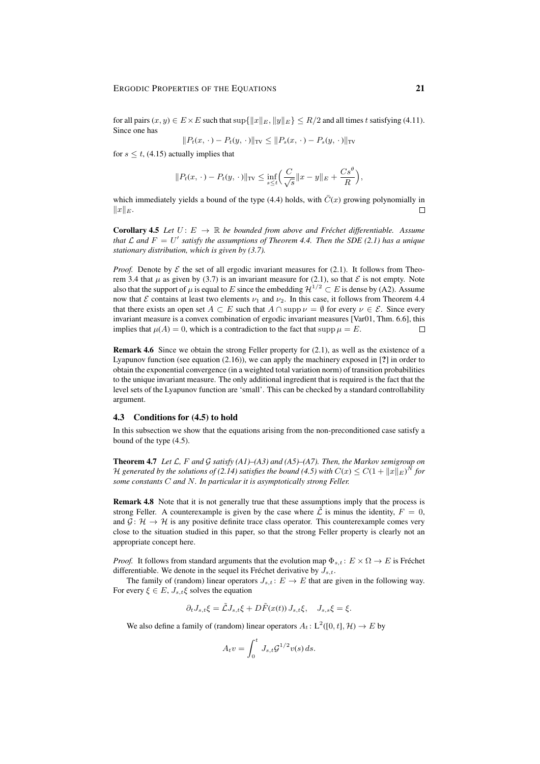for all pairs $(x, y) \in E \times E$ such that $\sup\{\|x\|_E, \|y\|_E\} \leq R/2$ and all times $t$ satisfying (4.11). Since one has

$$\|P_t(x, \cdot) - P_t(y, \cdot)\|_{\mathrm{TV}} \leq \|P_s(x, \cdot) - P_s(y, \cdot)\|_{\mathrm{TV}}$$

for $s \leq t$, (4.15) actually implies that

$$\|P_t(x, \cdot) - P_t(y, \cdot)\|_{\mathrm{TV}} \leq \inf_{s \leq t} \Big( \frac{C}{\sqrt{s}} \|x - y\|_E + \frac{C s^{\theta}}{R} \Big),$$

which immediately yields a bound of the type (4.4) holds, with $\tilde{C}(x)$ growing polynomially in $\|x\|_E$. $\square$

**Corollary 4.5** *Let $U \colon E \to \mathbb{R}$ be bounded from above and Fréchet differentiable. Assume that $\mathcal{L}$ and $F = U'$ satisfy the assumptions of Theorem 4.4. Then the SDE (2.1) has a unique stationary distribution, which is given by (3.7).*

*Proof.* Denote by $\mathcal{E}$ the set of all ergodic invariant measures for (2.1). It follows from Theorem 3.4 that $\mu$ as given by (3.7) is an invariant measure for (2.1), so that $\mathcal{E}$ is not empty. Note also that the support of $\mu$ is equal to $E$ since the embedding $\mathcal{H}^{1/2} \subset E$ is dense by (A2). Assume now that $\mathcal{E}$ contains at least two elements $\nu_1$ and $\nu_2$. In this case, it follows from Theorem 4.4 that there exists an open set $A \subset E$ such that $A \cap \operatorname{supp} \nu = \emptyset$ for every $\nu \in \mathcal{E}$. Since every invariant measure is a convex combination of ergodic invariant measures [Var01, Thm. 6.6], this implies that $\mu(A) = 0$, which is a contradiction to the fact that $\operatorname{supp} \mu = E$. $\square$

**Remark 4.6** Since we obtain the strong Feller property for (2.1), as well as the existence of a Lyapunov function (see equation (2.16)), we can apply the machinery exposed in [?] in order to obtain the exponential convergence (in a weighted total variation norm) of transition probabilities to the unique invariant measure. The only additional ingredient that is required is the fact that the level sets of the Lyapunov function are 'small'. This can be checked by a standard controllability argument.

### 4.3 Conditions for (4.5) to hold

In this subsection we show that the equations arising from the non-preconditioned case satisfy a bound of the type (4.5).

**Theorem 4.7** *Let $\mathcal{L}$, $F$ and $\mathcal{G}$ satisfy (A1)–(A3) and (A5)–(A7). Then, the Markov semigroup on $\mathcal{H}$ generated by the solutions of (2.14) satisfies the bound (4.5) with $C(x) \leq C(1 + \|x\|_E)^N$ for some constants $C$ and $N$. In particular it is asymptotically strong Feller.*

**Remark 4.8** Note that it is not generally true that these assumptions imply that the process is strong Feller. A counterexample is given by the case where $\tilde{\mathcal{L}}$ is minus the identity, $F = 0$, and $\mathcal{G} \colon \mathcal{H} \to \mathcal{H}$ is any positive definite trace class operator. This counterexample comes very close to the situation studied in this paper, so that the strong Feller property is clearly not an appropriate concept here.

*Proof.* It follows from standard arguments that the evolution map $\Phi_{s,t} \colon E \times \Omega \to E$ is Fréchet differentiable. We denote in the sequel its Fréchet derivative by $J_{s,t}$.

The family of (random) linear operators $J_{s,t} \colon E \to E$ that are given in the following way. For every $\xi \in E$, $J_{s,t}\xi$ solves the equation

$$\partial_t J_{s,t}\xi = \tilde{\mathcal{L}} J_{s,t}\xi + D\tilde{F}(x(t))\, J_{s,t}\xi, \quad J_{s,s}\xi = \xi.$$

We also define a family of (random) linear operators $A_t \colon \mathrm{L}^2([0,t], \mathcal{H}) \to E$ by

$$A_t v = \int_0^t J_{s,t} \mathcal{G}^{1/2} v(s)\, ds.$$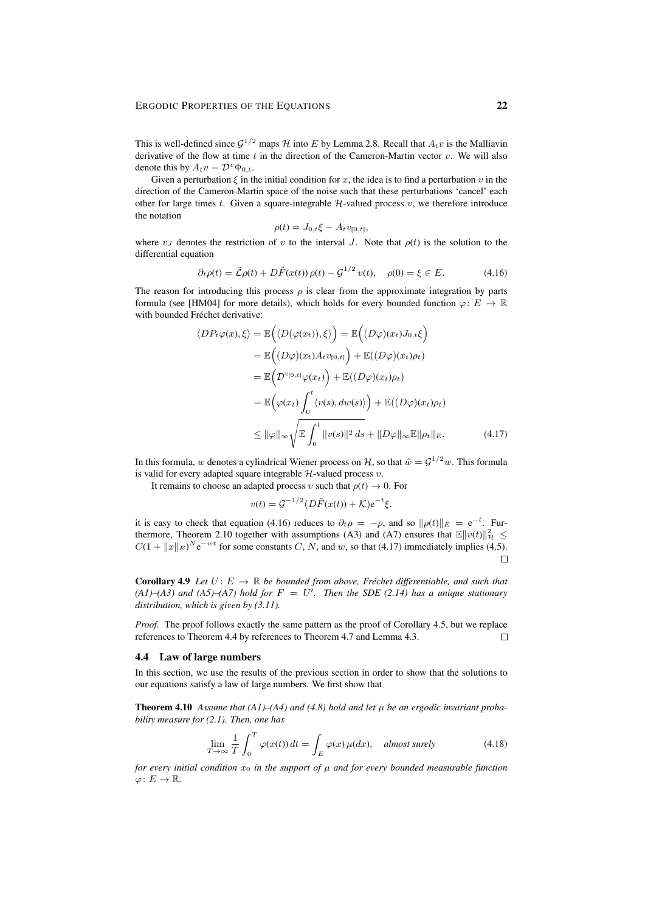This is well-defined since $\mathcal{G}^{1/2}$ maps $\mathcal{H}$ into $E$ by Lemma 2.8. Recall that $A_t v$ is the Malliavin derivative of the flow at time $t$ in the direction of the Cameron-Martin vector $v$. We will also denote this by $A_t v = \mathcal{D}^v \Phi_{0,t}$.

Given a perturbation $\xi$ in the initial condition for $x$, the idea is to find a perturbation $v$ in the direction of the Cameron-Martin space of the noise such that these perturbations 'cancel' each other for large times $t$. Given a square-integrable $\mathcal{H}$-valued process $v$, we therefore introduce the notation

$$\rho(t) = J_{0,t}\xi - A_t v_{[0,t]},$$

where $v_J$ denotes the restriction of $v$ to the interval $J$. Note that $\rho(t)$ is the solution to the differential equation

$$\partial_t \rho(t) = \tilde{\mathcal{L}}\rho(t) + D\tilde{F}(x(t))\,\rho(t) - \mathcal{G}^{1/2}\,v(t), \quad \rho(0) = \xi \in E. \tag{4.16}$$

The reason for introducing this process $\rho$ is clear from the approximate integration by parts formula (see [HM04] for more details), which holds for every bounded function $\varphi\colon E \to \mathbb{R}$ with bounded Fréchet derivative:

$$\begin{aligned}
\langle DP_t\varphi(x), \xi\rangle &= \mathbb{E}\Big(\langle D(\varphi(x_t)), \xi\rangle\Big) = \mathbb{E}\Big((D\varphi)(x_t)J_{0,t}\xi\Big) \\
&= \mathbb{E}\Big((D\varphi)(x_t)A_t v_{[0,t]}\Big) + \mathbb{E}((D\varphi)(x_t)\rho_t) \\
&= \mathbb{E}\Big(\mathcal{D}^{v_{[0,t]}}\varphi(x_t)\Big) + \mathbb{E}((D\varphi)(x_t)\rho_t) \\
&= \mathbb{E}\Big(\varphi(x_t)\int_0^t \langle v(s), dw(s)\rangle\Big) + \mathbb{E}((D\varphi)(x_t)\rho_t) \\
&\le \|\varphi\|_\infty \sqrt{\mathbb{E}\int_0^t \|v(s)\|^2\,ds} + \|D\varphi\|_\infty \mathbb{E}\|\rho_t\|_E.
\end{aligned} \tag{4.17}$$

In this formula, $w$ denotes a cylindrical Wiener process on $\mathcal{H}$, so that $\tilde{w} = \mathcal{G}^{1/2}w$. This formula is valid for every adapted square integrable $\mathcal{H}$-valued process $v$.

It remains to choose an adapted process $v$ such that $\rho(t) \to 0$. For

$$v(t) = \mathcal{G}^{-1/2}(D\tilde{F}(x(t)) + \mathcal{K})e^{-t}\xi.$$

it is easy to check that equation (4.16) reduces to $\partial_t\rho = -\rho$, and so $\|\rho(t)\|_E = e^{-t}$. Furthermore, Theorem 2.10 together with assumptions (A3) and (A7) ensures that $\mathbb{E}\|v(t)\|^2_{\mathcal{H}} \le C(1 + \|x\|_E)^N e^{-wt}$ for some constants $C$, $N$, and $w$, so that (4.17) immediately implies (4.5). $\square$

**Corollary 4.9** *Let $U\colon E \to \mathbb{R}$ be bounded from above, Fréchet differentiable, and such that (A1)–(A3) and (A5)–(A7) hold for $F = U'$. Then the SDE (2.14) has a unique stationary distribution, which is given by (3.11).*

*Proof.* The proof follows exactly the same pattern as the proof of Corollary 4.5, but we replace references to Theorem 4.4 by references to Theorem 4.7 and Lemma 4.3. $\square$

### 4.4 Law of large numbers

In this section, we use the results of the previous section in order to show that the solutions to our equations satisfy a law of large numbers. We first show that

**Theorem 4.10** *Assume that (A1)–(A4) and (4.8) hold and let $\mu$ be an ergodic invariant probability measure for (2.1). Then, one has*

$$\lim_{T\to\infty} \frac{1}{T}\int_0^T \varphi(x(t))\,dt = \int_E \varphi(x)\,\mu(dx), \quad \textit{almost surely} \tag{4.18}$$

*for every initial condition $x_0$ in the support of $\mu$ and for every bounded measurable function $\varphi\colon E \to \mathbb{R}$.*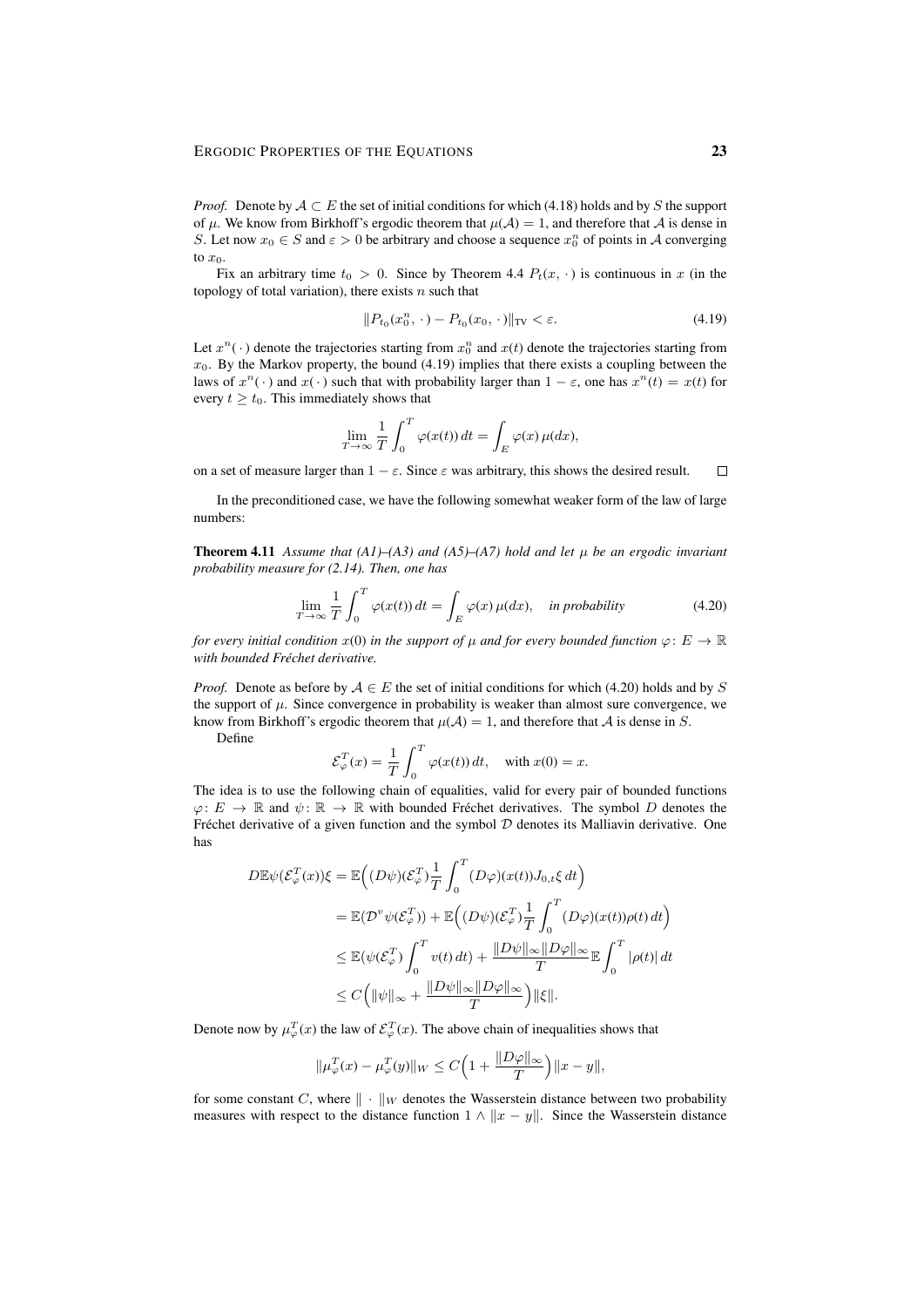*Proof.* Denote by $\mathcal{A} \subset E$ the set of initial conditions for which (4.18) holds and by $S$ the support of $\mu$. We know from Birkhoff's ergodic theorem that $\mu(\mathcal{A}) = 1$, and therefore that $\mathcal{A}$ is dense in $S$. Let now $x_0 \in S$ and $\varepsilon > 0$ be arbitrary and choose a sequence $x_0^n$ of points in $\mathcal{A}$ converging to $x_0$.

Fix an arbitrary time $t_0 > 0$. Since by Theorem 4.4 $P_t(x, \cdot)$ is continuous in $x$ (in the topology of total variation), there exists $n$ such that

$$\|P_{t_0}(x_0^n, \cdot) - P_{t_0}(x_0, \cdot)\|_{\mathrm{TV}} < \varepsilon. \tag{4.19}$$

Let $x^n(\cdot)$ denote the trajectories starting from $x_0^n$ and $x(t)$ denote the trajectories starting from $x_0$. By the Markov property, the bound (4.19) implies that there exists a coupling between the laws of $x^n(\cdot)$ and $x(\cdot)$ such that with probability larger than $1 - \varepsilon$, one has $x^n(t) = x(t)$ for every $t \geq t_0$. This immediately shows that

$$\lim_{T\to\infty} \frac{1}{T}\int_0^T \varphi(x(t))\,dt = \int_E \varphi(x)\,\mu(dx),$$

on a set of measure larger than $1 - \varepsilon$. Since $\varepsilon$ was arbitrary, this shows the desired result. $\square$

In the preconditioned case, we have the following somewhat weaker form of the law of large numbers:

**Theorem 4.11** *Assume that (A1)–(A3) and (A5)–(A7) hold and let $\mu$ be an ergodic invariant probability measure for (2.14). Then, one has*

$$\lim_{T\to\infty} \frac{1}{T}\int_0^T \varphi(x(t))\,dt = \int_E \varphi(x)\,\mu(dx), \quad \textit{in probability} \tag{4.20}$$

*for every initial condition $x(0)$ in the support of $\mu$ and for every bounded function $\varphi\colon E \to \mathbb{R}$ with bounded Fréchet derivative.*

*Proof.* Denote as before by $\mathcal{A} \in E$ the set of initial conditions for which (4.20) holds and by $S$ the support of $\mu$. Since convergence in probability is weaker than almost sure convergence, we know from Birkhoff's ergodic theorem that $\mu(\mathcal{A}) = 1$, and therefore that $\mathcal{A}$ is dense in $S$.

Define

$$\mathcal{E}_\varphi^T(x) = \frac{1}{T}\int_0^T \varphi(x(t))\,dt, \quad \text{with } x(0) = x.$$

The idea is to use the following chain of equalities, valid for every pair of bounded functions $\varphi\colon E \to \mathbb{R}$ and $\psi\colon \mathbb{R} \to \mathbb{R}$ with bounded Fréchet derivatives. The symbol $D$ denotes the Fréchet derivative of a given function and the symbol $\mathcal{D}$ denotes its Malliavin derivative. One has

$$\begin{aligned}
D\mathbb{E}\psi(\mathcal{E}_\varphi^T(x))\xi &= \mathbb{E}\Big((D\psi)(\mathcal{E}_\varphi^T)\frac{1}{T}\int_0^T (D\varphi)(x(t))J_{0,t}\xi\,dt\Big) \\
&= \mathbb{E}(\mathcal{D}^v\psi(\mathcal{E}_\varphi^T)) + \mathbb{E}\Big((D\psi)(\mathcal{E}_\varphi^T)\frac{1}{T}\int_0^T (D\varphi)(x(t))\rho(t)\,dt\Big) \\
&\leq \mathbb{E}(\psi(\mathcal{E}_\varphi^T)\int_0^T v(t)\,dt) + \frac{\|D\psi\|_\infty\|D\varphi\|_\infty}{T}\mathbb{E}\int_0^T |\rho(t)|\,dt \\
&\leq C\Big(\|\psi\|_\infty + \frac{\|D\psi\|_\infty\|D\varphi\|_\infty}{T}\Big)\|\xi\|.
\end{aligned}$$

Denote now by $\mu_\varphi^T(x)$ the law of $\mathcal{E}_\varphi^T(x)$. The above chain of inequalities shows that

$$\|\mu_\varphi^T(x) - \mu_\varphi^T(y)\|_W \leq C\Big(1 + \frac{\|D\varphi\|_\infty}{T}\Big)\|x - y\|,$$

for some constant $C$, where $\|\cdot\|_W$ denotes the Wasserstein distance between two probability measures with respect to the distance function $1 \wedge \|x - y\|$. Since the Wasserstein distance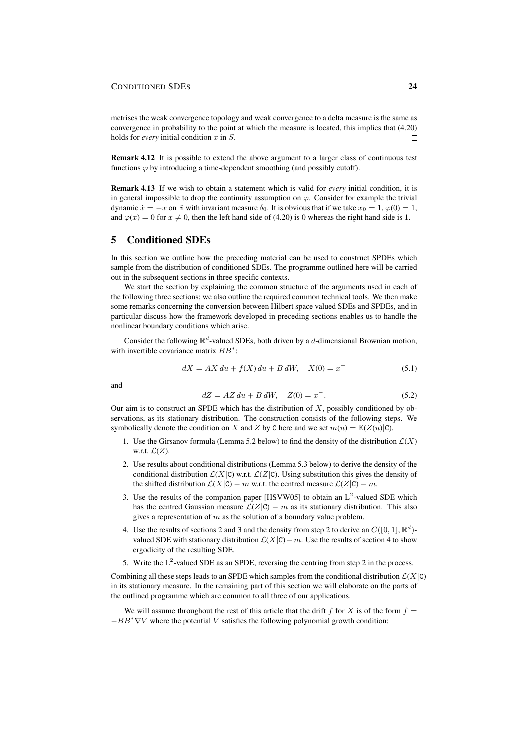metrises the weak convergence topology and weak convergence to a delta measure is the same as convergence in probability to the point at which the measure is located, this implies that (4.20) holds for *every* initial condition $x$ in $S$. □

**Remark 4.12** It is possible to extend the above argument to a larger class of continuous test functions $\varphi$ by introducing a time-dependent smoothing (and possibly cutoff).

**Remark 4.13** If we wish to obtain a statement which is valid for *every* initial condition, it is in general impossible to drop the continuity assumption on $\varphi$. Consider for example the trivial dynamic $\dot{x} = -x$ on $\mathbb{R}$ with invariant measure $\delta_0$. It is obvious that if we take $x_0 = 1$, $\varphi(0) = 1$, and $\varphi(x) = 0$ for $x \neq 0$, then the left hand side of (4.20) is 0 whereas the right hand side is 1.

# 5 Conditioned SDEs

In this section we outline how the preceding material can be used to construct SPDEs which sample from the distribution of conditioned SDEs. The programme outlined here will be carried out in the subsequent sections in three specific contexts.

We start the section by explaining the common structure of the arguments used in each of the following three sections; we also outline the required common technical tools. We then make some remarks concerning the conversion between Hilbert space valued SDEs and SPDEs, and in particular discuss how the framework developed in preceding sections enables us to handle the nonlinear boundary conditions which arise.

Consider the following $\mathbb{R}^d$-valued SDEs, both driven by a $d$-dimensional Brownian motion, with invertible covariance matrix $BB^*$:

$$dX = AX\,du + f(X)\,du + B\,dW, \quad X(0) = x^- \tag{5.1}$$

and

$$dZ = AZ\,du + B\,dW, \quad Z(0) = x^-. \tag{5.2}$$

Our aim is to construct an SPDE which has the distribution of $X$, possibly conditioned by observations, as its stationary distribution. The construction consists of the following steps. We symbolically denote the condition on $X$ and $Z$ by $\mathtt{C}$ here and we set $m(u) = \mathbb{E}(Z(u)|\mathtt{C})$.

1. Use the Girsanov formula (Lemma 5.2 below) to find the density of the distribution $\mathcal{L}(X)$ w.r.t. $\mathcal{L}(Z)$.
2. Use results about conditional distributions (Lemma 5.3 below) to derive the density of the conditional distribution $\mathcal{L}(X|\mathtt{C})$ w.r.t. $\mathcal{L}(Z|\mathtt{C})$. Using substitution this gives the density of the shifted distribution $\mathcal{L}(X|\mathtt{C}) - m$ w.r.t. the centred measure $\mathcal{L}(Z|\mathtt{C}) - m$.
3. Use the results of the companion paper [HSVW05] to obtain an $\mathrm{L}^2$-valued SDE which has the centred Gaussian measure $\mathcal{L}(Z|\mathtt{C}) - m$ as its stationary distribution. This also gives a representation of $m$ as the solution of a boundary value problem.
4. Use the results of sections 2 and 3 and the density from step 2 to derive an $C([0,1], \mathbb{R}^d)$-valued SDE with stationary distribution $\mathcal{L}(X|\mathtt{C}) - m$. Use the results of section 4 to show ergodicity of the resulting SDE.
5. Write the $\mathrm{L}^2$-valued SDE as an SPDE, reversing the centring from step 2 in the process.

Combining all these steps leads to an SPDE which samples from the conditional distribution $\mathcal{L}(X|\mathtt{C})$ in its stationary measure. In the remaining part of this section we will elaborate on the parts of the outlined programme which are common to all three of our applications.

We will assume throughout the rest of this article that the drift $f$ for $X$ is of the form $f = -BB^*\nabla V$ where the potential $V$ satisfies the following polynomial growth condition: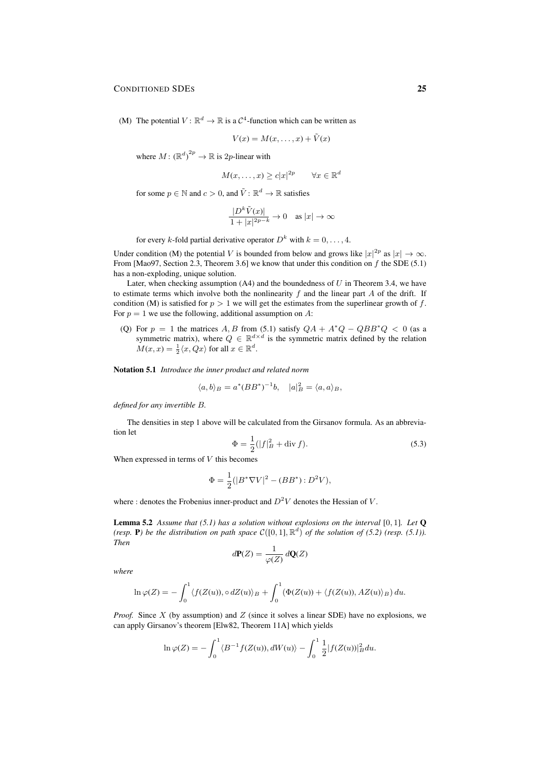(M) The potential $V: \mathbb{R}^d \to \mathbb{R}$ is a $\mathcal{C}^4$-function which can be written as

$$V(x) = M(x, \dots, x) + \tilde{V}(x)$$

where $M: (\mathbb{R}^d)^{2p} \to \mathbb{R}$ is $2p$-linear with

$$M(x, \dots, x) \geq c|x|^{2p} \qquad \forall x \in \mathbb{R}^d$$

for some $p \in \mathbb{N}$ and $c > 0$, and $\tilde{V}: \mathbb{R}^d \to \mathbb{R}$ satisfies

$$\frac{|D^k \tilde{V}(x)|}{1 + |x|^{2p-k}} \to 0 \quad \text{as } |x| \to \infty$$

for every $k$-fold partial derivative operator $D^k$ with $k = 0, \dots, 4$.

Under condition (M) the potential $V$ is bounded from below and grows like $|x|^{2p}$ as $|x| \to \infty$. From [Mao97, Section 2.3, Theorem 3.6] we know that under this condition on $f$ the SDE (5.1) has a non-exploding, unique solution.

Later, when checking assumption (A4) and the boundedness of $U$ in Theorem 3.4, we have to estimate terms which involve both the nonlinearity $f$ and the linear part $A$ of the drift. If condition (M) is satisfied for $p > 1$ we will get the estimates from the superlinear growth of $f$. For $p = 1$ we use the following, additional assumption on $A$:

(Q) For $p = 1$ the matrices $A, B$ from (5.1) satisfy $QA + A^*Q - QBB^*Q < 0$ (as a symmetric matrix), where $Q \in \mathbb{R}^{d \times d}$ is the symmetric matrix defined by the relation $M(x, x) = \frac{1}{2}\langle x, Qx\rangle$ for all $x \in \mathbb{R}^d$.

**Notation 5.1** *Introduce the inner product and related norm*

$$\langle a, b\rangle_B = a^*(BB^*)^{-1}b, \quad |a|_B^2 = \langle a, a\rangle_B,$$

*defined for any invertible $B$.*

The densities in step 1 above will be calculated from the Girsanov formula. As an abbreviation let

$$\Phi = \frac{1}{2}(|f|_B^2 + \operatorname{div} f). \tag{5.3}$$

When expressed in terms of $V$ this becomes

$$\Phi = \frac{1}{2}(|B^* \nabla V|^2 - (BB^*) : D^2 V),$$

where $:$ denotes the Frobenius inner-product and $D^2 V$ denotes the Hessian of $V$.

**Lemma 5.2** *Assume that (5.1) has a solution without explosions on the interval $[0, 1]$. Let $\mathbf{Q}$ (resp. $\mathbf{P}$) be the distribution on path space $\mathcal{C}([0, 1], \mathbb{R}^d)$ of the solution of (5.2) (resp. (5.1)). Then*

$$d\mathbf{P}(Z) = \frac{1}{\varphi(Z)}\, d\mathbf{Q}(Z)$$

*where*

$$\ln \varphi(Z) = -\int_0^1 \langle f(Z(u)), \circ\, dZ(u)\rangle_B + \int_0^1 \big(\Phi(Z(u)) + \langle f(Z(u)), AZ(u)\rangle_B\big)\, du.$$

*Proof.* Since $X$ (by assumption) and $Z$ (since it solves a linear SDE) have no explosions, we can apply Girsanov's theorem [Elw82, Theorem 11A] which yields

$$\ln \varphi(Z) = -\int_0^1 \langle B^{-1} f(Z(u)), dW(u)\rangle - \int_0^1 \frac{1}{2}|f(Z(u))|_B^2 du.$$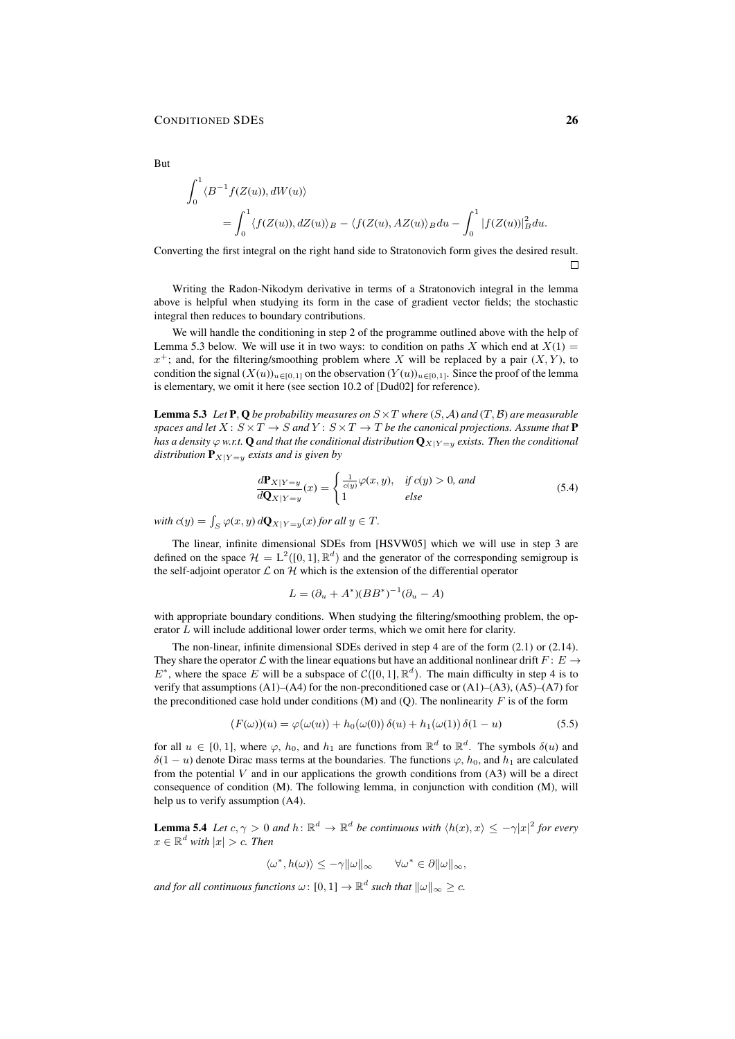But

$$\int_0^1 \langle B^{-1} f(Z(u)), dW(u)\rangle$$
$$= \int_0^1 \langle f(Z(u)), dZ(u)\rangle_B - \langle f(Z(u), AZ(u)\rangle_B du - \int_0^1 |f(Z(u))|_B^2 du.$$

Converting the first integral on the right hand side to Stratonovich form gives the desired result. □

Writing the Radon-Nikodym derivative in terms of a Stratonovich integral in the lemma above is helpful when studying its form in the case of gradient vector fields; the stochastic integral then reduces to boundary contributions.

We will handle the conditioning in step 2 of the programme outlined above with the help of Lemma 5.3 below. We will use it in two ways: to condition on paths $X$ which end at $X(1) = x^+$; and, for the filtering/smoothing problem where $X$ will be replaced by a pair $(X, Y)$, to condition the signal $(X(u))_{u\in[0,1]}$ on the observation $(Y(u))_{u\in[0,1]}$. Since the proof of the lemma is elementary, we omit it here (see section 10.2 of [Dud02] for reference).

**Lemma 5.3** *Let $\mathbf{P}$, $\mathbf{Q}$ be probability measures on $S\times T$ where $(S, \mathcal{A})$ and $(T, \mathcal{B})$ are measurable spaces and let $X\colon S\times T \to S$ and $Y\colon S\times T\to T$ be the canonical projections. Assume that $\mathbf{P}$ has a density $\varphi$ w.r.t. $\mathbf{Q}$ and that the conditional distribution $\mathbf{Q}_{X|Y=y}$ exists. Then the conditional distribution $\mathbf{P}_{X|Y=y}$ exists and is given by*

$$\frac{d\mathbf{P}_{X|Y=y}}{d\mathbf{Q}_{X|Y=y}}(x) = \begin{cases} \frac{1}{c(y)}\varphi(x,y), & \text{if } c(y) > 0 \text{, and} \\ 1 & \text{else} \end{cases} \tag{5.4}$$

*with $c(y) = \int_S \varphi(x, y)\, d\mathbf{Q}_{X|Y=y}(x)$ for all $y \in T$.*

The linear, infinite dimensional SDEs from [HSVW05] which we will use in step 3 are defined on the space $\mathcal{H} = \mathrm{L}^2([0, 1], \mathbb{R}^d)$ and the generator of the corresponding semigroup is the self-adjoint operator $\mathcal{L}$ on $\mathcal{H}$ which is the extension of the differential operator

$$L = (\partial_u + A^*)(BB^*)^{-1}(\partial_u - A)$$

with appropriate boundary conditions. When studying the filtering/smoothing problem, the operator $L$ will include additional lower order terms, which we omit here for clarity.

The non-linear, infinite dimensional SDEs derived in step 4 are of the form (2.1) or (2.14). They share the operator $\mathcal{L}$ with the linear equations but have an additional nonlinear drift $F\colon E \to E^*$, where the space $E$ will be a subspace of $\mathcal{C}([0, 1], \mathbb{R}^d)$. The main difficulty in step 4 is to verify that assumptions (A1)–(A4) for the non-preconditioned case or (A1)–(A3), (A5)–(A7) for the preconditioned case hold under conditions (M) and (Q). The nonlinearity $F$ is of the form

$$(F(\omega))(u) = \varphi(\omega(u)) + h_0(\omega(0))\,\delta(u) + h_1(\omega(1))\,\delta(1-u) \tag{5.5}$$

for all $u \in [0, 1]$, where $\varphi$, $h_0$, and $h_1$ are functions from $\mathbb{R}^d$ to $\mathbb{R}^d$. The symbols $\delta(u)$ and $\delta(1 - u)$ denote Dirac mass terms at the boundaries. The functions $\varphi$, $h_0$, and $h_1$ are calculated from the potential $V$ and in our applications the growth conditions from (A3) will be a direct consequence of condition (M). The following lemma, in conjunction with condition (M), will help us to verify assumption (A4).

**Lemma 5.4** *Let $c, \gamma > 0$ and $h\colon \mathbb{R}^d \to \mathbb{R}^d$ be continuous with $\langle h(x), x\rangle \le -\gamma|x|^2$ for every $x \in \mathbb{R}^d$ with $|x| > c$. Then*

$$\langle \omega^*, h(\omega)\rangle \le -\gamma\|\omega\|_\infty \qquad \forall \omega^* \in \partial\|\omega\|_\infty,$$

*and for all continuous functions $\omega\colon [0, 1] \to \mathbb{R}^d$ such that $\|\omega\|_\infty \ge c$.*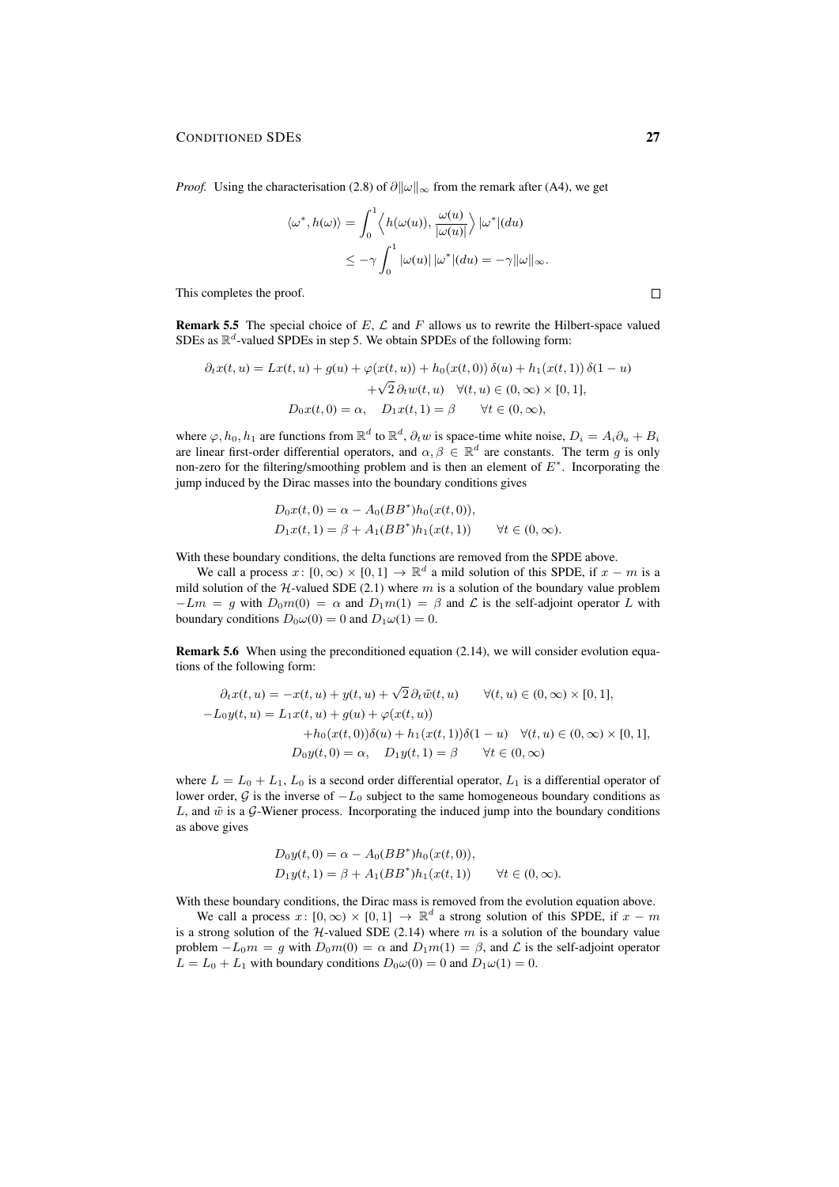*Proof.* Using the characterisation (2.8) of $\partial\|\omega\|_\infty$ from the remark after (A4), we get

$$
\begin{aligned}
\langle \omega^*, h(\omega)\rangle &= \int_0^1 \Big\langle h(\omega(u)), \frac{\omega(u)}{|\omega(u)|}\Big\rangle \, |\omega^*|(du) \\
&\leq -\gamma \int_0^1 |\omega(u)| \, |\omega^*|(du) = -\gamma\|\omega\|_\infty.
\end{aligned}
$$

This completes the proof. $\square$

**Remark 5.5** The special choice of $E$, $\mathcal{L}$ and $F$ allows us to rewrite the Hilbert-space valued SDEs as $\mathbb{R}^d$-valued SPDEs in step 5. We obtain SPDEs of the following form:

$$
\begin{aligned}
\partial_t x(t,u) = Lx(t,u) + g(u) + \varphi(x(t,u)) + h_0(x(t,0))\,\delta(u) + h_1(x(t,1))\,\delta(1-u) \\
+ \sqrt{2}\,\partial_t w(t,u) \quad \forall (t,u) \in (0,\infty)\times[0,1], \\
D_0 x(t,0) = \alpha, \quad D_1 x(t,1) = \beta \qquad \forall t \in (0,\infty),
\end{aligned}
$$

where $\varphi, h_0, h_1$ are functions from $\mathbb{R}^d$ to $\mathbb{R}^d$, $\partial_t w$ is space-time white noise, $D_i = A_i \partial_u + B_i$ are linear first-order differential operators, and $\alpha, \beta \in \mathbb{R}^d$ are constants. The term $g$ is only non-zero for the filtering/smoothing problem and is then an element of $E^*$. Incorporating the jump induced by the Dirac masses into the boundary conditions gives

$$
\begin{aligned}
&D_0 x(t,0) = \alpha - A_0(BB^*)h_0(x(t,0)), \\
&D_1 x(t,1) = \beta + A_1(BB^*)h_1(x(t,1)) \qquad \forall t \in (0,\infty).
\end{aligned}
$$

With these boundary conditions, the delta functions are removed from the SPDE above.

We call a process $x\colon [0,\infty)\times[0,1] \to \mathbb{R}^d$ a mild solution of this SPDE, if $x - m$ is a mild solution of the $\mathcal{H}$-valued SDE (2.1) where $m$ is a solution of the boundary value problem $-Lm = g$ with $D_0 m(0) = \alpha$ and $D_1 m(1) = \beta$ and $\mathcal{L}$ is the self-adjoint operator $L$ with boundary conditions $D_0\omega(0) = 0$ and $D_1\omega(1) = 0$.

**Remark 5.6** When using the preconditioned equation (2.14), we will consider evolution equations of the following form:

$$
\begin{aligned}
\partial_t x(t,u) &= -x(t,u) + y(t,u) + \sqrt{2}\,\partial_t \tilde{w}(t,u) \qquad \forall (t,u) \in (0,\infty)\times[0,1], \\
-L_0 y(t,u) &= L_1 x(t,u) + g(u) + \varphi(x(t,u)) \\
&\quad + h_0(x(t,0))\delta(u) + h_1(x(t,1))\delta(1-u) \quad \forall (t,u) \in (0,\infty)\times[0,1], \\
D_0 y(t,0) &= \alpha, \quad D_1 y(t,1) = \beta \qquad \forall t \in (0,\infty)
\end{aligned}
$$

where $L = L_0 + L_1$, $L_0$ is a second order differential operator, $L_1$ is a differential operator of lower order, $\mathcal{G}$ is the inverse of $-L_0$ subject to the same homogeneous boundary conditions as $L$, and $\tilde{w}$ is a $\mathcal{G}$-Wiener process. Incorporating the induced jump into the boundary conditions as above gives

$$
\begin{aligned}
&D_0 y(t,0) = \alpha - A_0(BB^*)h_0(x(t,0)), \\
&D_1 y(t,1) = \beta + A_1(BB^*)h_1(x(t,1)) \qquad \forall t \in (0,\infty).
\end{aligned}
$$

With these boundary conditions, the Dirac mass is removed from the evolution equation above.

We call a process $x\colon [0,\infty)\times[0,1] \to \mathbb{R}^d$ a strong solution of this SPDE, if $x - m$ is a strong solution of the $\mathcal{H}$-valued SDE (2.14) where $m$ is a solution of the boundary value problem $-L_0 m = g$ with $D_0 m(0) = \alpha$ and $D_1 m(1) = \beta$, and $\mathcal{L}$ is the self-adjoint operator $L = L_0 + L_1$ with boundary conditions $D_0\omega(0) = 0$ and $D_1\omega(1) = 0$.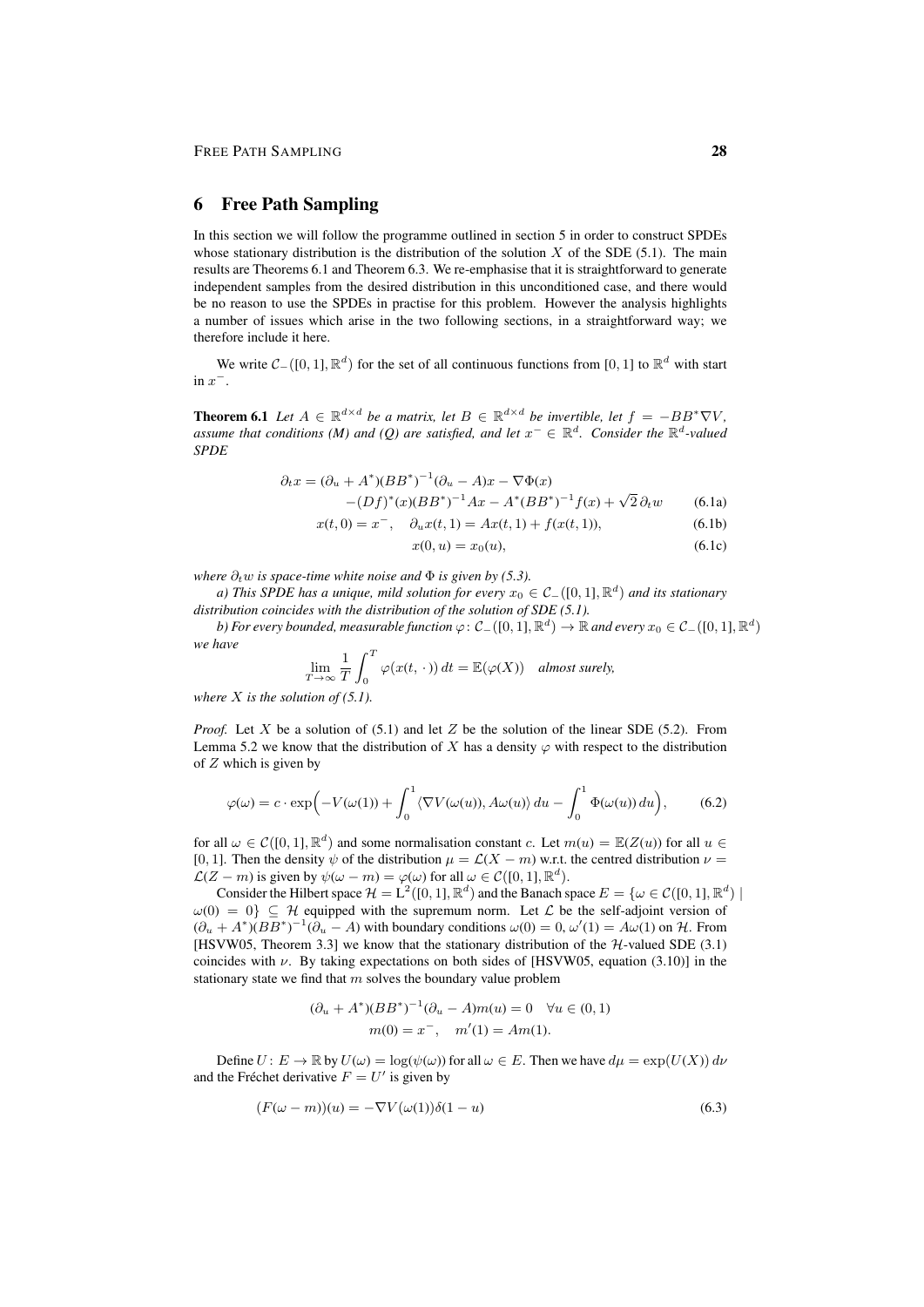## 6 Free Path Sampling

In this section we will follow the programme outlined in section 5 in order to construct SPDEs whose stationary distribution is the distribution of the solution $X$ of the SDE (5.1). The main results are Theorems 6.1 and Theorem 6.3. We re-emphasise that it is straightforward to generate independent samples from the desired distribution in this unconditioned case, and there would be no reason to use the SPDEs in practise for this problem. However the analysis highlights a number of issues which arise in the two following sections, in a straightforward way; we therefore include it here.

We write $\mathcal{C}_-([0,1],\mathbb{R}^d)$ for the set of all continuous functions from $[0,1]$ to $\mathbb{R}^d$ with start in $x^-$.

**Theorem 6.1** *Let $A \in \mathbb{R}^{d\times d}$ be a matrix, let $B \in \mathbb{R}^{d\times d}$ be invertible, let $f = -BB^*\nabla V$, assume that conditions (M) and (Q) are satisfied, and let $x^- \in \mathbb{R}^d$. Consider the $\mathbb{R}^d$-valued SPDE*

$$
\begin{aligned}
\partial_t x = (\partial_u + A^*)(BB^*)^{-1}(\partial_u - A)x - \nabla\Phi(x)& \\
-(Df)^*(x)(BB^*)^{-1}Ax - A^*(BB^*)^{-1}f(x) + \sqrt{2}\,\partial_t w& \qquad (6.1a) \\
x(t,0) = x^-, \quad \partial_u x(t,1) = Ax(t,1) + f(x(t,1)),& \qquad (6.1b) \\
x(0,u) = x_0(u),& \qquad (6.1c)
\end{aligned}
$$

*where $\partial_t w$ is space-time white noise and $\Phi$ is given by (5.3).*

*a) This SPDE has a unique, mild solution for every $x_0 \in \mathcal{C}_-([0,1],\mathbb{R}^d)$ and its stationary distribution coincides with the distribution of the solution of SDE (5.1).*

*b) For every bounded, measurable function $\varphi\colon \mathcal{C}_-([0,1],\mathbb{R}^d) \to \mathbb{R}$ and every $x_0 \in \mathcal{C}_-([0,1],\mathbb{R}^d)$ we have*

$$
\lim_{T\to\infty} \frac{1}{T}\int_0^T \varphi(x(t,\,\cdot\,))\,dt = \mathbb{E}(\varphi(X)) \quad \textit{almost surely,}
$$

*where $X$ is the solution of (5.1).*

*Proof.* Let $X$ be a solution of (5.1) and let $Z$ be the solution of the linear SDE (5.2). From Lemma 5.2 we know that the distribution of $X$ has a density $\varphi$ with respect to the distribution of $Z$ which is given by

$$
\varphi(\omega) = c \cdot \exp\Bigl(-V(\omega(1)) + \int_0^1 \langle \nabla V(\omega(u)), A\omega(u)\rangle\,du - \int_0^1 \Phi(\omega(u))\,du\Bigr), \qquad (6.2)
$$

for all $\omega \in \mathcal{C}([0,1],\mathbb{R}^d)$ and some normalisation constant $c$. Let $m(u) = \mathbb{E}(Z(u))$ for all $u \in [0,1]$. Then the density $\psi$ of the distribution $\mu = \mathcal{L}(X - m)$ w.r.t. the centred distribution $\nu = \mathcal{L}(Z - m)$ is given by $\psi(\omega - m) = \varphi(\omega)$ for all $\omega \in \mathcal{C}([0,1],\mathbb{R}^d)$.

Consider the Hilbert space $\mathcal{H} = \mathrm{L}^2([0,1],\mathbb{R}^d)$ and the Banach space $E = \{\omega \in \mathcal{C}([0,1],\mathbb{R}^d) \mid \omega(0) = 0\} \subseteq \mathcal{H}$ equipped with the supremum norm. Let $\mathcal{L}$ be the self-adjoint version of $(\partial_u + A^*)(BB^*)^{-1}(\partial_u - A)$ with boundary conditions $\omega(0) = 0$, $\omega'(1) = A\omega(1)$ on $\mathcal{H}$. From [HSVW05, Theorem 3.3] we know that the stationary distribution of the $\mathcal{H}$-valued SDE (3.1) coincides with $\nu$. By taking expectations on both sides of [HSVW05, equation (3.10)] in the stationary state we find that $m$ solves the boundary value problem

$$
\begin{aligned}
(\partial_u + A^*)(BB^*)^{-1}(\partial_u - A)m(u) = 0 \quad \forall u \in (0,1) \\
m(0) = x^-, \quad m'(1) = Am(1).
\end{aligned}
$$

Define $U\colon E \to \mathbb{R}$ by $U(\omega) = \log(\psi(\omega))$ for all $\omega \in E$. Then we have $d\mu = \exp(U(X))\,d\nu$ and the Fréchet derivative $F = U'$ is given by

$$
(F(\omega - m))(u) = -\nabla V(\omega(1))\delta(1-u) \qquad (6.3)
$$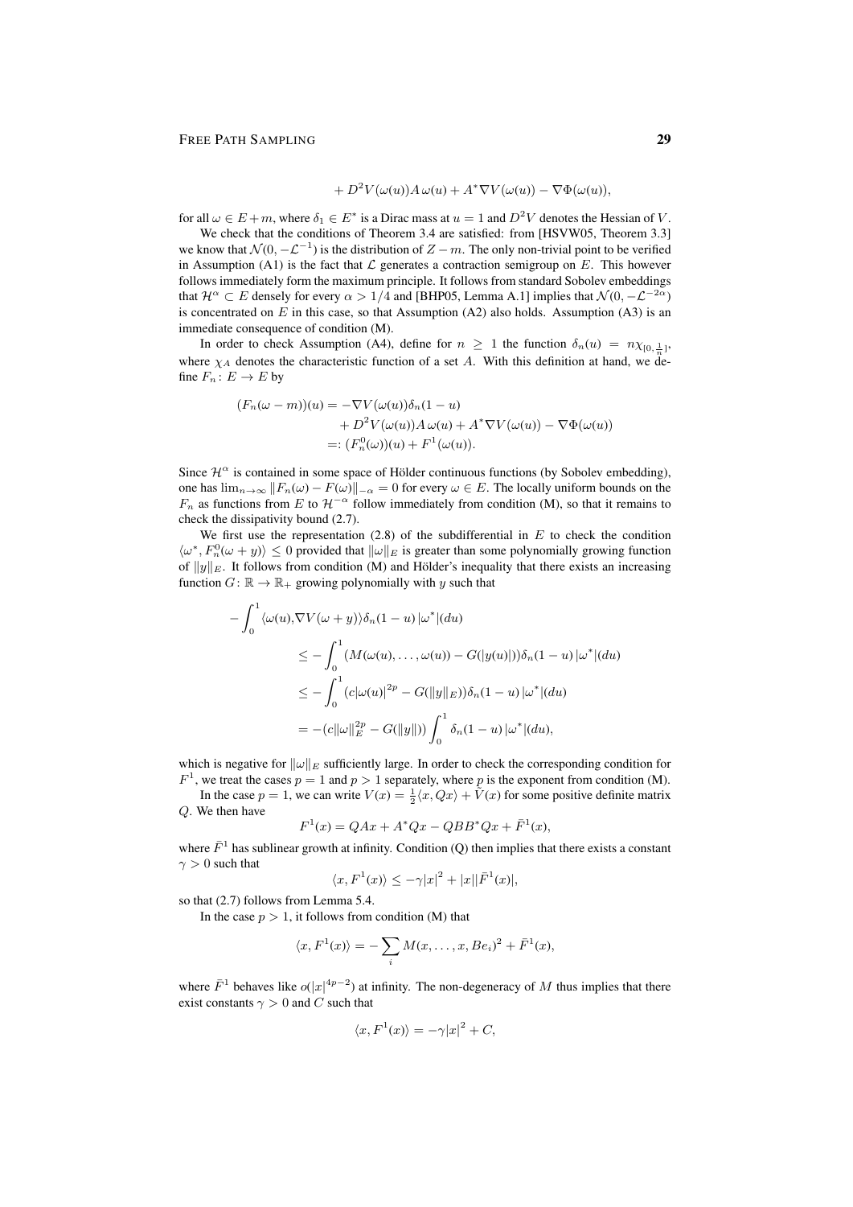$$+ D^2V(\omega(u))A\,\omega(u) + A^*\nabla V(\omega(u)) - \nabla\Phi(\omega(u)),$$

for all $\omega \in E + m$, where $\delta_1 \in E^*$ is a Dirac mass at $u = 1$ and $D^2V$ denotes the Hessian of $V$.

We check that the conditions of Theorem 3.4 are satisfied: from [HSVW05, Theorem 3.3] we know that $\mathcal{N}(0, -\mathcal{L}^{-1})$ is the distribution of $Z - m$. The only non-trivial point to be verified in Assumption (A1) is the fact that $\mathcal{L}$ generates a contraction semigroup on $E$. This however follows immediately form the maximum principle. It follows from standard Sobolev embeddings that $\mathcal{H}^\alpha \subset E$ densely for every $\alpha > 1/4$ and [BHP05, Lemma A.1] implies that $\mathcal{N}(0, -\mathcal{L}^{-2\alpha})$ is concentrated on $E$ in this case, so that Assumption (A2) also holds. Assumption (A3) is an immediate consequence of condition (M).

In order to check Assumption (A4), define for $n \geq 1$ the function $\delta_n(u) = n\chi_{[0,\frac{1}{n}]}$, where $\chi_A$ denotes the characteristic function of a set $A$. With this definition at hand, we define $F_n\colon E \to E$ by

$$\begin{aligned}
(F_n(\omega - m))(u) &= -\nabla V(\omega(u))\delta_n(1-u) \\
&\quad + D^2V(\omega(u))A\,\omega(u) + A^*\nabla V(\omega(u)) - \nabla\Phi(\omega(u)) \\
&=: (F_n^0(\omega))(u) + F^1(\omega(u)).
\end{aligned}$$

Since $\mathcal{H}^\alpha$ is contained in some space of Hölder continuous functions (by Sobolev embedding), one has $\lim_{n\to\infty} \|F_n(\omega) - F(\omega)\|_{-\alpha} = 0$ for every $\omega \in E$. The locally uniform bounds on the $F_n$ as functions from $E$ to $\mathcal{H}^{-\alpha}$ follow immediately from condition (M), so that it remains to check the dissipativity bound (2.7).

We first use the representation (2.8) of the subdifferential in $E$ to check the condition $\langle \omega^*, F_n^0(\omega + y)\rangle \leq 0$ provided that $\|\omega\|_E$ is greater than some polynomially growing function of $\|y\|_E$. It follows from condition (M) and Hölder's inequality that there exists an increasing function $G\colon \mathbb{R} \to \mathbb{R}_+$ growing polynomially with $y$ such that

$$\begin{aligned}
-\int_0^1 \langle \omega(u), &\nabla V(\omega + y)\rangle \delta_n(1-u)\,|\omega^*|(du) \\
&\leq -\int_0^1 (M(\omega(u), \ldots, \omega(u)) - G(|y(u)|))\delta_n(1-u)\,|\omega^*|(du) \\
&\leq -\int_0^1 (c|\omega(u)|^{2p} - G(\|y\|_E))\delta_n(1-u)\,|\omega^*|(du) \\
&= -(c\|\omega\|_E^{2p} - G(\|y\|)) \int_0^1 \delta_n(1-u)\,|\omega^*|(du),
\end{aligned}$$

which is negative for $\|\omega\|_E$ sufficiently large. In order to check the corresponding condition for $F^1$, we treat the cases $p = 1$ and $p > 1$ separately, where $p$ is the exponent from condition (M).

In the case $p = 1$, we can write $V(x) = \frac{1}{2}\langle x, Qx\rangle + \bar{V}(x)$ for some positive definite matrix $Q$. We then have

$$F^1(x) = QAx + A^*Qx - QBB^*Qx + \bar{F}^1(x),$$

where $\bar{F}^1$ has sublinear growth at infinity. Condition (Q) then implies that there exists a constant $\gamma > 0$ such that

$$\langle x, F^1(x)\rangle \leq -\gamma|x|^2 + |x||\bar{F}^1(x)|,$$

so that (2.7) follows from Lemma 5.4.

In the case $p > 1$, it follows from condition (M) that

$$\langle x, F^1(x)\rangle = -\sum_i M(x, \ldots, x, Be_i)^2 + \bar{F}^1(x),$$

where $\bar{F}^1$ behaves like $o(|x|^{4p-2})$ at infinity. The non-degeneracy of $M$ thus implies that there exist constants $\gamma > 0$ and $C$ such that

$$\langle x, F^1(x)\rangle = -\gamma|x|^2 + C,$$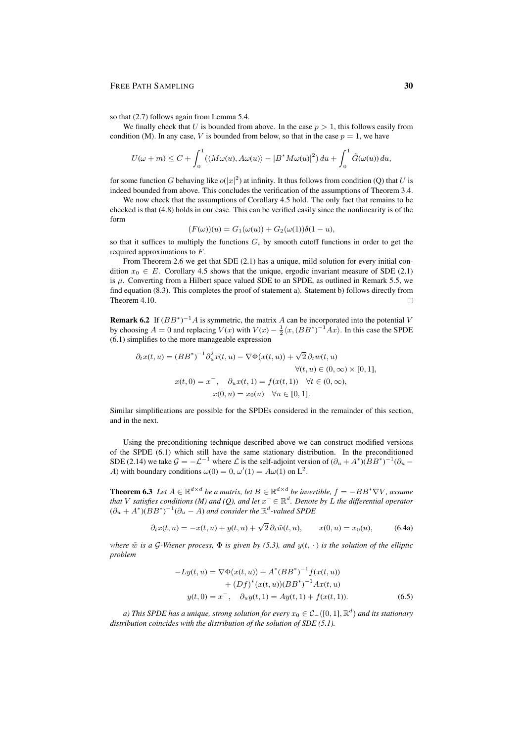so that (2.7) follows again from Lemma 5.4.

We finally check that $U$ is bounded from above. In the case $p > 1$, this follows easily from condition (M). In any case, $V$ is bounded from below, so that in the case $p = 1$, we have

$$U(\omega + m) \le C + \int_0^1 \big(\langle M\omega(u), A\omega(u)\rangle - |B^* M\omega(u)|^2\big)\, du + \int_0^1 \tilde G(\omega(u))\, du,$$

for some function $G$ behaving like $o(|x|^2)$ at infinity. It thus follows from condition (Q) that $U$ is indeed bounded from above. This concludes the verification of the assumptions of Theorem 3.4.

We now check that the assumptions of Corollary 4.5 hold. The only fact that remains to be checked is that (4.8) holds in our case. This can be verified easily since the nonlinearity is of the form

$$(F(\omega))(u) = G_1(\omega(u)) + G_2(\omega(1))\delta(1-u),$$

so that it suffices to multiply the functions $G_i$ by smooth cutoff functions in order to get the required approximations to $F$.

From Theorem 2.6 we get that SDE (2.1) has a unique, mild solution for every initial condition $x_0 \in E$. Corollary 4.5 shows that the unique, ergodic invariant measure of SDE (2.1) is $\mu$. Converting from a Hilbert space valued SDE to an SPDE, as outlined in Remark 5.5, we find equation (8.3). This completes the proof of statement a). Statement b) follows directly from Theorem 4.10. □

**Remark 6.2** If $(BB^*)^{-1}A$ is symmetric, the matrix $A$ can be incorporated into the potential $V$ by choosing $A = 0$ and replacing $V(x)$ with $V(x) - \frac{1}{2}\langle x, (BB^*)^{-1}Ax\rangle$. In this case the SPDE (6.1) simplifies to the more manageable expression

$$\begin{aligned}
\partial_t x(t,u) &= (BB^*)^{-1}\partial_u^2 x(t,u) - \nabla\Phi(x(t,u)) + \sqrt{2}\,\partial_t w(t,u) \\
&\qquad\qquad\qquad\qquad \forall (t,u) \in (0,\infty)\times[0,1], \\
x(t,0) &= x^-, \quad \partial_u x(t,1) = f(x(t,1)) \quad \forall t \in (0,\infty), \\
x(0,u) &= x_0(u) \quad \forall u \in [0,1].
\end{aligned}$$

Similar simplifications are possible for the SPDEs considered in the remainder of this section, and in the next.

Using the preconditioning technique described above we can construct modified versions of the SPDE (6.1) which still have the same stationary distribution. In the preconditioned SDE (2.14) we take $\mathcal{G} = -\mathcal{L}^{-1}$ where $\mathcal{L}$ is the self-adjoint version of $(\partial_u + A^*)(BB^*)^{-1}(\partial_u - A)$ with boundary conditions $\omega(0) = 0$, $\omega'(1) = A\omega(1)$ on $\mathrm{L}^2$.

**Theorem 6.3** *Let $A \in \mathbb{R}^{d\times d}$ be a matrix, let $B \in \mathbb{R}^{d\times d}$ be invertible, $f = -BB^*\nabla V$, assume that $V$ satisfies conditions (M) and (Q), and let $x^- \in \mathbb{R}^d$. Denote by $L$ the differential operator $(\partial_u + A^*)(BB^*)^{-1}(\partial_u - A)$ and consider the $\mathbb{R}^d$-valued SPDE*

$$\partial_t x(t,u) = -x(t,u) + y(t,u) + \sqrt{2}\,\partial_t \tilde w(t,u), \qquad x(0,u) = x_0(u), \tag{6.4a}$$

*where $\tilde w$ is a $\mathcal{G}$-Wiener process, $\Phi$ is given by (5.3), and $y(t,\cdot)$ is the solution of the elliptic problem*

$$\begin{aligned}
-Ly(t,u) &= \nabla\Phi(x(t,u)) + A^*(BB^*)^{-1}f(x(t,u)) \\
&\quad + (Df)^*(x(t,u))(BB^*)^{-1}Ax(t,u) \\
y(t,0) &= x^-, \quad \partial_u y(t,1) = Ay(t,1) + f(x(t,1)).
\end{aligned} \tag{6.5}$$

*a) This SPDE has a unique, strong solution for every $x_0 \in \mathcal{C}_-([0,1],\mathbb{R}^d)$ and its stationary distribution coincides with the distribution of the solution of SDE (5.1).*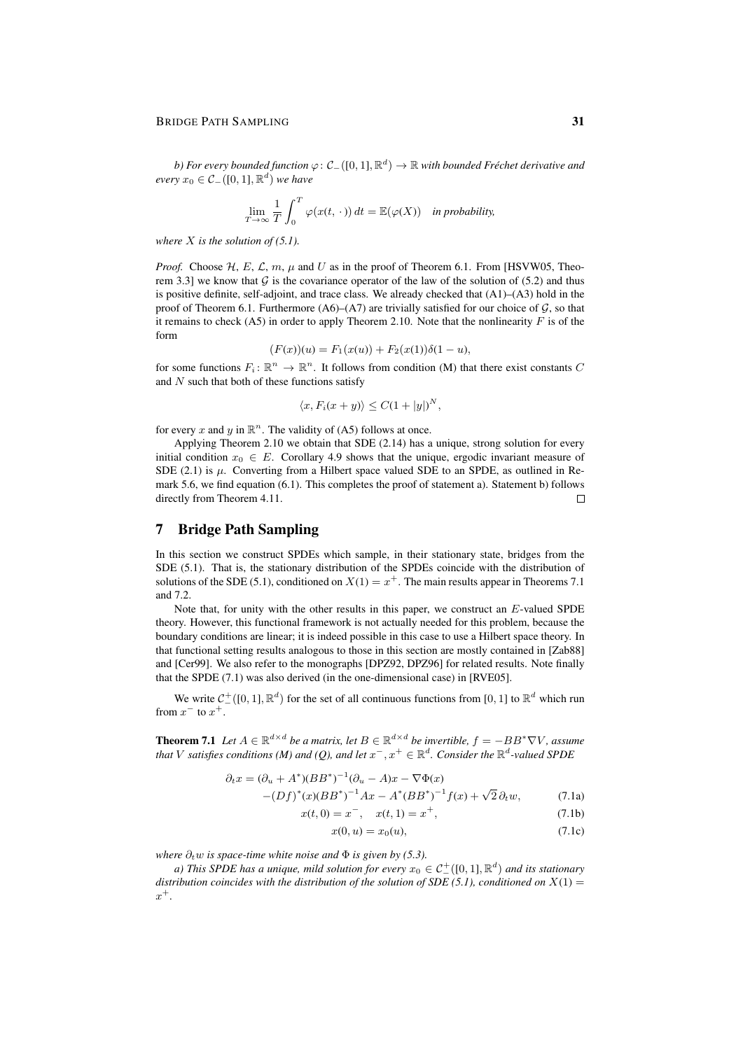*b) For every bounded function $\varphi\colon \mathcal{C}_-([0,1],\mathbb{R}^d) \to \mathbb{R}$ with bounded Fréchet derivative and every $x_0 \in \mathcal{C}_-([0,1],\mathbb{R}^d)$ we have*

$$\lim_{T\to\infty} \frac{1}{T}\int_0^T \varphi(x(t,\,\cdot\,))\,dt = \mathbb{E}(\varphi(X)) \quad \textit{in probability,}$$

*where $X$ is the solution of (5.1).*

*Proof.* Choose $\mathcal{H}$, $E$, $\mathcal{L}$, $m$, $\mu$ and $U$ as in the proof of Theorem 6.1. From [HSVW05, Theorem 3.3] we know that $\mathcal{G}$ is the covariance operator of the law of the solution of (5.2) and thus is positive definite, self-adjoint, and trace class. We already checked that (A1)–(A3) hold in the proof of Theorem 6.1. Furthermore (A6)–(A7) are trivially satisfied for our choice of $\mathcal{G}$, so that it remains to check (A5) in order to apply Theorem 2.10. Note that the nonlinearity $F$ is of the form

$$(F(x))(u) = F_1(x(u)) + F_2(x(1))\delta(1-u),$$

for some functions $F_i\colon \mathbb{R}^n \to \mathbb{R}^n$. It follows from condition (M) that there exist constants $C$ and $N$ such that both of these functions satisfy

$$\langle x, F_i(x+y)\rangle \le C(1+|y|)^N,$$

for every $x$ and $y$ in $\mathbb{R}^n$. The validity of (A5) follows at once.

Applying Theorem 2.10 we obtain that SDE (2.14) has a unique, strong solution for every initial condition $x_0 \in E$. Corollary 4.9 shows that the unique, ergodic invariant measure of SDE (2.1) is $\mu$. Converting from a Hilbert space valued SDE to an SPDE, as outlined in Remark 5.6, we find equation (6.1). This completes the proof of statement a). Statement b) follows directly from Theorem 4.11. □

# 7 Bridge Path Sampling

In this section we construct SPDEs which sample, in their stationary state, bridges from the SDE (5.1). That is, the stationary distribution of the SPDEs coincide with the distribution of solutions of the SDE (5.1), conditioned on $X(1) = x^+$. The main results appear in Theorems 7.1 and 7.2.

Note that, for unity with the other results in this paper, we construct an $E$-valued SPDE theory. However, this functional framework is not actually needed for this problem, because the boundary conditions are linear; it is indeed possible in this case to use a Hilbert space theory. In that functional setting results analogous to those in this section are mostly contained in [Zab88] and [Cer99]. We also refer to the monographs [DPZ92, DPZ96] for related results. Note finally that the SPDE (7.1) was also derived (in the one-dimensional case) in [RVE05].

We write $\mathcal{C}_-^+([0,1],\mathbb{R}^d)$ for the set of all continuous functions from $[0,1]$ to $\mathbb{R}^d$ which run from $x^-$ to $x^+$.

**Theorem 7.1** *Let $A \in \mathbb{R}^{d\times d}$ be a matrix, let $B \in \mathbb{R}^{d\times d}$ be invertible, $f = -BB^*\nabla V$, assume that $V$ satisfies conditions (M) and (Q), and let $x^-, x^+ \in \mathbb{R}^d$. Consider the $\mathbb{R}^d$-valued SPDE*

$$\begin{aligned}
\partial_t x = (\partial_u + A^*)(BB^*)^{-1}(\partial_u - A)x - \nabla\Phi(x) \qquad& \\
-(Df)^*(x)(BB^*)^{-1}Ax - A^*(BB^*)^{-1}f(x) + \sqrt{2}\,\partial_t w, \qquad& \qquad (7.1a)\\
x(t,0) = x^-, \quad x(t,1) = x^+, \qquad& \qquad (7.1b)\\
x(0,u) = x_0(u), \qquad& \qquad (7.1c)
\end{aligned}$$

*where $\partial_t w$ is space-time white noise and $\Phi$ is given by (5.3).*

*a) This SPDE has a unique, mild solution for every $x_0 \in \mathcal{C}_-^+([0,1],\mathbb{R}^d)$ and its stationary distribution coincides with the distribution of the solution of SDE (5.1), conditioned on $X(1) = x^+$.*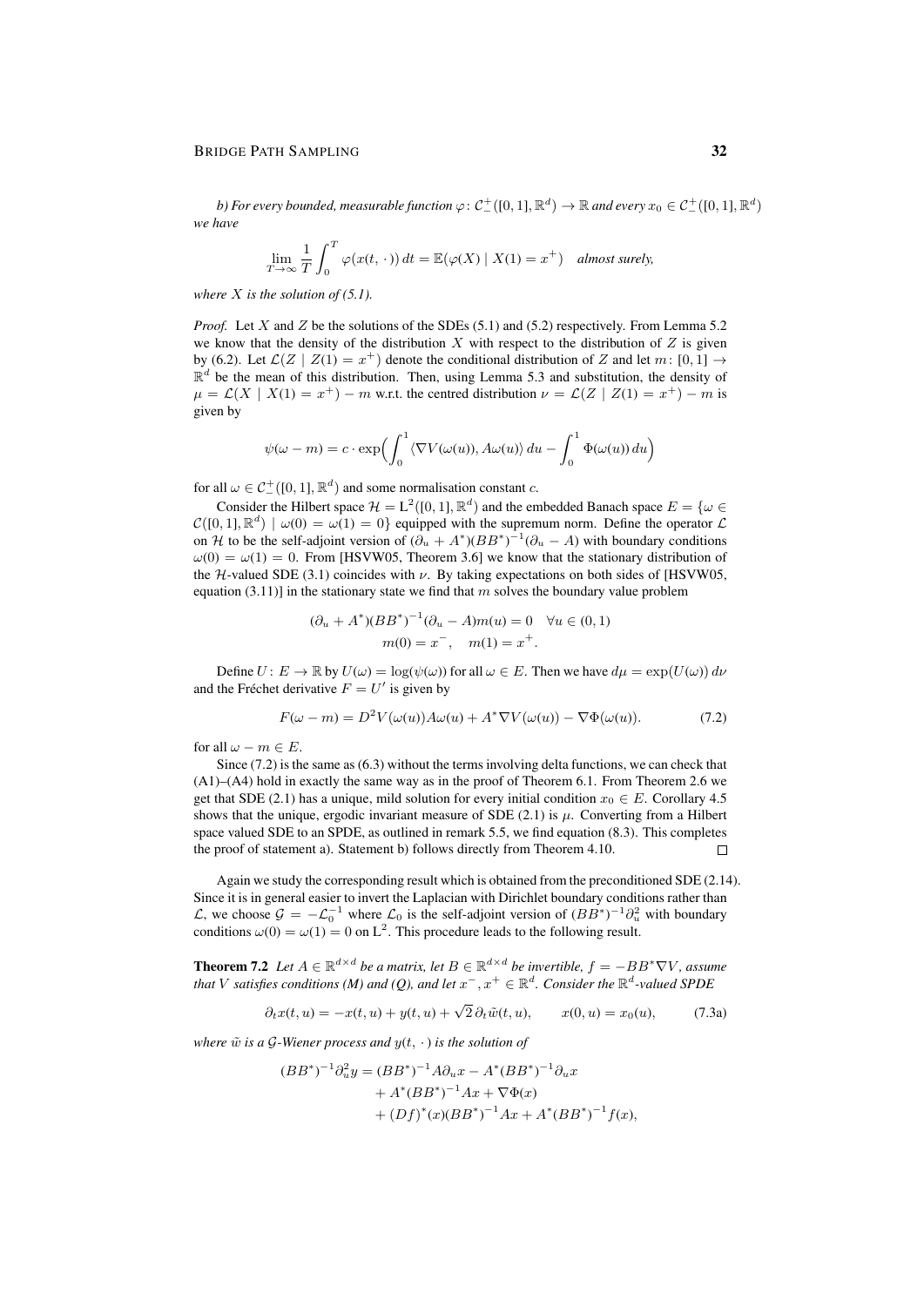*b) For every bounded, measurable function $\varphi\colon \mathcal{C}^+_-([0,1],\mathbb{R}^d) \to \mathbb{R}$ and every $x_0 \in \mathcal{C}^+_-([0,1],\mathbb{R}^d)$ we have*

$$\lim_{T\to\infty} \frac{1}{T}\int_0^T \varphi(x(t,\,\cdot\,))\,dt = \mathbb{E}(\varphi(X) \mid X(1) = x^+) \quad \textit{almost surely,}$$

*where $X$ is the solution of (5.1).*

*Proof.* Let $X$ and $Z$ be the solutions of the SDEs (5.1) and (5.2) respectively. From Lemma 5.2 we know that the density of the distribution $X$ with respect to the distribution of $Z$ is given by (6.2). Let $\mathcal{L}(Z \mid Z(1) = x^+)$ denote the conditional distribution of $Z$ and let $m\colon [0,1] \to \mathbb{R}^d$ be the mean of this distribution. Then, using Lemma 5.3 and substitution, the density of $\mu = \mathcal{L}(X \mid X(1) = x^+) - m$ w.r.t. the centred distribution $\nu = \mathcal{L}(Z \mid Z(1) = x^+) - m$ is given by

$$\psi(\omega - m) = c \cdot \exp\Bigl(\int_0^1 \langle \nabla V(\omega(u)), A\omega(u)\rangle\,du - \int_0^1 \Phi(\omega(u))\,du\Bigr)$$

for all $\omega \in \mathcal{C}^+_-([0,1],\mathbb{R}^d)$ and some normalisation constant $c$.

Consider the Hilbert space $\mathcal{H} = \mathrm{L}^2([0,1],\mathbb{R}^d)$ and the embedded Banach space $E = \{\omega \in \mathcal{C}([0,1],\mathbb{R}^d) \mid \omega(0) = \omega(1) = 0\}$ equipped with the supremum norm. Define the operator $\mathcal{L}$ on $\mathcal{H}$ to be the self-adjoint version of $(\partial_u + A^*)(BB^*)^{-1}(\partial_u - A)$ with boundary conditions $\omega(0) = \omega(1) = 0$. From [HSVW05, Theorem 3.6] we know that the stationary distribution of the $\mathcal{H}$-valued SDE (3.1) coincides with $\nu$. By taking expectations on both sides of [HSVW05, equation (3.11)] in the stationary state we find that $m$ solves the boundary value problem

$$\begin{aligned}
(\partial_u + A^*)(BB^*)^{-1}(\partial_u - A)m(u) &= 0 \quad \forall u \in (0,1)\\
m(0) = x^-, \quad m(1) &= x^+.
\end{aligned}$$

Define $U\colon E \to \mathbb{R}$ by $U(\omega) = \log(\psi(\omega))$ for all $\omega \in E$. Then we have $d\mu = \exp(U(\omega))\,d\nu$ and the Fréchet derivative $F = U'$ is given by

$$F(\omega - m) = D^2V(\omega(u))A\omega(u) + A^*\nabla V(\omega(u)) - \nabla\Phi(\omega(u)). \tag{7.2}$$

for all $\omega - m \in E$.

Since (7.2) is the same as (6.3) without the terms involving delta functions, we can check that (A1)–(A4) hold in exactly the same way as in the proof of Theorem 6.1. From Theorem 2.6 we get that SDE (2.1) has a unique, mild solution for every initial condition $x_0 \in E$. Corollary 4.5 shows that the unique, ergodic invariant measure of SDE (2.1) is $\mu$. Converting from a Hilbert space valued SDE to an SPDE, as outlined in remark 5.5, we find equation (8.3). This completes the proof of statement a). Statement b) follows directly from Theorem 4.10. $\square$

Again we study the corresponding result which is obtained from the preconditioned SDE (2.14). Since it is in general easier to invert the Laplacian with Dirichlet boundary conditions rather than $\mathcal{L}$, we choose $\mathcal{G} = -\mathcal{L}_0^{-1}$ where $\mathcal{L}_0$ is the self-adjoint version of $(BB^*)^{-1}\partial_u^2$ with boundary conditions $\omega(0) = \omega(1) = 0$ on $\mathrm{L}^2$. This procedure leads to the following result.

**Theorem 7.2** *Let $A \in \mathbb{R}^{d\times d}$ be a matrix, let $B \in \mathbb{R}^{d\times d}$ be invertible, $f = -BB^*\nabla V$, assume that $V$ satisfies conditions (M) and (Q), and let $x^-, x^+ \in \mathbb{R}^d$. Consider the $\mathbb{R}^d$-valued SPDE*

$$\partial_t x(t,u) = -x(t,u) + y(t,u) + \sqrt{2}\,\partial_t\tilde{w}(t,u), \qquad x(0,u) = x_0(u), \tag{7.3a}$$

*where $\tilde{w}$ is a $\mathcal{G}$-Wiener process and $y(t,\,\cdot\,)$ is the solution of*

$$\begin{aligned}
(BB^*)^{-1}\partial_u^2 y = {}& (BB^*)^{-1}A\partial_u x - A^*(BB^*)^{-1}\partial_u x\\
&+ A^*(BB^*)^{-1}Ax + \nabla\Phi(x)\\
&+ (Df)^*(x)(BB^*)^{-1}Ax + A^*(BB^*)^{-1}f(x),
\end{aligned}$$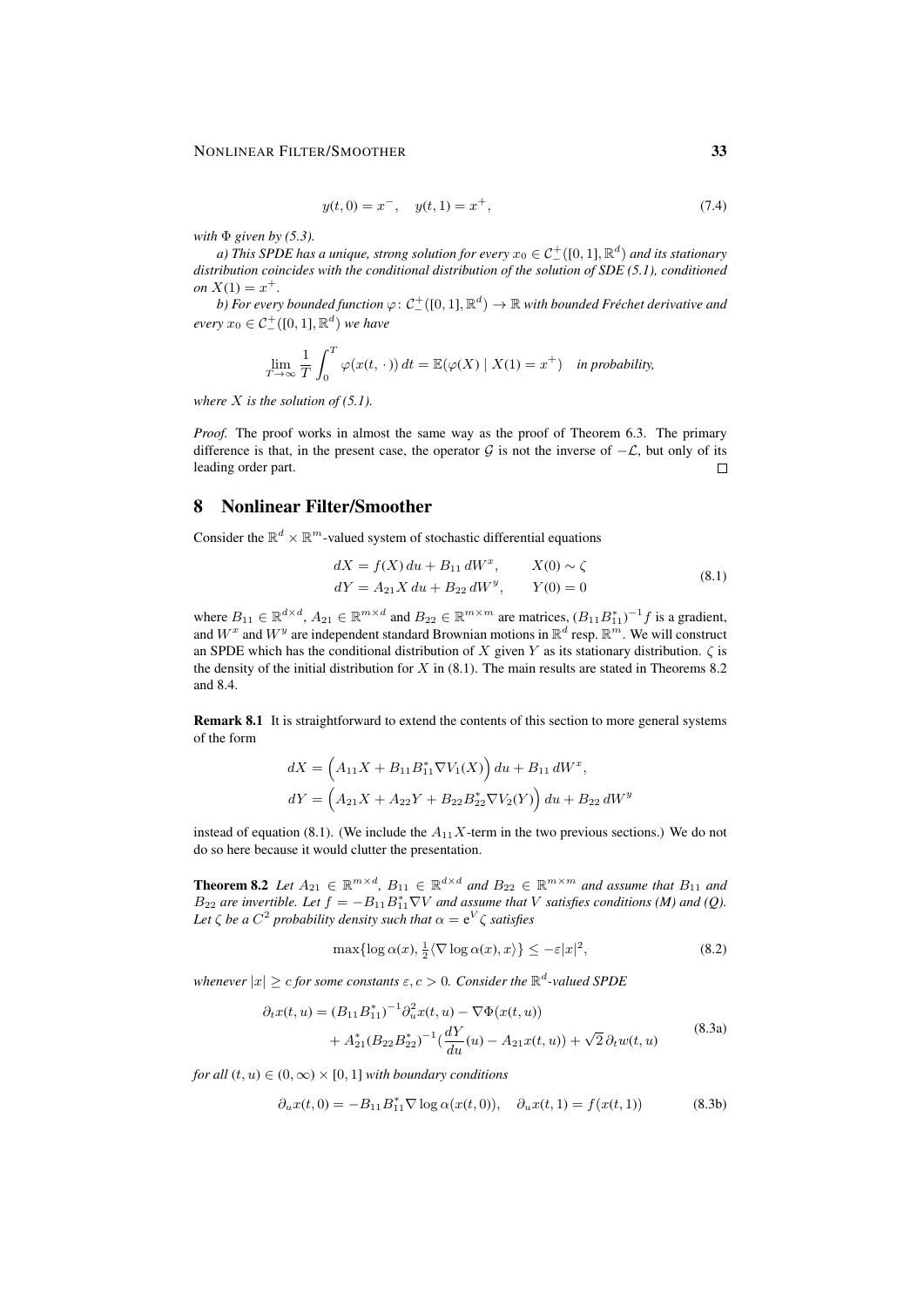$$y(t,0) = x^-, \quad y(t,1) = x^+, \tag{7.4}$$

*with $\Phi$ given by (5.3).*

*a) This SPDE has a unique, strong solution for every $x_0 \in \mathcal{C}^+_-([0,1],\mathbb{R}^d)$ and its stationary distribution coincides with the conditional distribution of the solution of SDE (5.1), conditioned on $X(1) = x^+$.*

*b) For every bounded function $\varphi\colon \mathcal{C}^+_-([0,1],\mathbb{R}^d) \to \mathbb{R}$ with bounded Fréchet derivative and every $x_0 \in \mathcal{C}^+_-([0,1],\mathbb{R}^d)$ we have*

$$\lim_{T\to\infty} \frac{1}{T}\int_0^T \varphi(x(t,\,\cdot\,))\,dt = \mathbb{E}(\varphi(X) \mid X(1) = x^+) \quad \textit{in probability,}$$

*where $X$ is the solution of (5.1).*

*Proof.* The proof works in almost the same way as the proof of Theorem 6.3. The primary difference is that, in the present case, the operator $\mathcal{G}$ is not the inverse of $-\mathcal{L}$, but only of its leading order part. $\square$

# 8 Nonlinear Filter/Smoother

Consider the $\mathbb{R}^d \times \mathbb{R}^m$-valued system of stochastic differential equations

$$\begin{aligned} dX &= f(X)\,du + B_{11}\,dW^x, \qquad X(0) \sim \zeta \\ dY &= A_{21}X\,du + B_{22}\,dW^y, \qquad Y(0) = 0 \end{aligned} \tag{8.1}$$

where $B_{11} \in \mathbb{R}^{d\times d}$, $A_{21} \in \mathbb{R}^{m\times d}$ and $B_{22} \in \mathbb{R}^{m\times m}$ are matrices, $(B_{11}B_{11}^*)^{-1}f$ is a gradient, and $W^x$ and $W^y$ are independent standard Brownian motions in $\mathbb{R}^d$ resp. $\mathbb{R}^m$. We will construct an SPDE which has the conditional distribution of $X$ given $Y$ as its stationary distribution. $\zeta$ is the density of the initial distribution for $X$ in (8.1). The main results are stated in Theorems 8.2 and 8.4.

**Remark 8.1** It is straightforward to extend the contents of this section to more general systems of the form

$$\begin{aligned} dX &= \Big(A_{11}X + B_{11}B_{11}^*\nabla V_1(X)\Big)\,du + B_{11}\,dW^x, \\ dY &= \Big(A_{21}X + A_{22}Y + B_{22}B_{22}^*\nabla V_2(Y)\Big)\,du + B_{22}\,dW^y \end{aligned}$$

instead of equation (8.1). (We include the $A_{11}X$-term in the two previous sections.) We do not do so here because it would clutter the presentation.

**Theorem 8.2** *Let $A_{21} \in \mathbb{R}^{m\times d}$, $B_{11} \in \mathbb{R}^{d\times d}$ and $B_{22} \in \mathbb{R}^{m\times m}$ and assume that $B_{11}$ and $B_{22}$ are invertible. Let $f = -B_{11}B_{11}^*\nabla V$ and assume that $V$ satisfies conditions (M) and (Q). Let $\zeta$ be a $C^2$ probability density such that $\alpha = \mathrm{e}^V\zeta$ satisfies*

$$\max\{\log\alpha(x), \tfrac{1}{2}\langle\nabla\log\alpha(x), x\rangle\} \leq -\varepsilon|x|^2, \tag{8.2}$$

*whenever $|x| \geq c$ for some constants $\varepsilon, c > 0$. Consider the $\mathbb{R}^d$-valued SPDE*

$$\begin{aligned} \partial_t x(t,u) &= (B_{11}B_{11}^*)^{-1}\partial_u^2 x(t,u) - \nabla\Phi(x(t,u)) \\ &\quad + A_{21}^*(B_{22}B_{22}^*)^{-1}\big(\frac{dY}{du}(u) - A_{21}x(t,u)\big) + \sqrt{2}\,\partial_t w(t,u) \end{aligned} \tag{8.3a}$$

*for all $(t,u) \in (0,\infty)\times[0,1]$ with boundary conditions*

$$\partial_u x(t,0) = -B_{11}B_{11}^*\nabla\log\alpha(x(t,0)), \quad \partial_u x(t,1) = f(x(t,1)) \tag{8.3b}$$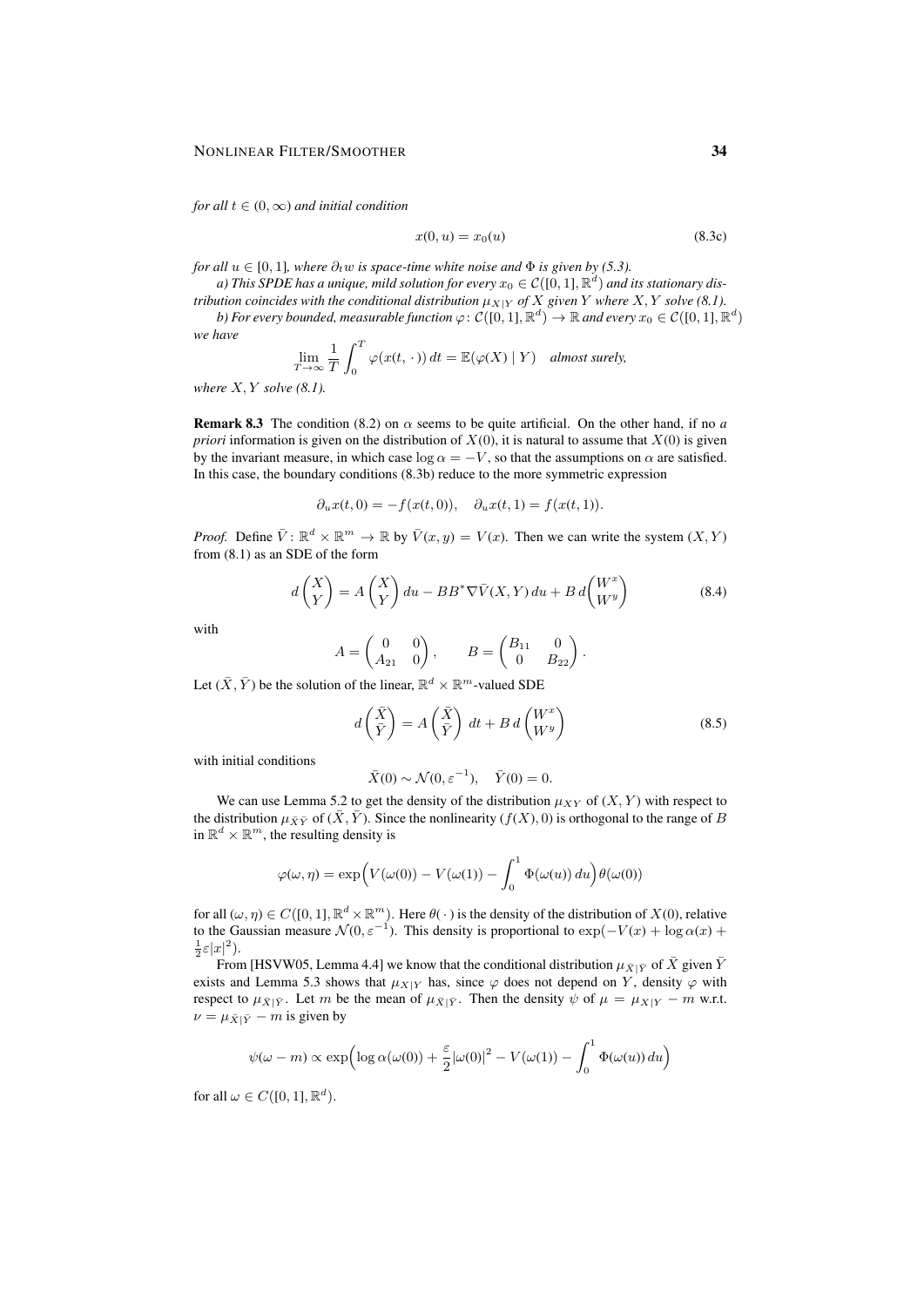*for all $t \in (0, \infty)$ and initial condition*

$$x(0, u) = x_0(u) \tag{8.3c}$$

*for all $u \in [0, 1]$, where $\partial_t w$ is space-time white noise and $\Phi$ is given by (5.3).*

*a) This SPDE has a unique, mild solution for every $x_0 \in \mathcal{C}([0, 1], \mathbb{R}^d)$ and its stationary distribution coincides with the conditional distribution $\mu_{X|Y}$ of $X$ given $Y$ where $X, Y$ solve (8.1).*

*b) For every bounded, measurable function $\varphi \colon \mathcal{C}([0, 1], \mathbb{R}^d) \to \mathbb{R}$ and every $x_0 \in \mathcal{C}([0, 1], \mathbb{R}^d)$ we have*

$$\lim_{T \to \infty} \frac{1}{T} \int_0^T \varphi(x(t, \cdot \,))\, dt = \mathbb{E}(\varphi(X) \mid Y) \quad \textit{almost surely,}$$

*where $X, Y$ solve (8.1).*

**Remark 8.3** The condition (8.2) on $\alpha$ seems to be quite artificial. On the other hand, if no *a priori* information is given on the distribution of $X(0)$, it is natural to assume that $X(0)$ is given by the invariant measure, in which case $\log \alpha = -V$, so that the assumptions on $\alpha$ are satisfied. In this case, the boundary conditions (8.3b) reduce to the more symmetric expression

$$\partial_u x(t, 0) = -f(x(t, 0)), \quad \partial_u x(t, 1) = f(x(t, 1)).$$

*Proof.* Define $\bar{V} \colon \mathbb{R}^d \times \mathbb{R}^m \to \mathbb{R}$ by $\bar{V}(x, y) = V(x)$. Then we can write the system $(X, Y)$ from (8.1) as an SDE of the form

$$d\begin{pmatrix} X \\ Y \end{pmatrix} = A \begin{pmatrix} X \\ Y \end{pmatrix} du - BB^* \nabla \bar{V}(X, Y)\, du + B\, d\begin{pmatrix} W^x \\ W^y \end{pmatrix} \tag{8.4}$$

with

$$A = \begin{pmatrix} 0 & 0 \\ A_{21} & 0 \end{pmatrix}, \qquad B = \begin{pmatrix} B_{11} & 0 \\ 0 & B_{22} \end{pmatrix}.$$

Let $(\bar{X}, \bar{Y})$ be the solution of the linear, $\mathbb{R}^d \times \mathbb{R}^m$-valued SDE

$$d\begin{pmatrix} \bar{X} \\ \bar{Y} \end{pmatrix} = A \begin{pmatrix} \bar{X} \\ \bar{Y} \end{pmatrix} dt + B\, d\begin{pmatrix} W^x \\ W^y \end{pmatrix} \tag{8.5}$$

with initial conditions

$$\bar{X}(0) \sim \mathcal{N}(0, \varepsilon^{-1}), \quad \bar{Y}(0) = 0.$$

We can use Lemma 5.2 to get the density of the distribution $\mu_{XY}$ of $(X, Y)$ with respect to the distribution $\mu_{\bar{X}\bar{Y}}$ of $(\bar{X}, \bar{Y})$. Since the nonlinearity $(f(X), 0)$ is orthogonal to the range of $B$ in $\mathbb{R}^d \times \mathbb{R}^m$, the resulting density is

$$\varphi(\omega, \eta) = \exp\Bigl(V(\omega(0)) - V(\omega(1)) - \int_0^1 \Phi(\omega(u))\, du\Bigr) \theta(\omega(0))$$

for all $(\omega, \eta) \in C([0, 1], \mathbb{R}^d \times \mathbb{R}^m)$. Here $\theta(\,\cdot\,)$ is the density of the distribution of $X(0)$, relative to the Gaussian measure $\mathcal{N}(0, \varepsilon^{-1})$. This density is proportional to $\exp(-V(x) + \log \alpha(x) + \frac{1}{2}\varepsilon |x|^2)$.

From [HSVW05, Lemma 4.4] we know that the conditional distribution $\mu_{\bar{X}|\bar{Y}}$ of $\bar{X}$ given $\bar{Y}$ exists and Lemma 5.3 shows that $\mu_{X|Y}$ has, since $\varphi$ does not depend on $Y$, density $\varphi$ with respect to $\mu_{\bar{X}|\bar{Y}}$. Let $m$ be the mean of $\mu_{\bar{X}|\bar{Y}}$. Then the density $\psi$ of $\mu = \mu_{X|Y} - m$ w.r.t. $\nu = \mu_{\bar{X}|\bar{Y}} - m$ is given by

$$\psi(\omega - m) \propto \exp\Bigl(\log \alpha(\omega(0)) + \frac{\varepsilon}{2} |\omega(0)|^2 - V(\omega(1)) - \int_0^1 \Phi(\omega(u))\, du\Bigr)$$

for all $\omega \in C([0, 1], \mathbb{R}^d)$.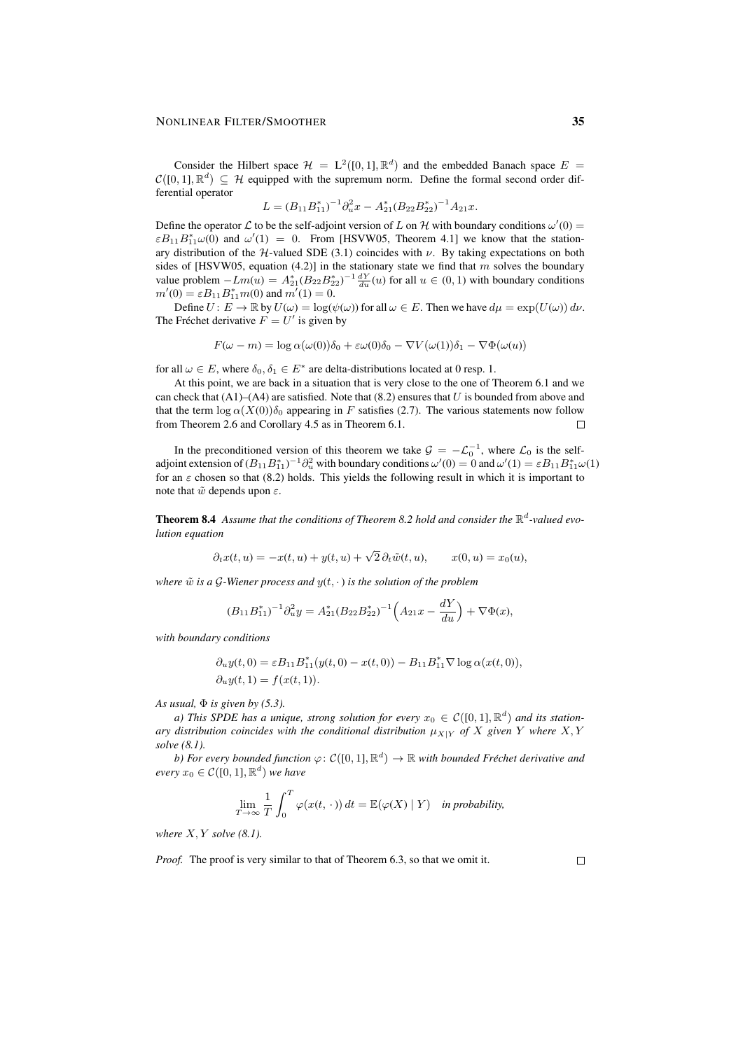Consider the Hilbert space $\mathcal{H} = L^2([0,1],\mathbb{R}^d)$ and the embedded Banach space $E = \mathcal{C}([0,1],\mathbb{R}^d) \subseteq \mathcal{H}$ equipped with the supremum norm. Define the formal second order differential operator

$$L = (B_{11}B_{11}^*)^{-1}\partial_u^2 x - A_{21}^*(B_{22}B_{22}^*)^{-1}A_{21}x.$$

Define the operator $\mathcal{L}$ to be the self-adjoint version of $L$ on $\mathcal{H}$ with boundary conditions $\omega'(0) = \varepsilon B_{11}B_{11}^*\omega(0)$ and $\omega'(1) = 0$. From [HSVW05, Theorem 4.1] we know that the stationary distribution of the $\mathcal{H}$-valued SDE (3.1) coincides with $\nu$. By taking expectations on both sides of [HSVW05, equation (4.2)] in the stationary state we find that $m$ solves the boundary value problem $-Lm(u) = A_{21}^*(B_{22}B_{22}^*)^{-1}\frac{dY}{du}(u)$ for all $u \in (0,1)$ with boundary conditions $m'(0) = \varepsilon B_{11}B_{11}^*m(0)$ and $m'(1) = 0$.

Define $U : E \to \mathbb{R}$ by $U(\omega) = \log(\psi(\omega))$ for all $\omega \in E$. Then we have $d\mu = \exp(U(\omega))\,d\nu$. The Fréchet derivative $F = U'$ is given by

$$F(\omega - m) = \log\alpha(\omega(0))\delta_0 + \varepsilon\omega(0)\delta_0 - \nabla V(\omega(1))\delta_1 - \nabla\Phi(\omega(u))$$

for all $\omega \in E$, where $\delta_0, \delta_1 \in E^*$ are delta-distributions located at 0 resp. 1.

At this point, we are back in a situation that is very close to the one of Theorem 6.1 and we can check that (A1)–(A4) are satisfied. Note that (8.2) ensures that $U$ is bounded from above and that the term $\log\alpha(X(0))\delta_0$ appearing in $F$ satisfies (2.7). The various statements now follow from Theorem 2.6 and Corollary 4.5 as in Theorem 6.1. ∎

In the preconditioned version of this theorem we take $\mathcal{G} = -\mathcal{L}_0^{-1}$, where $\mathcal{L}_0$ is the self-adjoint extension of $(B_{11}B_{11}^*)^{-1}\partial_u^2$ with boundary conditions $\omega'(0) = 0$ and $\omega'(1) = \varepsilon B_{11}B_{11}^*\omega(1)$ for an $\varepsilon$ chosen so that (8.2) holds. This yields the following result in which it is important to note that $\tilde{w}$ depends upon $\varepsilon$.

**Theorem 8.4** *Assume that the conditions of Theorem 8.2 hold and consider the $\mathbb{R}^d$-valued evolution equation*

$$\partial_t x(t,u) = -x(t,u) + y(t,u) + \sqrt{2}\,\partial_t\tilde{w}(t,u), \qquad x(0,u) = x_0(u),$$

*where $\tilde{w}$ is a $\mathcal{G}$-Wiener process and $y(t,\cdot)$ is the solution of the problem*

$$(B_{11}B_{11}^*)^{-1}\partial_u^2 y = A_{21}^*(B_{22}B_{22}^*)^{-1}\Big(A_{21}x - \frac{dY}{du}\Big) + \nabla\Phi(x),$$

*with boundary conditions*

$$\begin{aligned}
\partial_u y(t,0) &= \varepsilon B_{11}B_{11}^*\big(y(t,0) - x(t,0)\big) - B_{11}B_{11}^*\nabla\log\alpha(x(t,0)),\\
\partial_u y(t,1) &= f\big(x(t,1)\big).
\end{aligned}$$

*As usual, $\Phi$ is given by (5.3).*

*a) This SPDE has a unique, strong solution for every $x_0 \in \mathcal{C}([0,1],\mathbb{R}^d)$ and its stationary distribution coincides with the conditional distribution $\mu_{X|Y}$ of $X$ given $Y$ where $X, Y$ solve (8.1).*

*b) For every bounded function $\varphi : \mathcal{C}([0,1],\mathbb{R}^d) \to \mathbb{R}$ with bounded Fréchet derivative and every $x_0 \in \mathcal{C}([0,1],\mathbb{R}^d)$ we have*

$$\lim_{T\to\infty}\frac{1}{T}\int_0^T \varphi(x(t,\cdot))\,dt = \mathbb{E}(\varphi(X) \mid Y) \quad \textit{in probability,}$$

*where $X, Y$ solve (8.1).*

*Proof.* The proof is very similar to that of Theorem 6.3, so that we omit it. ∎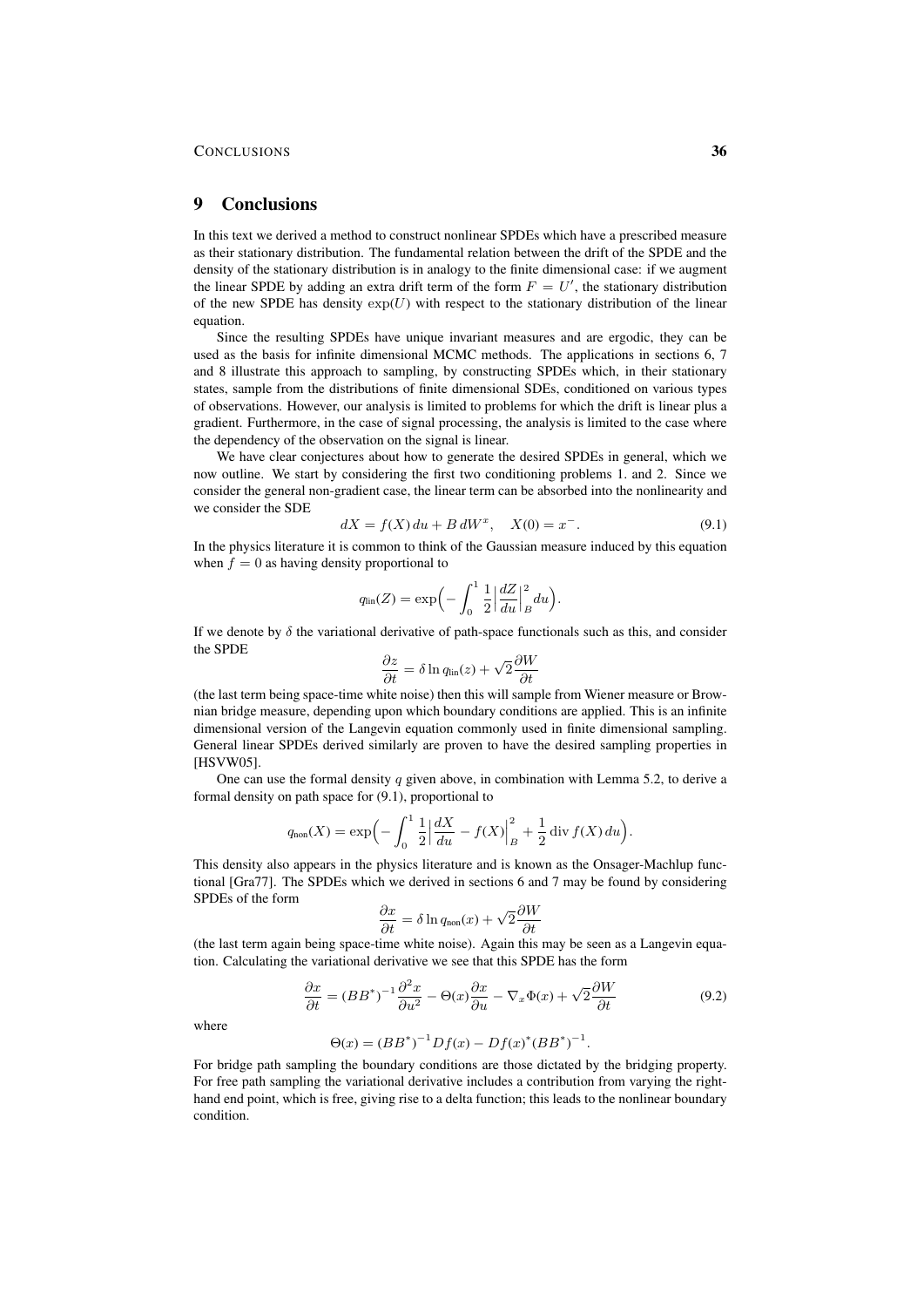# 9 Conclusions

In this text we derived a method to construct nonlinear SPDEs which have a prescribed measure as their stationary distribution. The fundamental relation between the drift of the SPDE and the density of the stationary distribution is in analogy to the finite dimensional case: if we augment the linear SPDE by adding an extra drift term of the form $F = U'$, the stationary distribution of the new SPDE has density $\exp(U)$ with respect to the stationary distribution of the linear equation.

Since the resulting SPDEs have unique invariant measures and are ergodic, they can be used as the basis for infinite dimensional MCMC methods. The applications in sections 6, 7 and 8 illustrate this approach to sampling, by constructing SPDEs which, in their stationary states, sample from the distributions of finite dimensional SDEs, conditioned on various types of observations. However, our analysis is limited to problems for which the drift is linear plus a gradient. Furthermore, in the case of signal processing, the analysis is limited to the case where the dependency of the observation on the signal is linear.

We have clear conjectures about how to generate the desired SPDEs in general, which we now outline. We start by considering the first two conditioning problems 1. and 2. Since we consider the general non-gradient case, the linear term can be absorbed into the nonlinearity and we consider the SDE

$$dX = f(X)\,du + B\,dW^x, \quad X(0) = x^-. \tag{9.1}$$

In the physics literature it is common to think of the Gaussian measure induced by this equation when $f = 0$ as having density proportional to

$$q_{\text{lin}}(Z) = \exp\Bigl(-\int_0^1 \frac{1}{2}\Bigl|\frac{dZ}{du}\Bigr|_B^2 du\Bigr).$$

If we denote by $\delta$ the variational derivative of path-space functionals such as this, and consider the SPDE

$$\frac{\partial z}{\partial t} = \delta \ln q_{\text{lin}}(z) + \sqrt{2}\frac{\partial W}{\partial t}$$

(the last term being space-time white noise) then this will sample from Wiener measure or Brownian bridge measure, depending upon which boundary conditions are applied. This is an infinite dimensional version of the Langevin equation commonly used in finite dimensional sampling. General linear SPDEs derived similarly are proven to have the desired sampling properties in [HSVW05].

One can use the formal density $q$ given above, in combination with Lemma 5.2, to derive a formal density on path space for (9.1), proportional to

$$q_{\text{non}}(X) = \exp\Bigl(-\int_0^1 \frac{1}{2}\Bigl|\frac{dX}{du} - f(X)\Bigr|_B^2 + \frac{1}{2}\operatorname{div} f(X)\,du\Bigr).$$

This density also appears in the physics literature and is known as the Onsager-Machlup functional [Gra77]. The SPDEs which we derived in sections 6 and 7 may be found by considering SPDEs of the form

$$\frac{\partial x}{\partial t} = \delta \ln q_{\text{non}}(x) + \sqrt{2}\frac{\partial W}{\partial t}$$

(the last term again being space-time white noise). Again this may be seen as a Langevin equation. Calculating the variational derivative we see that this SPDE has the form

$$\frac{\partial x}{\partial t} = (BB^*)^{-1}\frac{\partial^2 x}{\partial u^2} - \Theta(x)\frac{\partial x}{\partial u} - \nabla_x \Phi(x) + \sqrt{2}\frac{\partial W}{\partial t} \tag{9.2}$$

where

$$\Theta(x) = (BB^*)^{-1} Df(x) - Df(x)^* (BB^*)^{-1}.$$

For bridge path sampling the boundary conditions are those dictated by the bridging property. For free path sampling the variational derivative includes a contribution from varying the right-hand end point, which is free, giving rise to a delta function; this leads to the nonlinear boundary condition.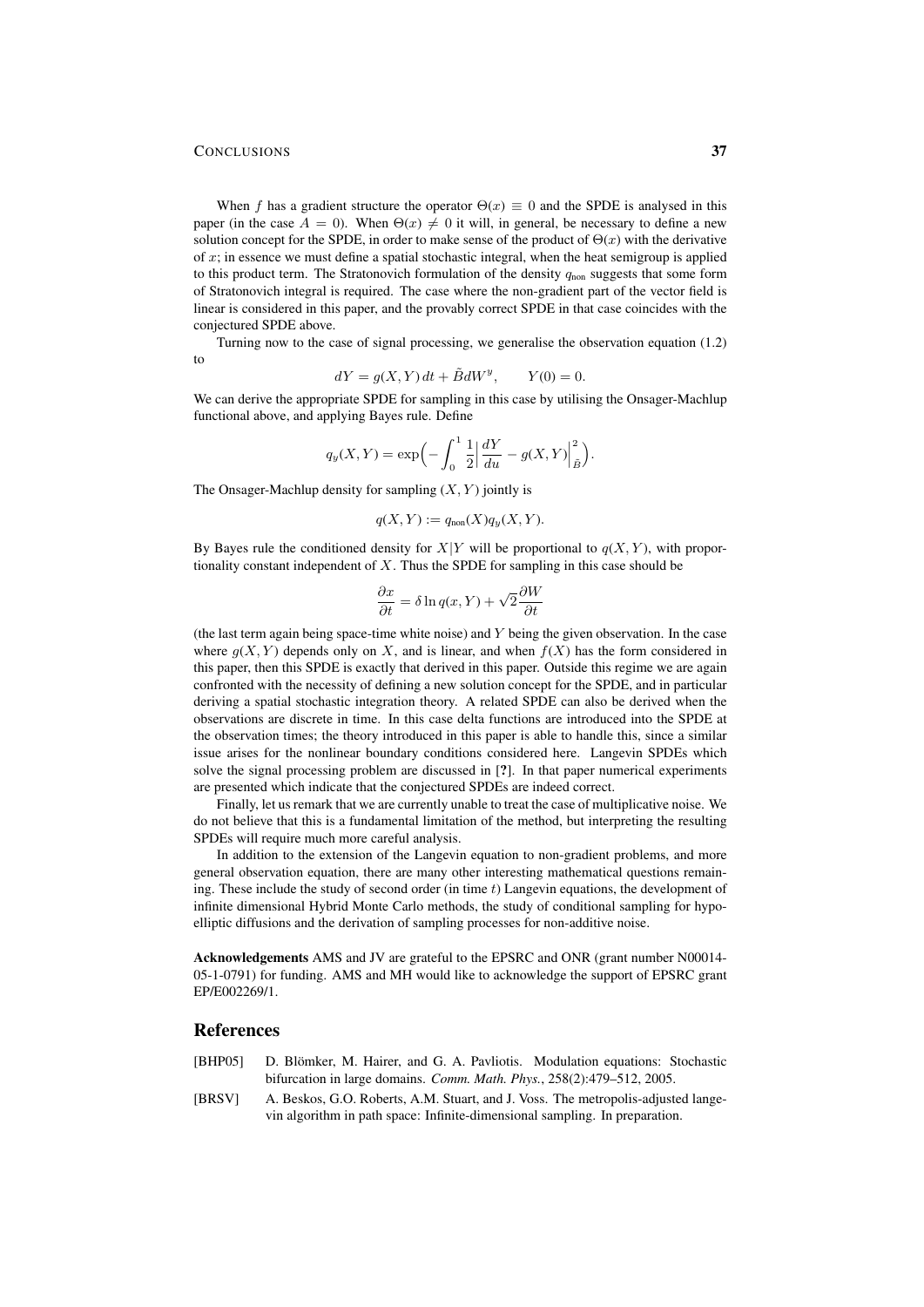When $f$ has a gradient structure the operator $\Theta(x) \equiv 0$ and the SPDE is analysed in this paper (in the case $A = 0$). When $\Theta(x) \neq 0$ it will, in general, be necessary to define a new solution concept for the SPDE, in order to make sense of the product of $\Theta(x)$ with the derivative of $x$; in essence we must define a spatial stochastic integral, when the heat semigroup is applied to this product term. The Stratonovich formulation of the density $q_{\text{non}}$ suggests that some form of Stratonovich integral is required. The case where the non-gradient part of the vector field is linear is considered in this paper, and the provably correct SPDE in that case coincides with the conjectured SPDE above.

Turning now to the case of signal processing, we generalise the observation equation (1.2) to

$$dY = g(X,Y)\,dt + \tilde{B}dW^y, \qquad Y(0) = 0.$$

We can derive the appropriate SPDE for sampling in this case by utilising the Onsager-Machlup functional above, and applying Bayes rule. Define

$$q_y(X,Y) = \exp\Big(-\int_0^1 \frac{1}{2}\Big|\frac{dY}{du} - g(X,Y)\Big|_{\tilde{B}}^2\Big).$$

The Onsager-Machlup density for sampling $(X, Y)$ jointly is

$$q(X,Y) := q_{\text{non}}(X)q_y(X,Y).$$

By Bayes rule the conditioned density for $X|Y$ will be proportional to $q(X, Y)$, with proportionality constant independent of $X$. Thus the SPDE for sampling in this case should be

$$\frac{\partial x}{\partial t} = \delta \ln q(x,Y) + \sqrt{2}\frac{\partial W}{\partial t}$$

(the last term again being space-time white noise) and $Y$ being the given observation. In the case where $g(X,Y)$ depends only on $X$, and is linear, and when $f(X)$ has the form considered in this paper, then this SPDE is exactly that derived in this paper. Outside this regime we are again confronted with the necessity of defining a new solution concept for the SPDE, and in particular deriving a spatial stochastic integration theory. A related SPDE can also be derived when the observations are discrete in time. In this case delta functions are introduced into the SPDE at the observation times; the theory introduced in this paper is able to handle this, since a similar issue arises for the nonlinear boundary conditions considered here. Langevin SPDEs which solve the signal processing problem are discussed in [**?**]. In that paper numerical experiments are presented which indicate that the conjectured SPDEs are indeed correct.

Finally, let us remark that we are currently unable to treat the case of multiplicative noise. We do not believe that this is a fundamental limitation of the method, but interpreting the resulting SPDEs will require much more careful analysis.

In addition to the extension of the Langevin equation to non-gradient problems, and more general observation equation, there are many other interesting mathematical questions remaining. These include the study of second order (in time $t$) Langevin equations, the development of infinite dimensional Hybrid Monte Carlo methods, the study of conditional sampling for hypoelliptic diffusions and the derivation of sampling processes for non-additive noise.

**Acknowledgements** AMS and JV are grateful to the EPSRC and ONR (grant number N00014-05-1-0791) for funding. AMS and MH would like to acknowledge the support of EPSRC grant EP/E002269/1.

## References

[BHP05] D. Blömker, M. Hairer, and G. A. Pavliotis. Modulation equations: Stochastic bifurcation in large domains. *Comm. Math. Phys.*, 258(2):479–512, 2005.

[BRSV] A. Beskos, G.O. Roberts, A.M. Stuart, and J. Voss. The metropolis-adjusted langevin algorithm in path space: Infinite-dimensional sampling. In preparation.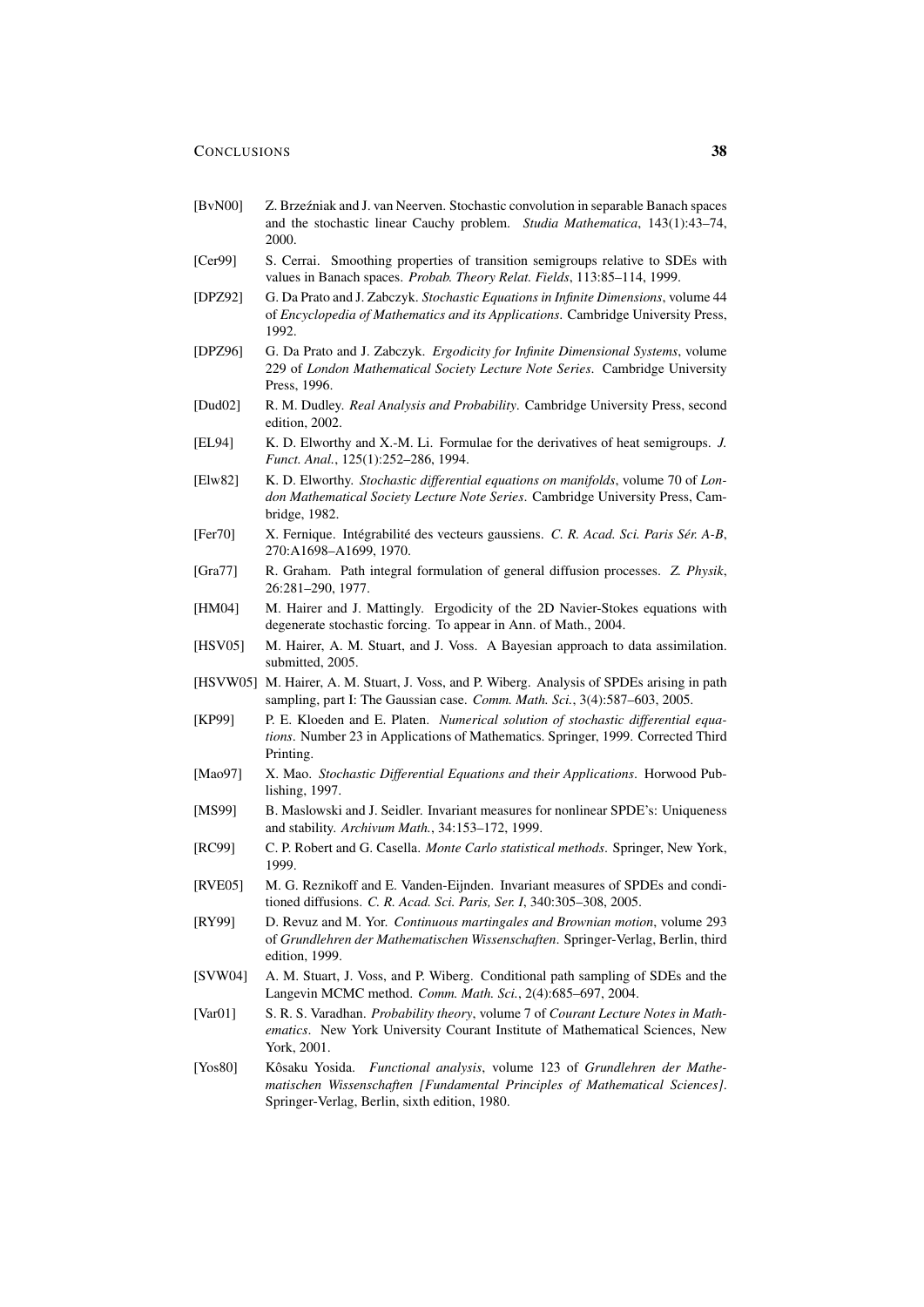[BvN00] Z. Brzeźniak and J. van Neerven. Stochastic convolution in separable Banach spaces and the stochastic linear Cauchy problem. *Studia Mathematica*, 143(1):43–74, 2000.

[Cer99] S. Cerrai. Smoothing properties of transition semigroups relative to SDEs with values in Banach spaces. *Probab. Theory Relat. Fields*, 113:85–114, 1999.

[DPZ92] G. Da Prato and J. Zabczyk. *Stochastic Equations in Infinite Dimensions*, volume 44 of *Encyclopedia of Mathematics and its Applications*. Cambridge University Press, 1992.

[DPZ96] G. Da Prato and J. Zabczyk. *Ergodicity for Infinite Dimensional Systems*, volume 229 of *London Mathematical Society Lecture Note Series*. Cambridge University Press, 1996.

[Dud02] R. M. Dudley. *Real Analysis and Probability*. Cambridge University Press, second edition, 2002.

[EL94] K. D. Elworthy and X.-M. Li. Formulae for the derivatives of heat semigroups. *J. Funct. Anal.*, 125(1):252–286, 1994.

[Elw82] K. D. Elworthy. *Stochastic differential equations on manifolds*, volume 70 of *London Mathematical Society Lecture Note Series*. Cambridge University Press, Cambridge, 1982.

[Fer70] X. Fernique. Intégrabilité des vecteurs gaussiens. *C. R. Acad. Sci. Paris Sér. A-B*, 270:A1698–A1699, 1970.

[Gra77] R. Graham. Path integral formulation of general diffusion processes. *Z. Physik*, 26:281–290, 1977.

[HM04] M. Hairer and J. Mattingly. Ergodicity of the 2D Navier-Stokes equations with degenerate stochastic forcing. To appear in Ann. of Math., 2004.

[HSV05] M. Hairer, A. M. Stuart, and J. Voss. A Bayesian approach to data assimilation. submitted, 2005.

[HSVW05] M. Hairer, A. M. Stuart, J. Voss, and P. Wiberg. Analysis of SPDEs arising in path sampling, part I: The Gaussian case. *Comm. Math. Sci.*, 3(4):587–603, 2005.

[KP99] P. E. Kloeden and E. Platen. *Numerical solution of stochastic differential equations*. Number 23 in Applications of Mathematics. Springer, 1999. Corrected Third Printing.

[Mao97] X. Mao. *Stochastic Differential Equations and their Applications*. Horwood Publishing, 1997.

[MS99] B. Maslowski and J. Seidler. Invariant measures for nonlinear SPDE's: Uniqueness and stability. *Archivum Math.*, 34:153–172, 1999.

[RC99] C. P. Robert and G. Casella. *Monte Carlo statistical methods*. Springer, New York, 1999.

[RVE05] M. G. Reznikoff and E. Vanden-Eijnden. Invariant measures of SPDEs and conditioned diffusions. *C. R. Acad. Sci. Paris, Ser. I*, 340:305–308, 2005.

[RY99] D. Revuz and M. Yor. *Continuous martingales and Brownian motion*, volume 293 of *Grundlehren der Mathematischen Wissenschaften*. Springer-Verlag, Berlin, third edition, 1999.

[SVW04] A. M. Stuart, J. Voss, and P. Wiberg. Conditional path sampling of SDEs and the Langevin MCMC method. *Comm. Math. Sci.*, 2(4):685–697, 2004.

[Var01] S. R. S. Varadhan. *Probability theory*, volume 7 of *Courant Lecture Notes in Mathematics*. New York University Courant Institute of Mathematical Sciences, New York, 2001.

[Yos80] Kôsaku Yosida. *Functional analysis*, volume 123 of *Grundlehren der Mathematischen Wissenschaften [Fundamental Principles of Mathematical Sciences]*. Springer-Verlag, Berlin, sixth edition, 1980.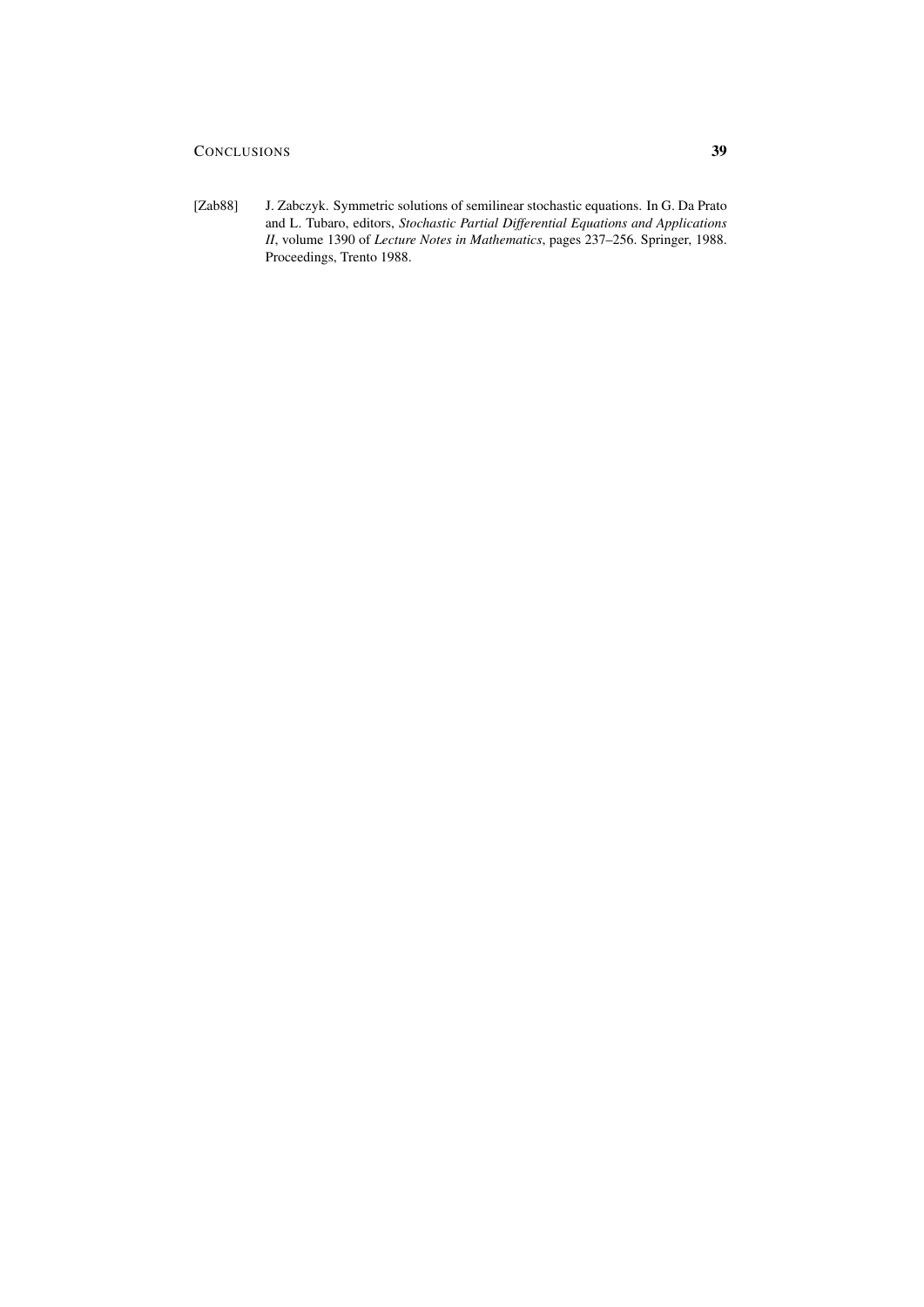[Zab88] J. Zabczyk. Symmetric solutions of semilinear stochastic equations. In G. Da Prato and L. Tubaro, editors, *Stochastic Partial Differential Equations and Applications II*, volume 1390 of *Lecture Notes in Mathematics*, pages 237–256. Springer, 1988. Proceedings, Trento 1988.